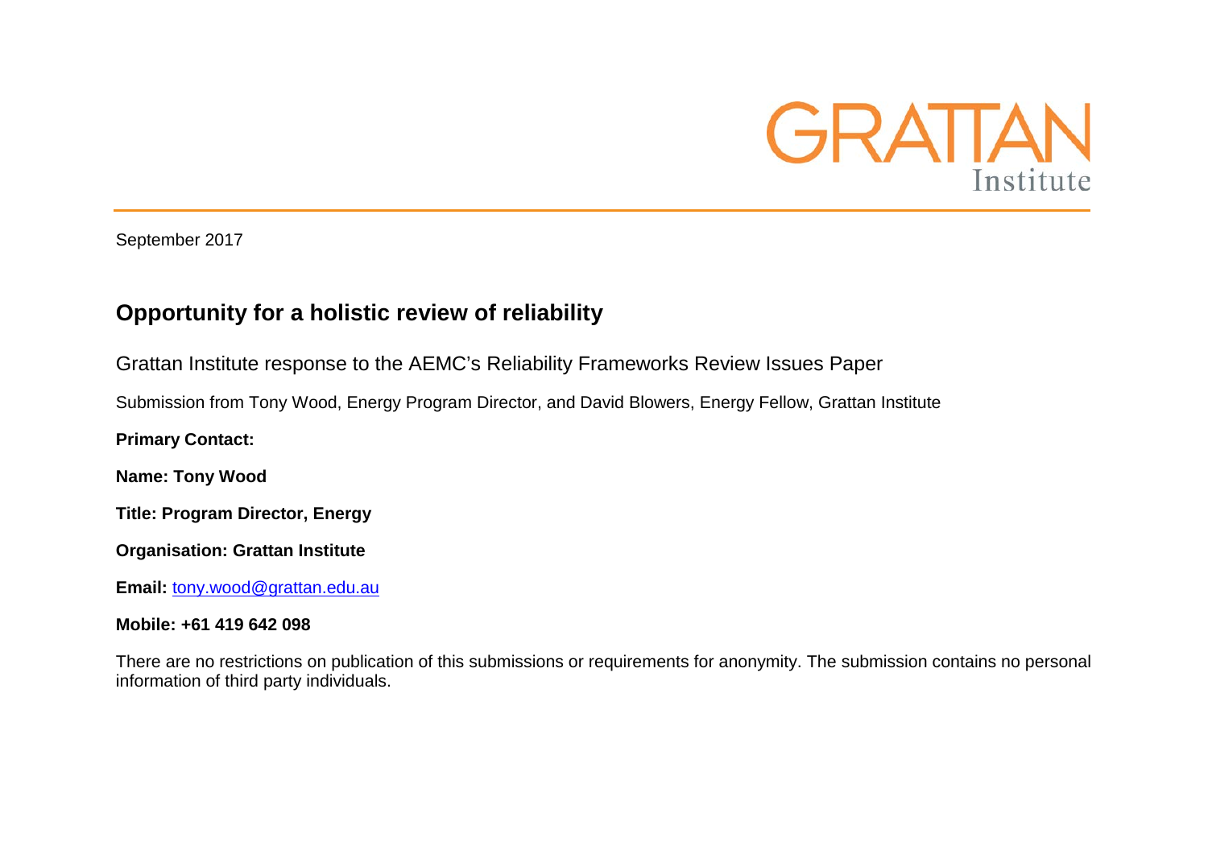GRATTAN Institute

September 2017

# Opportunity for a holistic review of reliability

Grattan Institute response to the AEMC's Reliability Frameworks Review Issues Paper

Submission from Tony Wood, Energy Program Director, and David Blowers, Energy Fellow, Grattan Institute

**Primary Contact:**

**Name: Tony Wood**

**Title: Program Director, Energy**

**Organisation: Grattan Institute**

**Email:** tony.wood@grattan.edu.au

**Mobile: +61 419 642 098**

There are no restrictions on publication of this submissions or requirements for anonymity. The submission contains no personal information of third party individuals.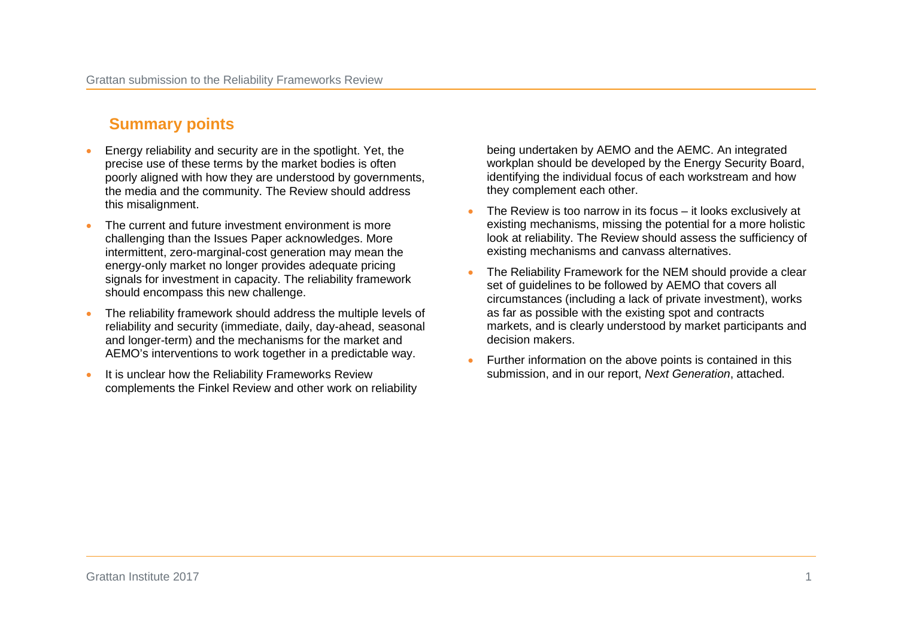## Summary points

- Energy reliability and security are in the spotlight. Yet, the precise use of these terms by the market bodies is often poorly aligned with how they are understood by governments, the media and the community. The Review should address this misalignment.
- The current and future investment environment is more challenging than the Issues Paper acknowledges. More intermittent, zero-marginal-cost generation may mean the energy-only market no longer provides adequate pricing signals for investment in capacity. The reliability framework should encompass this new challenge.
- The reliability framework should address the multiple levels of reliability and security (immediate, daily, day-ahead, seasonal and longer-term) and the mechanisms for the market and AEMO's interventions to work together in a predictable way.
- It is unclear how the Reliability Frameworks Review complements the Finkel Review and other work on reliability being undertaken by AEMO and the AEMC. An integrated workplan should be developed by the Energy Security Board, identifying the individual focus of each workstream and how they complement each other.
- The Review is too narrow in its focus – it looks exclusively at existing mechanisms, missing the potential for a more holistic look at reliability. The Review should assess the sufficiency of existing mechanisms and canvass alternatives.
- The Reliability Framework for the NEM should provide a clear set of guidelines to be followed by AEMO that covers all circumstances (including a lack of private investment), works as far as possible with the existing spot and contracts markets, and is clearly understood by market participants and decision makers.
- Further information on the above points is contained in this submission, and in our report, *Next Generation*, attached.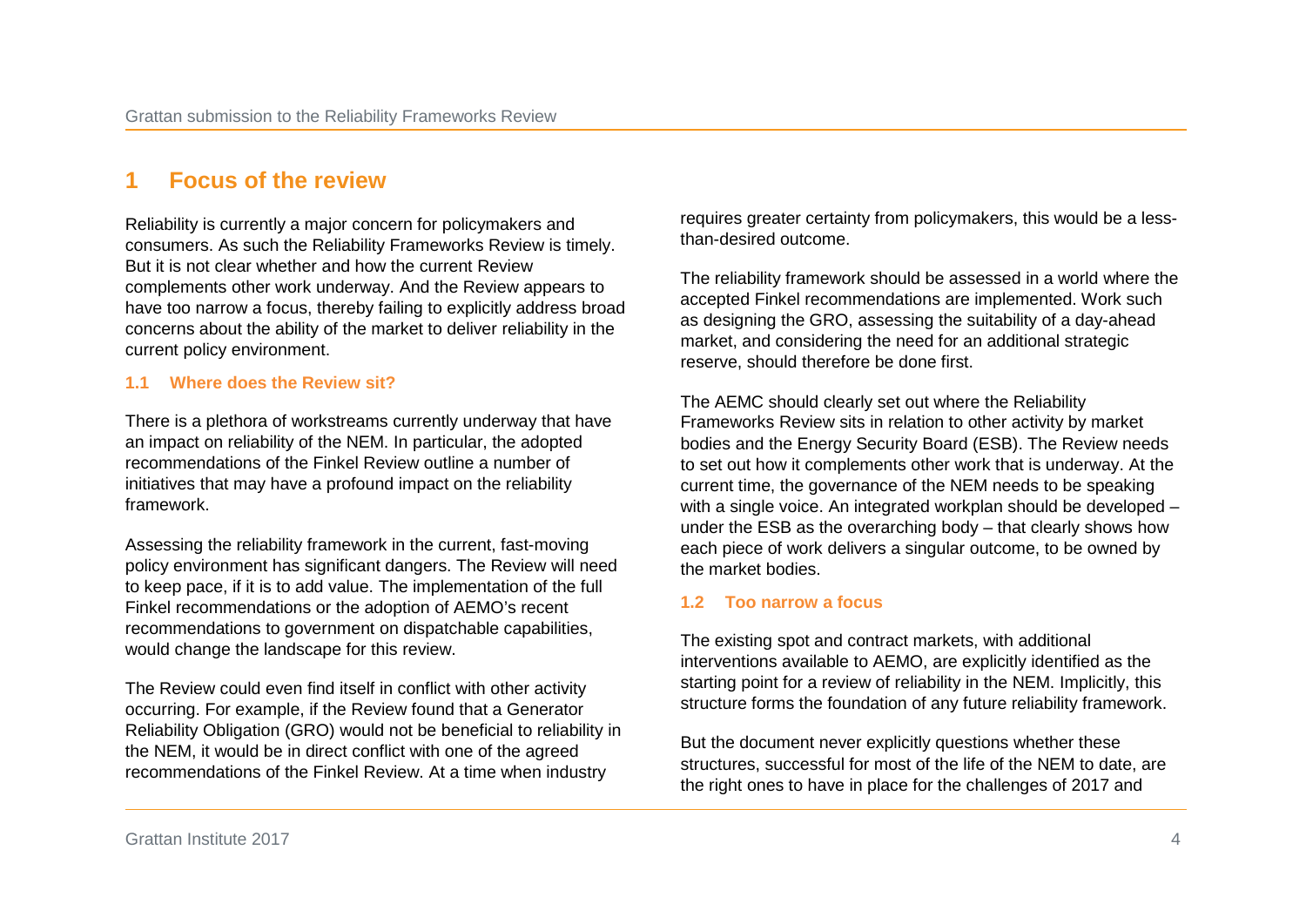# 1 Focus of the review

Reliability is currently a major concern for policymakers and consumers. As such the Reliability Frameworks Review is timely. But it is not clear whether and how the current Review complements other work underway. And the Review appears to have too narrow a focus, thereby failing to explicitly address broad concerns about the ability of the market to deliver reliability in the current policy environment.

## 1.1 Where does the Review sit?

There is a plethora of workstreams currently underway that have an impact on reliability of the NEM. In particular, the adopted recommendations of the Finkel Review outline a number of initiatives that may have a profound impact on the reliability framework.

Assessing the reliability framework in the current, fast-moving policy environment has significant dangers. The Review will need to keep pace, if it is to add value. The implementation of the full Finkel recommendations or the adoption of AEMO's recent recommendations to government on dispatchable capabilities, would change the landscape for this review.

The Review could even find itself in conflict with other activity occurring. For example, if the Review found that a Generator Reliability Obligation (GRO) would not be beneficial to reliability in the NEM, it would be in direct conflict with one of the agreed recommendations of the Finkel Review. At a time when industry requires greater certainty from policymakers, this would be a less-than-desired outcome.

The reliability framework should be assessed in a world where the accepted Finkel recommendations are implemented. Work such as designing the GRO, assessing the suitability of a day-ahead market, and considering the need for an additional strategic reserve, should therefore be done first.

The AEMC should clearly set out where the Reliability Frameworks Review sits in relation to other activity by market bodies and the Energy Security Board (ESB). The Review needs to set out how it complements other work that is underway. At the current time, the governance of the NEM needs to be speaking with a single voice. An integrated workplan should be developed – under the ESB as the overarching body – that clearly shows how each piece of work delivers a singular outcome, to be owned by the market bodies.

## 1.2 Too narrow a focus

The existing spot and contract markets, with additional interventions available to AEMO, are explicitly identified as the starting point for a review of reliability in the NEM. Implicitly, this structure forms the foundation of any future reliability framework.

But the document never explicitly questions whether these structures, successful for most of the life of the NEM to date, are the right ones to have in place for the challenges of 2017 and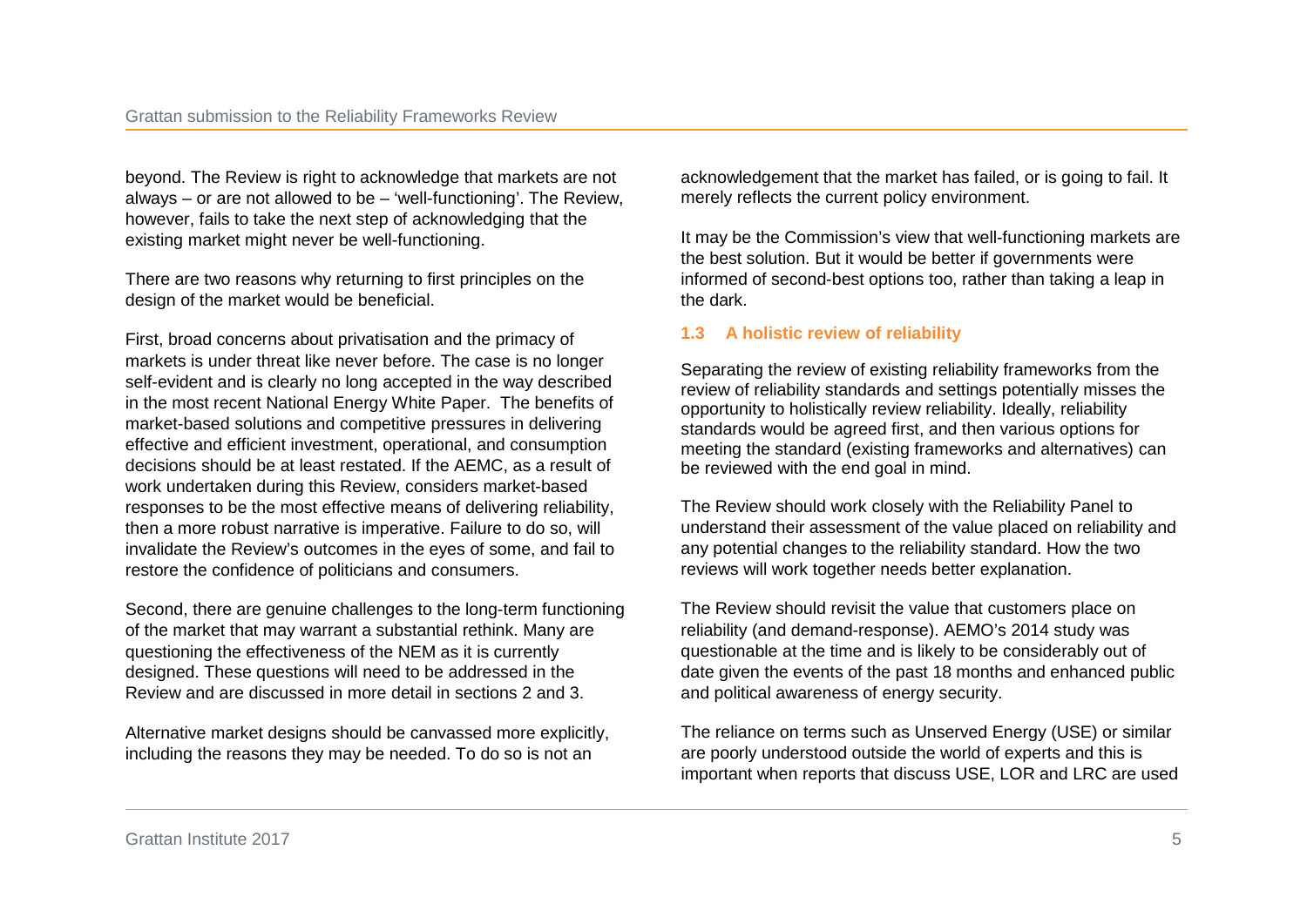beyond. The Review is right to acknowledge that markets are not always – or are not allowed to be – 'well-functioning'. The Review, however, fails to take the next step of acknowledging that the existing market might never be well-functioning.

There are two reasons why returning to first principles on the design of the market would be beneficial.

First, broad concerns about privatisation and the primacy of markets is under threat like never before. The case is no longer self-evident and is clearly no long accepted in the way described in the most recent National Energy White Paper. The benefits of market-based solutions and competitive pressures in delivering effective and efficient investment, operational, and consumption decisions should be at least restated. If the AEMC, as a result of work undertaken during this Review, considers market-based responses to be the most effective means of delivering reliability, then a more robust narrative is imperative. Failure to do so, will invalidate the Review's outcomes in the eyes of some, and fail to restore the confidence of politicians and consumers.

Second, there are genuine challenges to the long-term functioning of the market that may warrant a substantial rethink. Many are questioning the effectiveness of the NEM as it is currently designed. These questions will need to be addressed in the Review and are discussed in more detail in sections 2 and 3.

Alternative market designs should be canvassed more explicitly, including the reasons they may be needed. To do so is not an acknowledgement that the market has failed, or is going to fail. It merely reflects the current policy environment.

It may be the Commission's view that well-functioning markets are the best solution. But it would be better if governments were informed of second-best options too, rather than taking a leap in the dark.

### 1.3 A holistic review of reliability

Separating the review of existing reliability frameworks from the review of reliability standards and settings potentially misses the opportunity to holistically review reliability. Ideally, reliability standards would be agreed first, and then various options for meeting the standard (existing frameworks and alternatives) can be reviewed with the end goal in mind.

The Review should work closely with the Reliability Panel to understand their assessment of the value placed on reliability and any potential changes to the reliability standard. How the two reviews will work together needs better explanation.

The Review should revisit the value that customers place on reliability (and demand-response). AEMO's 2014 study was questionable at the time and is likely to be considerably out of date given the events of the past 18 months and enhanced public and political awareness of energy security.

The reliance on terms such as Unserved Energy (USE) or similar are poorly understood outside the world of experts and this is important when reports that discuss USE, LOR and LRC are used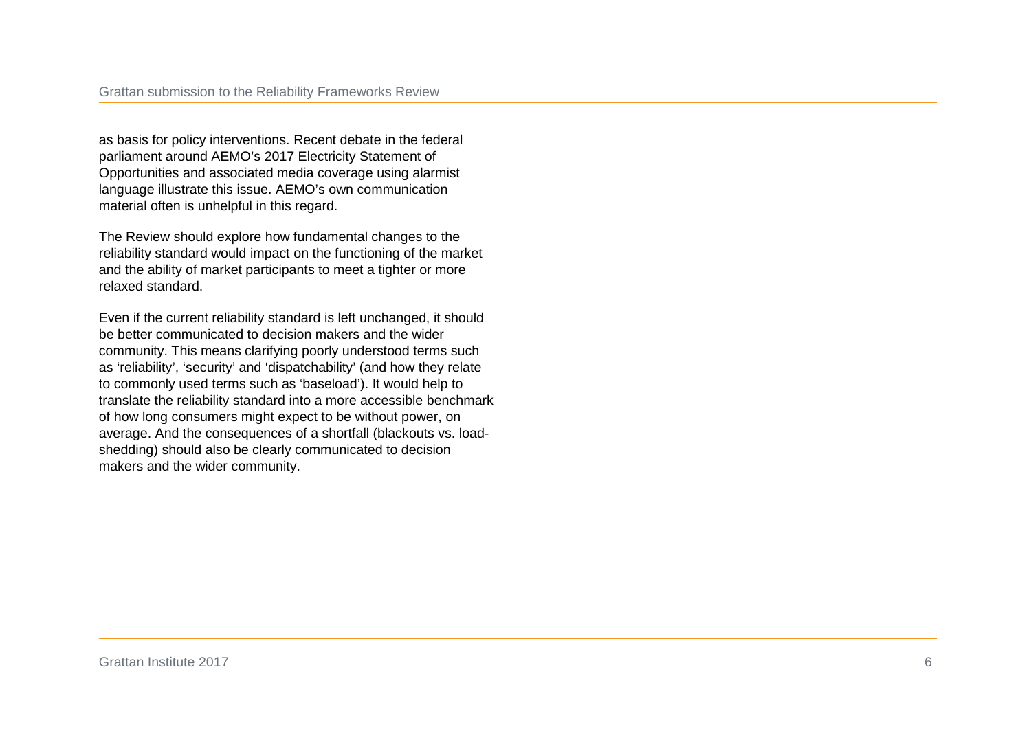as basis for policy interventions. Recent debate in the federal parliament around AEMO's 2017 Electricity Statement of Opportunities and associated media coverage using alarmist language illustrate this issue. AEMO's own communication material often is unhelpful in this regard.

The Review should explore how fundamental changes to the reliability standard would impact on the functioning of the market and the ability of market participants to meet a tighter or more relaxed standard.

Even if the current reliability standard is left unchanged, it should be better communicated to decision makers and the wider community. This means clarifying poorly understood terms such as 'reliability', 'security' and 'dispatchability' (and how they relate to commonly used terms such as 'baseload'). It would help to translate the reliability standard into a more accessible benchmark of how long consumers might expect to be without power, on average. And the consequences of a shortfall (blackouts vs. load-shedding) should also be clearly communicated to decision makers and the wider community.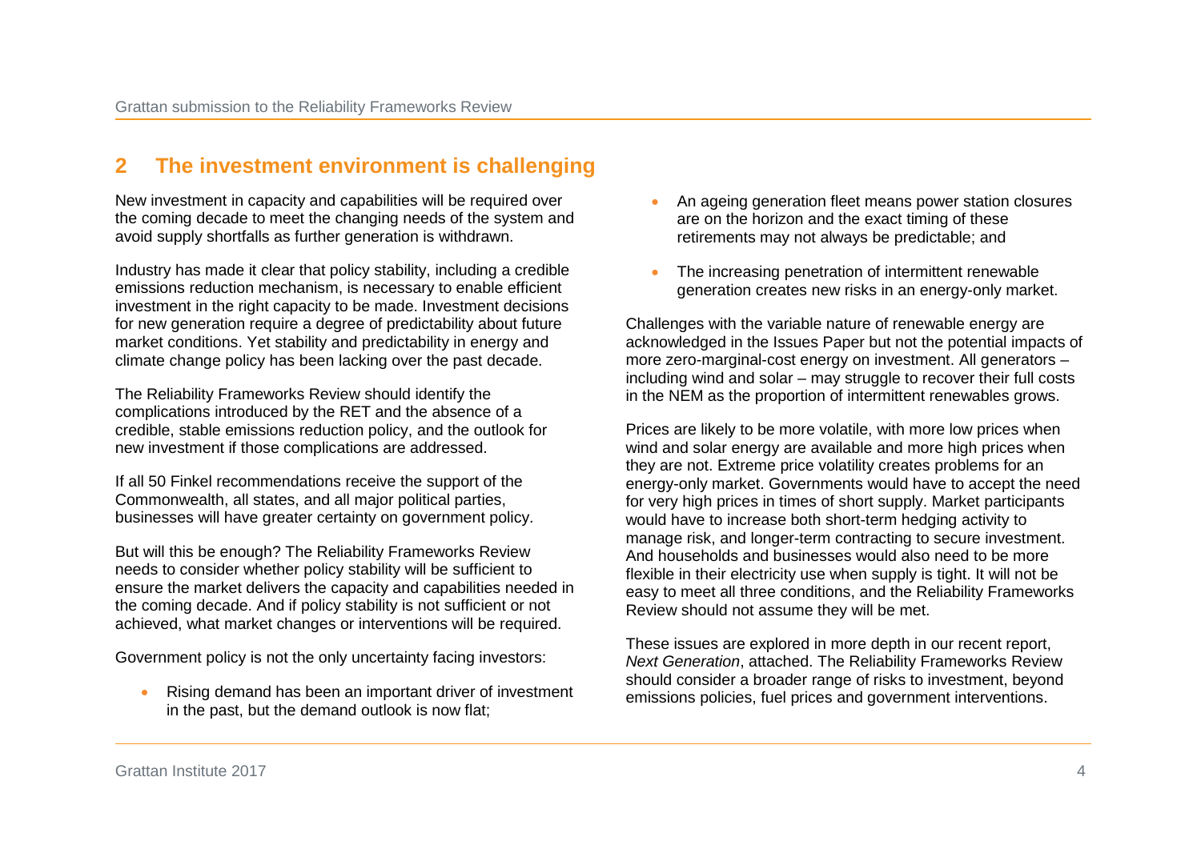## 2 The investment environment is challenging

New investment in capacity and capabilities will be required over the coming decade to meet the changing needs of the system and avoid supply shortfalls as further generation is withdrawn.

Industry has made it clear that policy stability, including a credible emissions reduction mechanism, is necessary to enable efficient investment in the right capacity to be made. Investment decisions for new generation require a degree of predictability about future market conditions. Yet stability and predictability in energy and climate change policy has been lacking over the past decade.

The Reliability Frameworks Review should identify the complications introduced by the RET and the absence of a credible, stable emissions reduction policy, and the outlook for new investment if those complications are addressed.

If all 50 Finkel recommendations receive the support of the Commonwealth, all states, and all major political parties, businesses will have greater certainty on government policy.

But will this be enough? The Reliability Frameworks Review needs to consider whether policy stability will be sufficient to ensure the market delivers the capacity and capabilities needed in the coming decade. And if policy stability is not sufficient or not achieved, what market changes or interventions will be required.

Government policy is not the only uncertainty facing investors:

- Rising demand has been an important driver of investment in the past, but the demand outlook is now flat;
- An ageing generation fleet means power station closures are on the horizon and the exact timing of these retirements may not always be predictable; and
- The increasing penetration of intermittent renewable generation creates new risks in an energy-only market.

Challenges with the variable nature of renewable energy are acknowledged in the Issues Paper but not the potential impacts of more zero-marginal-cost energy on investment. All generators – including wind and solar – may struggle to recover their full costs in the NEM as the proportion of intermittent renewables grows.

Prices are likely to be more volatile, with more low prices when wind and solar energy are available and more high prices when they are not. Extreme price volatility creates problems for an energy-only market. Governments would have to accept the need for very high prices in times of short supply. Market participants would have to increase both short-term hedging activity to manage risk, and longer-term contracting to secure investment. And households and businesses would also need to be more flexible in their electricity use when supply is tight. It will not be easy to meet all three conditions, and the Reliability Frameworks Review should not assume they will be met.

These issues are explored in more depth in our recent report, *Next Generation*, attached. The Reliability Frameworks Review should consider a broader range of risks to investment, beyond emissions policies, fuel prices and government interventions.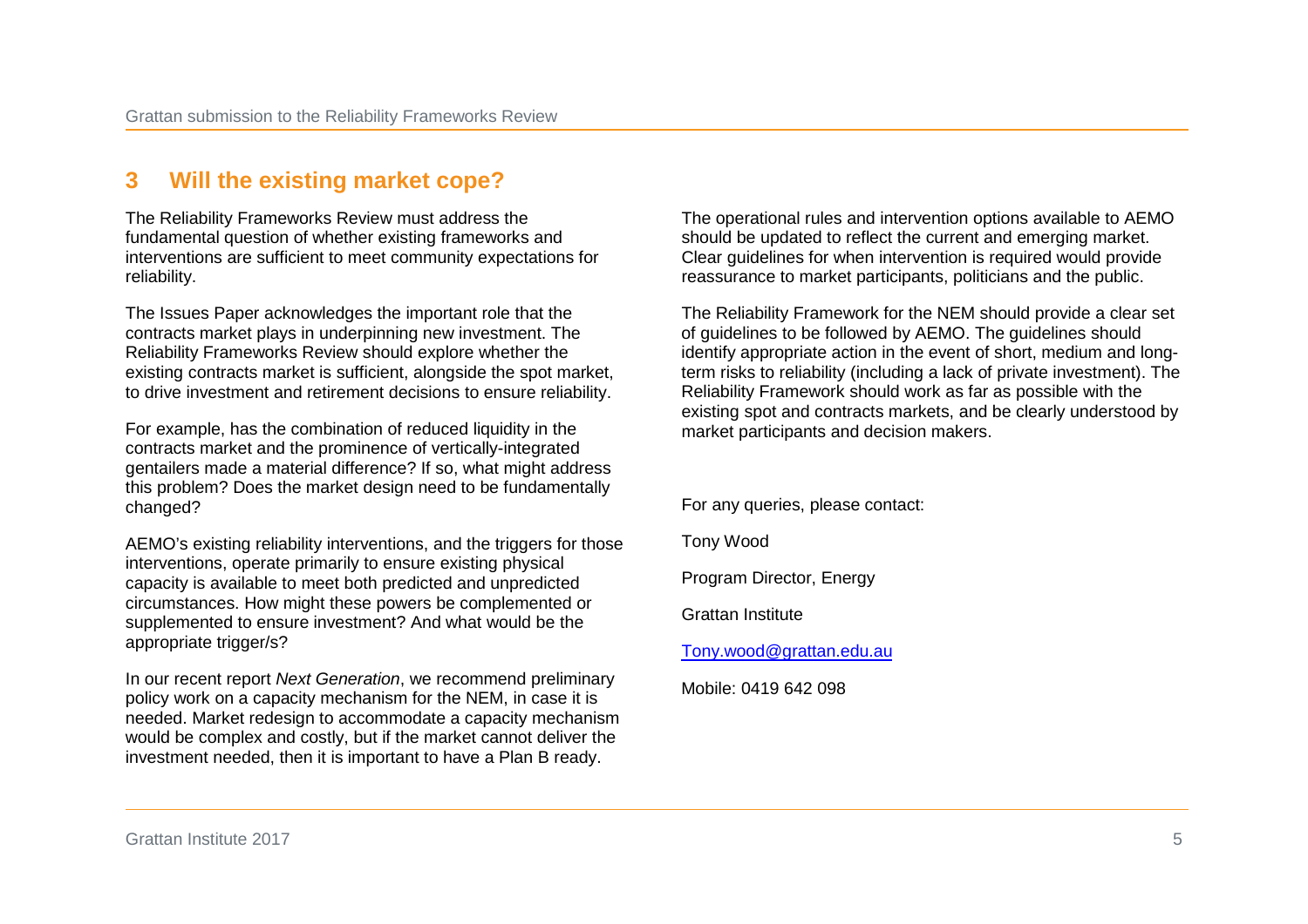## 3 Will the existing market cope?

The Reliability Frameworks Review must address the fundamental question of whether existing frameworks and interventions are sufficient to meet community expectations for reliability.

The Issues Paper acknowledges the important role that the contracts market plays in underpinning new investment. The Reliability Frameworks Review should explore whether the existing contracts market is sufficient, alongside the spot market, to drive investment and retirement decisions to ensure reliability.

For example, has the combination of reduced liquidity in the contracts market and the prominence of vertically-integrated gentailers made a material difference? If so, what might address this problem? Does the market design need to be fundamentally changed?

AEMO's existing reliability interventions, and the triggers for those interventions, operate primarily to ensure existing physical capacity is available to meet both predicted and unpredicted circumstances. How might these powers be complemented or supplemented to ensure investment? And what would be the appropriate trigger/s?

In our recent report *Next Generation*, we recommend preliminary policy work on a capacity mechanism for the NEM, in case it is needed. Market redesign to accommodate a capacity mechanism would be complex and costly, but if the market cannot deliver the investment needed, then it is important to have a Plan B ready.

The operational rules and intervention options available to AEMO should be updated to reflect the current and emerging market. Clear guidelines for when intervention is required would provide reassurance to market participants, politicians and the public.

The Reliability Framework for the NEM should provide a clear set of guidelines to be followed by AEMO. The guidelines should identify appropriate action in the event of short, medium and long-term risks to reliability (including a lack of private investment). The Reliability Framework should work as far as possible with the existing spot and contracts markets, and be clearly understood by market participants and decision makers.

For any queries, please contact:

Tony Wood

Program Director, Energy

Grattan Institute

[Tony.wood@grattan.edu.au](mailto:Tony.wood@grattan.edu.au)

Mobile: 0419 642 098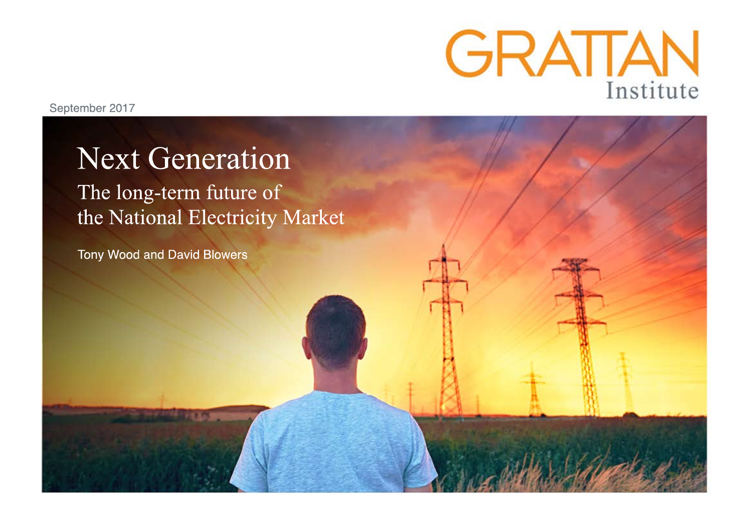GRATTAN Institute

September 2017

# Next Generation

## The long-term future of the National Electricity Market

Tony Wood and David Blowers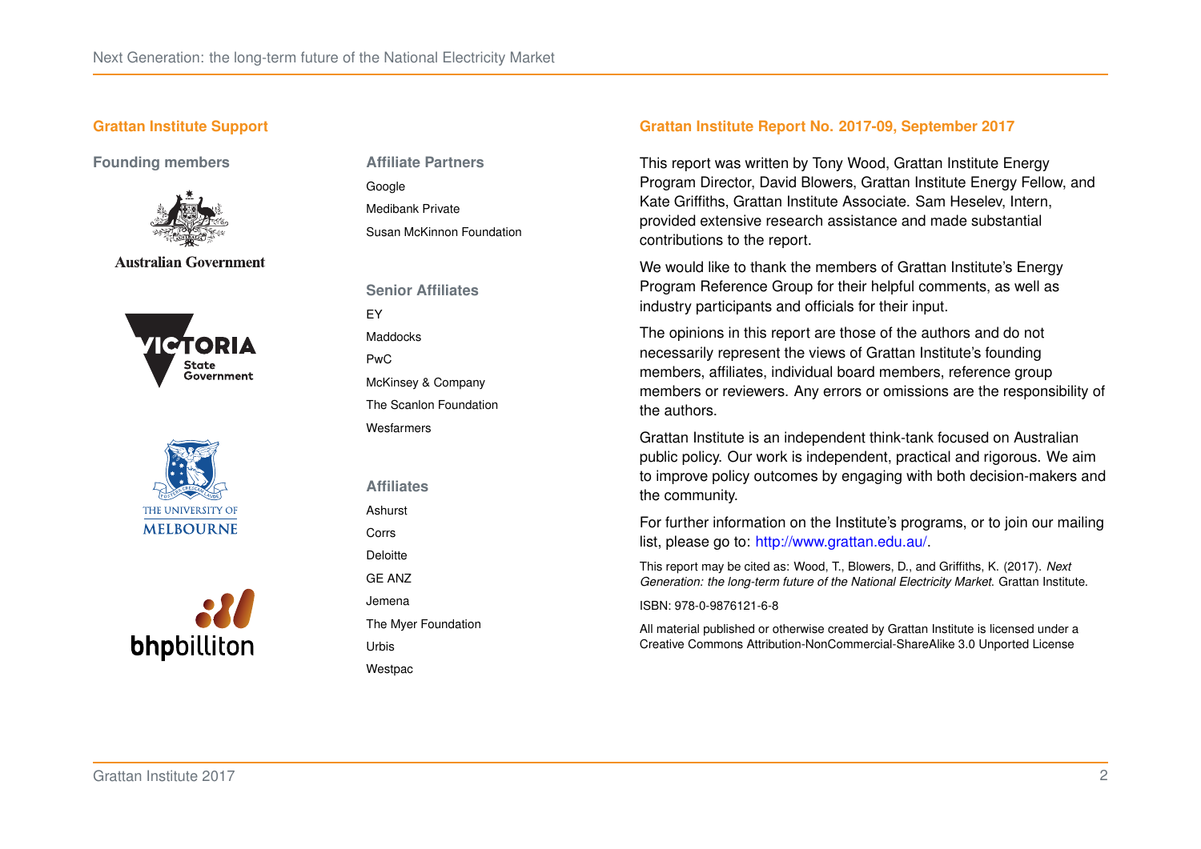## Grattan Institute Support

### Founding members

Australian Government

Victoria State Government

The University of Melbourne

bhpbilliton

### Affiliate Partners

Google

Medibank Private

Susan McKinnon Foundation

### Senior Affiliates

EY

Maddocks

PwC

McKinsey & Company

The Scanlon Foundation

Wesfarmers

### Affiliates

Ashurst

Corrs

Deloitte

GE ANZ

Jemena

The Myer Foundation

Urbis

Westpac

## Grattan Institute Report No. 2017-09, September 2017

This report was written by Tony Wood, Grattan Institute Energy Program Director, David Blowers, Grattan Institute Energy Fellow, and Kate Griffiths, Grattan Institute Associate. Sam Heselev, Intern, provided extensive research assistance and made substantial contributions to the report.

We would like to thank the members of Grattan Institute's Energy Program Reference Group for their helpful comments, as well as industry participants and officials for their input.

The opinions in this report are those of the authors and do not necessarily represent the views of Grattan Institute's founding members, affiliates, individual board members, reference group members or reviewers. Any errors or omissions are the responsibility of the authors.

Grattan Institute is an independent think-tank focused on Australian public policy. Our work is independent, practical and rigorous. We aim to improve policy outcomes by engaging with both decision-makers and the community.

For further information on the Institute's programs, or to join our mailing list, please go to: http://www.grattan.edu.au/.

This report may be cited as: Wood, T., Blowers, D., and Griffiths, K. (2017). *Next Generation: the long-term future of the National Electricity Market*. Grattan Institute.

ISBN: 978-0-9876121-6-8

All material published or otherwise created by Grattan Institute is licensed under a Creative Commons Attribution-NonCommercial-ShareAlike 3.0 Unported License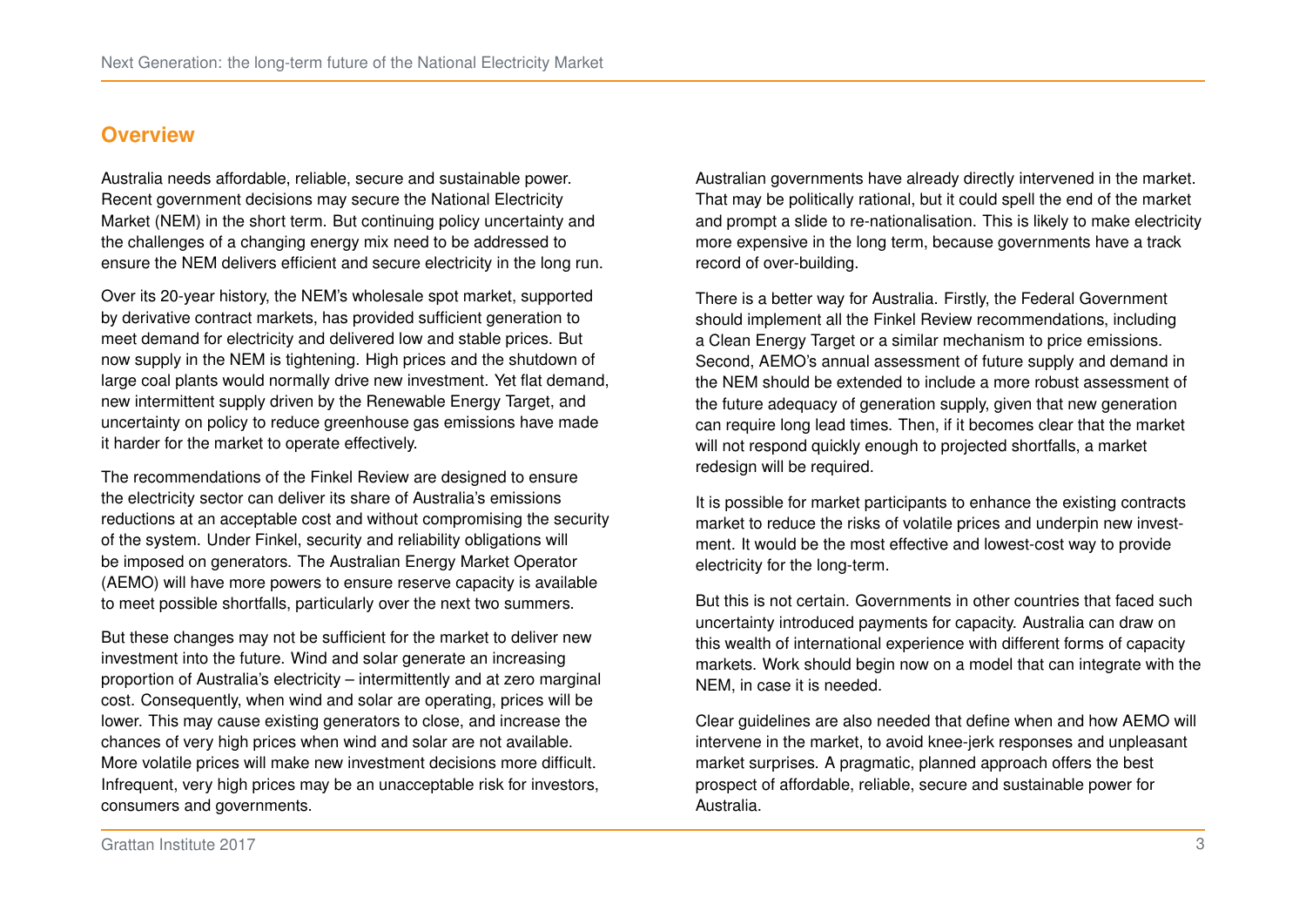## Overview

Australia needs affordable, reliable, secure and sustainable power. Recent government decisions may secure the National Electricity Market (NEM) in the short term. But continuing policy uncertainty and the challenges of a changing energy mix need to be addressed to ensure the NEM delivers efficient and secure electricity in the long run.

Over its 20-year history, the NEM's wholesale spot market, supported by derivative contract markets, has provided sufficient generation to meet demand for electricity and delivered low and stable prices. But now supply in the NEM is tightening. High prices and the shutdown of large coal plants would normally drive new investment. Yet flat demand, new intermittent supply driven by the Renewable Energy Target, and uncertainty on policy to reduce greenhouse gas emissions have made it harder for the market to operate effectively.

The recommendations of the Finkel Review are designed to ensure the electricity sector can deliver its share of Australia's emissions reductions at an acceptable cost and without compromising the security of the system. Under Finkel, security and reliability obligations will be imposed on generators. The Australian Energy Market Operator (AEMO) will have more powers to ensure reserve capacity is available to meet possible shortfalls, particularly over the next two summers.

But these changes may not be sufficient for the market to deliver new investment into the future. Wind and solar generate an increasing proportion of Australia's electricity – intermittently and at zero marginal cost. Consequently, when wind and solar are operating, prices will be lower. This may cause existing generators to close, and increase the chances of very high prices when wind and solar are not available. More volatile prices will make new investment decisions more difficult. Infrequent, very high prices may be an unacceptable risk for investors, consumers and governments.

Australian governments have already directly intervened in the market. That may be politically rational, but it could spell the end of the market and prompt a slide to re-nationalisation. This is likely to make electricity more expensive in the long term, because governments have a track record of over-building.

There is a better way for Australia. Firstly, the Federal Government should implement all the Finkel Review recommendations, including a Clean Energy Target or a similar mechanism to price emissions. Second, AEMO's annual assessment of future supply and demand in the NEM should be extended to include a more robust assessment of the future adequacy of generation supply, given that new generation can require long lead times. Then, if it becomes clear that the market will not respond quickly enough to projected shortfalls, a market redesign will be required.

It is possible for market participants to enhance the existing contracts market to reduce the risks of volatile prices and underpin new investment. It would be the most effective and lowest-cost way to provide electricity for the long-term.

But this is not certain. Governments in other countries that faced such uncertainty introduced payments for capacity. Australia can draw on this wealth of international experience with different forms of capacity markets. Work should begin now on a model that can integrate with the NEM, in case it is needed.

Clear guidelines are also needed that define when and how AEMO will intervene in the market, to avoid knee-jerk responses and unpleasant market surprises. A pragmatic, planned approach offers the best prospect of affordable, reliable, secure and sustainable power for Australia.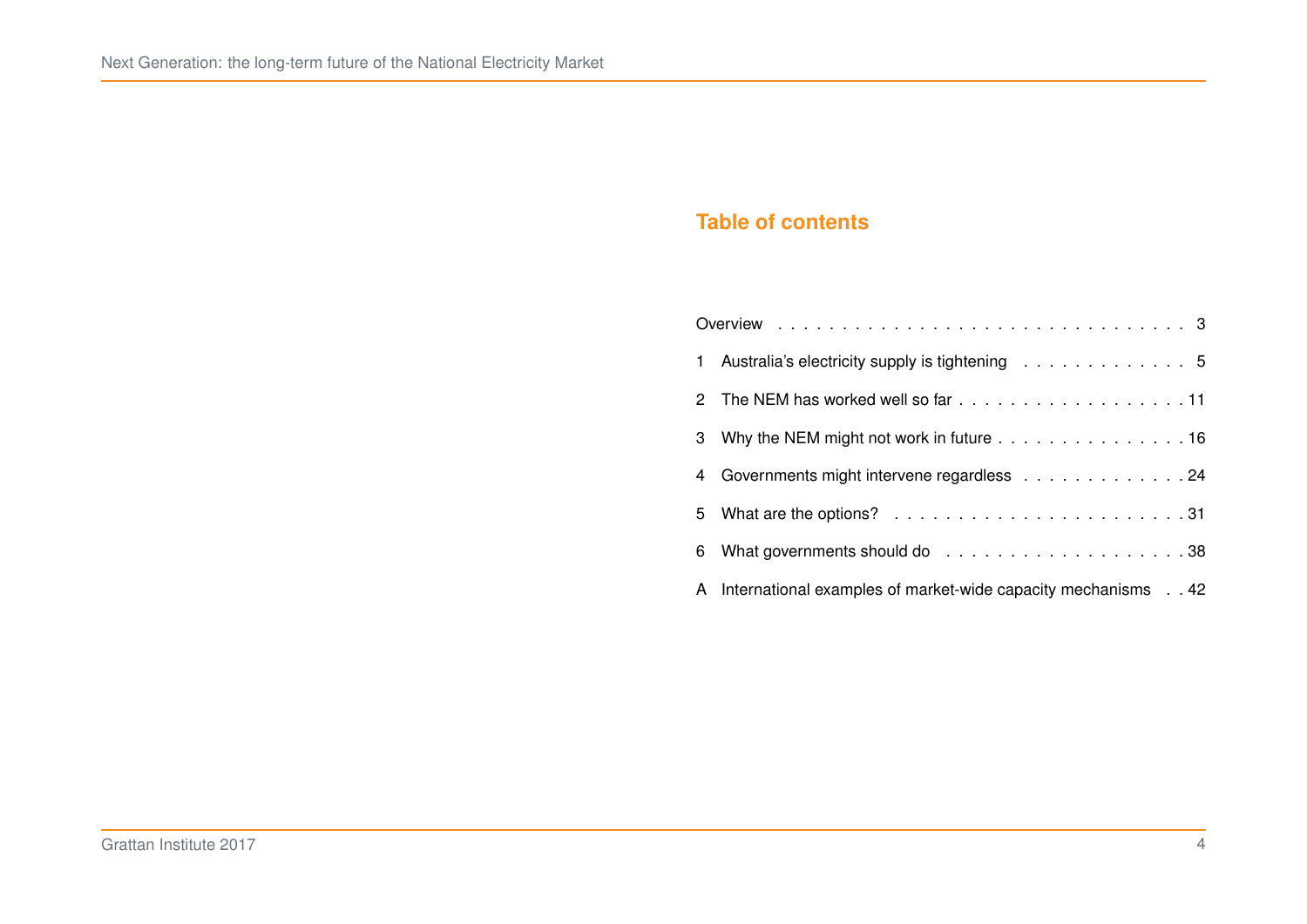## Table of contents

Overview . . . . . . . . . . . . . . . . . . . . . . . . . . . . . . . . 3

1 Australia's electricity supply is tightening . . . . . . . . . . . . . 5

2 The NEM has worked well so far . . . . . . . . . . . . . . . . . . 11

3 Why the NEM might not work in future . . . . . . . . . . . . . . . 16

4 Governments might intervene regardless . . . . . . . . . . . . . 24

5 What are the options? . . . . . . . . . . . . . . . . . . . . . . . 31

6 What governments should do . . . . . . . . . . . . . . . . . . . 38

A International examples of market-wide capacity mechanisms . . 42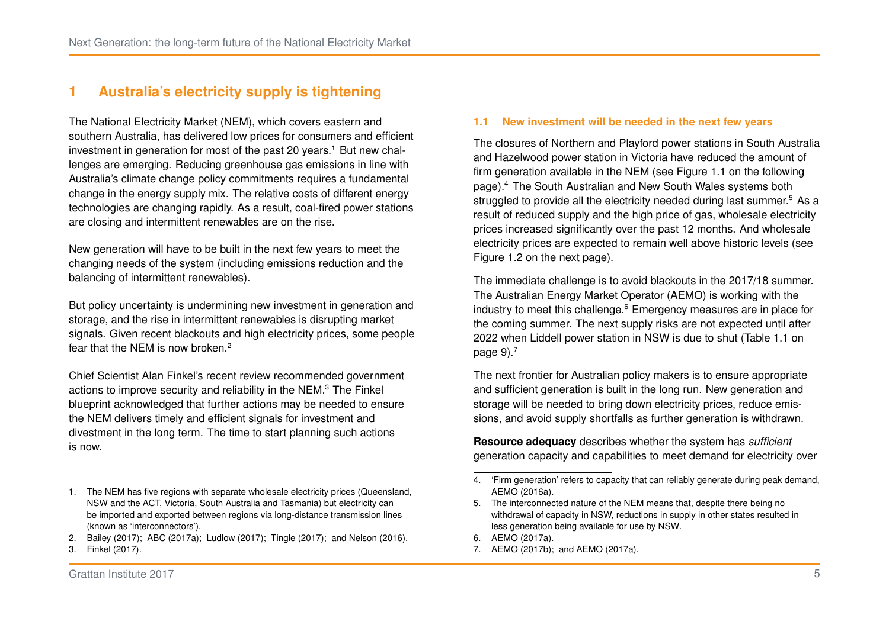# 1 Australia's electricity supply is tightening

The National Electricity Market (NEM), which covers eastern and southern Australia, has delivered low prices for consumers and efficient investment in generation for most of the past 20 years.[1] But new challenges are emerging. Reducing greenhouse gas emissions in line with Australia's climate change policy commitments requires a fundamental change in the energy supply mix. The relative costs of different energy technologies are changing rapidly. As a result, coal-fired power stations are closing and intermittent renewables are on the rise.

New generation will have to be built in the next few years to meet the changing needs of the system (including emissions reduction and the balancing of intermittent renewables).

But policy uncertainty is undermining new investment in generation and storage, and the rise in intermittent renewables is disrupting market signals. Given recent blackouts and high electricity prices, some people fear that the NEM is now broken.[2]

Chief Scientist Alan Finkel's recent review recommended government actions to improve security and reliability in the NEM.[3] The Finkel blueprint acknowledged that further actions may be needed to ensure the NEM delivers timely and efficient signals for investment and divestment in the long term. The time to start planning such actions is now.

1. The NEM has five regions with separate wholesale electricity prices (Queensland, NSW and the ACT, Victoria, South Australia and Tasmania) but electricity can be imported and exported between regions via long-distance transmission lines (known as 'interconnectors').
2. Bailey (2017); ABC (2017a); Ludlow (2017); Tingle (2017); and Nelson (2016).
3. Finkel (2017).

## 1.1 New investment will be needed in the next few years

The closures of Northern and Playford power stations in South Australia and Hazelwood power station in Victoria have reduced the amount of firm generation available in the NEM (see Figure 1.1 on the following page).[4] The South Australian and New South Wales systems both struggled to provide all the electricity needed during last summer.[5] As a result of reduced supply and the high price of gas, wholesale electricity prices increased significantly over the past 12 months. And wholesale electricity prices are expected to remain well above historic levels (see Figure 1.2 on the next page).

The immediate challenge is to avoid blackouts in the 2017/18 summer. The Australian Energy Market Operator (AEMO) is working with the industry to meet this challenge.[6] Emergency measures are in place for the coming summer. The next supply risks are not expected until after 2022 when Liddell power station in NSW is due to shut (Table 1.1 on page 9).[7]

The next frontier for Australian policy makers is to ensure appropriate and sufficient generation is built in the long run. New generation and storage will be needed to bring down electricity prices, reduce emissions, and avoid supply shortfalls as further generation is withdrawn.

**Resource adequacy** describes whether the system has *sufficient* generation capacity and capabilities to meet demand for electricity over

4. 'Firm generation' refers to capacity that can reliably generate during peak demand, AEMO (2016a).
5. The interconnected nature of the NEM means that, despite there being no withdrawal of capacity in NSW, reductions in supply in other states resulted in less generation being available for use by NSW.
6. AEMO (2017a).
7. AEMO (2017b); and AEMO (2017a).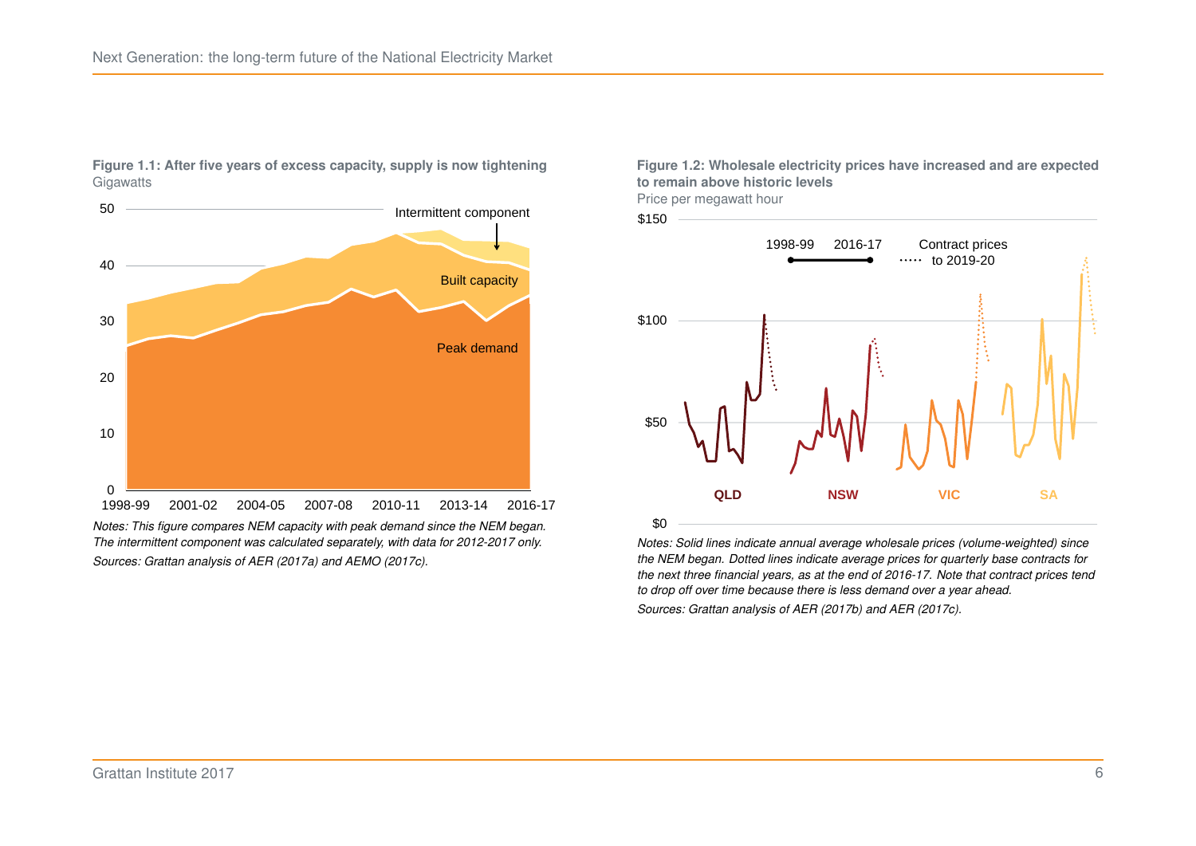**Figure 1.1: After five years of excess capacity, supply is now tightening**
Gigawatts

*Notes: This figure compares NEM capacity with peak demand since the NEM began. The intermittent component was calculated separately, with data for 2012-2017 only.*

*Sources: Grattan analysis of AER (2017a) and AEMO (2017c).*

**Figure 1.2: Wholesale electricity prices have increased and are expected to remain above historic levels**
Price per megawatt hour

*Notes: Solid lines indicate annual average wholesale prices (volume-weighted) since the NEM began. Dotted lines indicate average prices for quarterly base contracts for the next three financial years, as at the end of 2016-17. Note that contract prices tend to drop off over time because there is less demand over a year ahead.*

*Sources: Grattan analysis of AER (2017b) and AER (2017c).*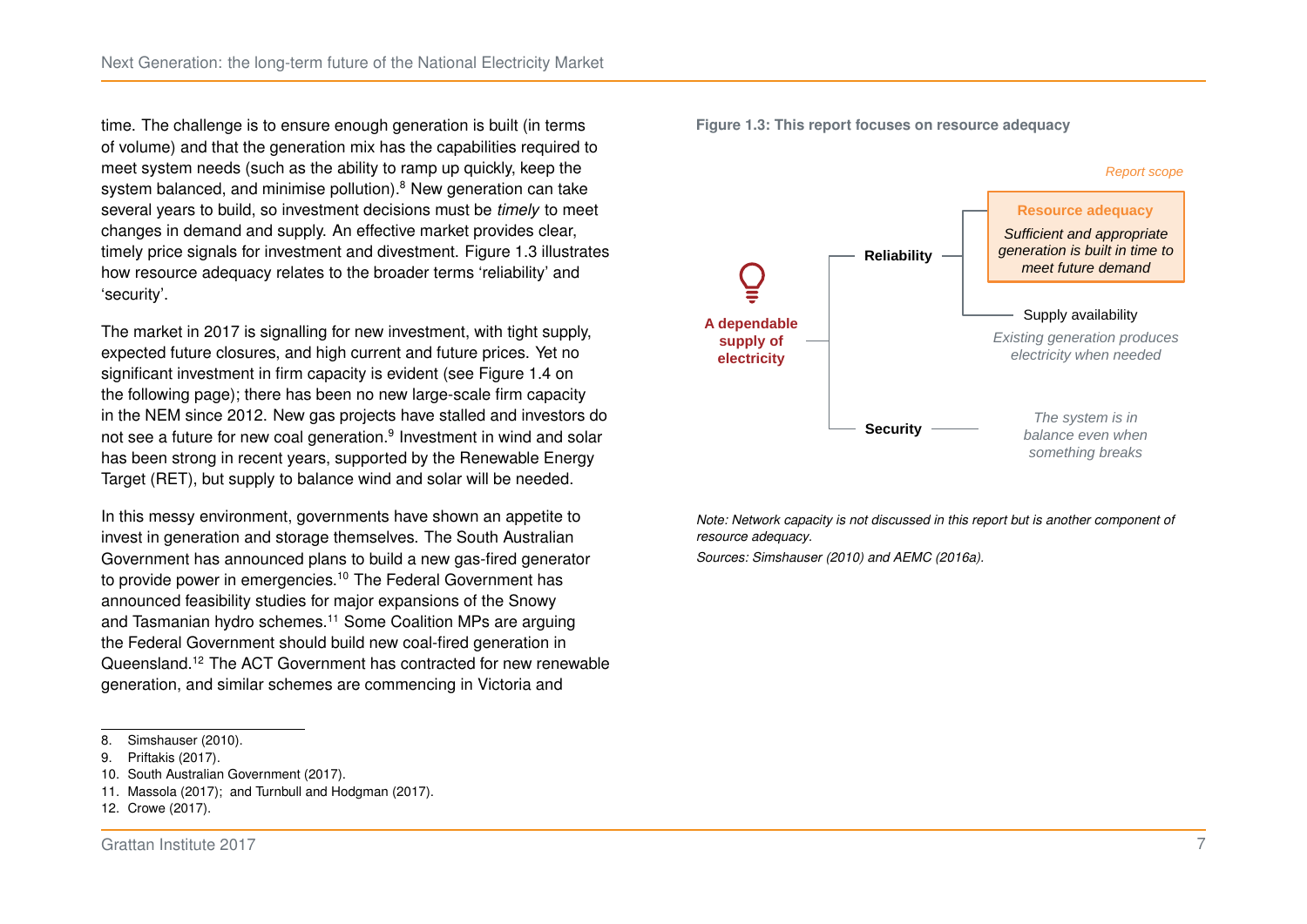time. The challenge is to ensure enough generation is built (in terms of volume) and that the generation mix has the capabilities required to meet system needs (such as the ability to ramp up quickly, keep the system balanced, and minimise pollution).[8] New generation can take several years to build, so investment decisions must be *timely* to meet changes in demand and supply. An effective market provides clear, timely price signals for investment and divestment. Figure 1.3 illustrates how resource adequacy relates to the broader terms 'reliability' and 'security'.

The market in 2017 is signalling for new investment, with tight supply, expected future closures, and high current and future prices. Yet no significant investment in firm capacity is evident (see Figure 1.4 on the following page); there has been no new large-scale firm capacity in the NEM since 2012. New gas projects have stalled and investors do not see a future for new coal generation.[9] Investment in wind and solar has been strong in recent years, supported by the Renewable Energy Target (RET), but supply to balance wind and solar will be needed.

In this messy environment, governments have shown an appetite to invest in generation and storage themselves. The South Australian Government has announced plans to build a new gas-fired generator to provide power in emergencies.[10] The Federal Government has announced feasibility studies for major expansions of the Snowy and Tasmanian hydro schemes.[11] Some Coalition MPs are arguing the Federal Government should build new coal-fired generation in Queensland.[12] The ACT Government has contracted for new renewable generation, and similar schemes are commencing in Victoria and

**Figure 1.3: This report focuses on resource adequacy**

*Report scope*

**A dependable supply of electricity**

- **Reliability**
  - **Resource adequacy** — *Sufficient and appropriate generation is built in time to meet future demand*
  - Supply availability — *Existing generation produces electricity when needed*
- **Security** — *The system is in balance even when something breaks*

*Note: Network capacity is not discussed in this report but is another component of resource adequacy.*

*Sources: Simshauser (2010) and AEMC (2016a).*

---

8. Simshauser (2010).
9. Priftakis (2017).
10. South Australian Government (2017).
11. Massola (2017); and Turnbull and Hodgman (2017).
12. Crowe (2017).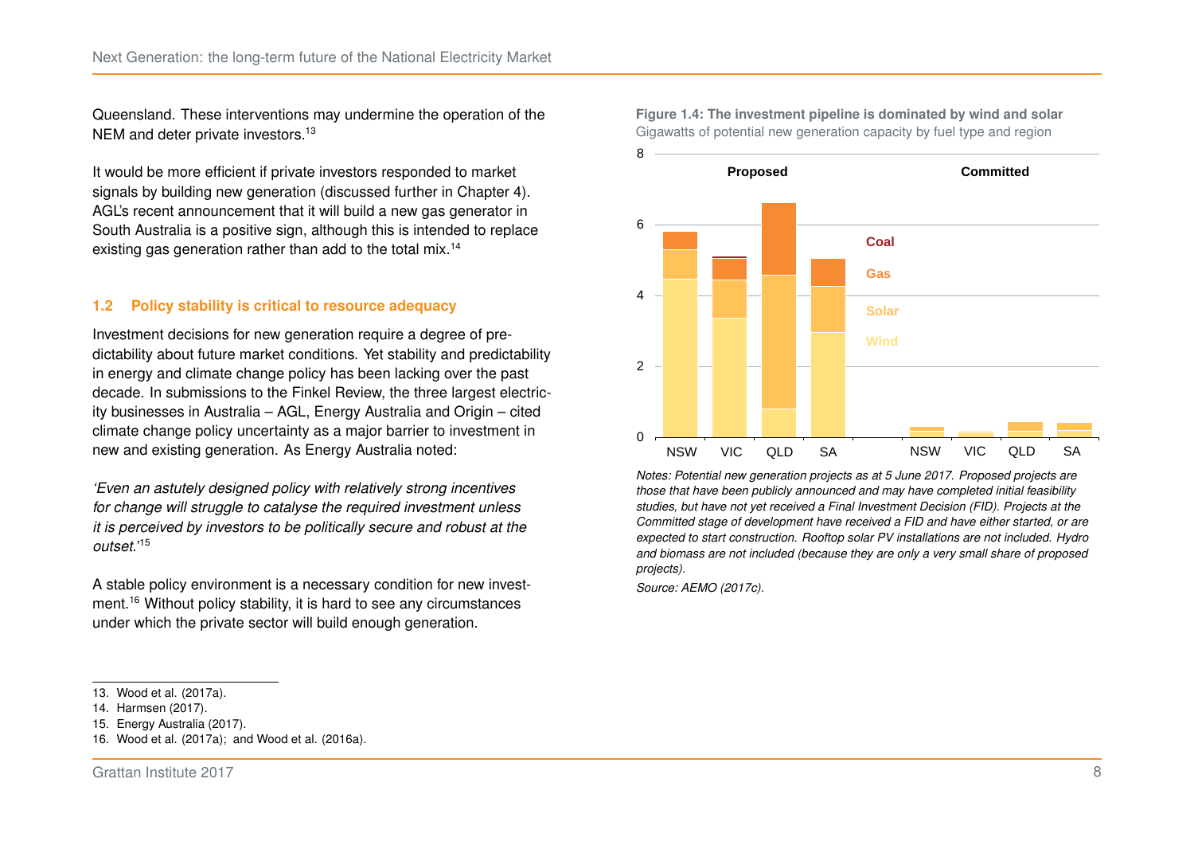Queensland. These interventions may undermine the operation of the NEM and deter private investors.[13]

It would be more efficient if private investors responded to market signals by building new generation (discussed further in Chapter 4). AGL's recent announcement that it will build a new gas generator in South Australia is a positive sign, although this is intended to replace existing gas generation rather than add to the total mix.[14]

### 1.2 Policy stability is critical to resource adequacy

Investment decisions for new generation require a degree of predictability about future market conditions. Yet stability and predictability in energy and climate change policy has been lacking over the past decade. In submissions to the Finkel Review, the three largest electricity businesses in Australia – AGL, Energy Australia and Origin – cited climate change policy uncertainty as a major barrier to investment in new and existing generation. As Energy Australia noted:

*'Even an astutely designed policy with relatively strong incentives for change will struggle to catalyse the required investment unless it is perceived by investors to be politically secure and robust at the outset.'*[15]

A stable policy environment is a necessary condition for new investment.[16] Without policy stability, it is hard to see any circumstances under which the private sector will build enough generation.

**Figure 1.4: The investment pipeline is dominated by wind and solar**
Gigawatts of potential new generation capacity by fuel type and region

*Notes: Potential new generation projects as at 5 June 2017. Proposed projects are those that have been publicly announced and may have completed initial feasibility studies, but have not yet received a Final Investment Decision (FID). Projects at the Committed stage of development have received a FID and have either started, or are expected to start construction. Rooftop solar PV installations are not included. Hydro and biomass are not included (because they are only a very small share of proposed projects).*

*Source: AEMO (2017c).*

13. Wood et al. (2017a).
14. Harmsen (2017).
15. Energy Australia (2017).
16. Wood et al. (2017a); and Wood et al. (2016a).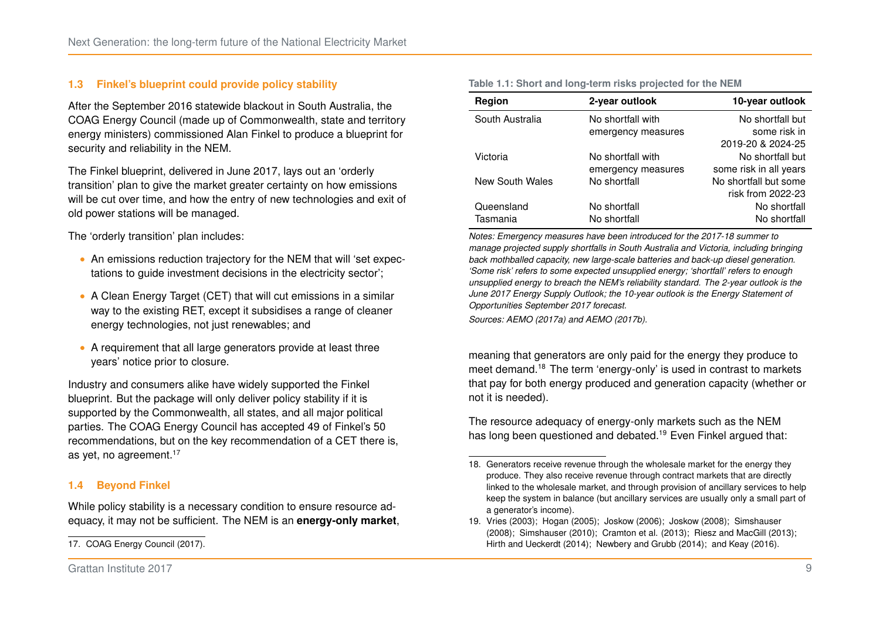### 1.3 Finkel's blueprint could provide policy stability

After the September 2016 statewide blackout in South Australia, the COAG Energy Council (made up of Commonwealth, state and territory energy ministers) commissioned Alan Finkel to produce a blueprint for security and reliability in the NEM.

The Finkel blueprint, delivered in June 2017, lays out an 'orderly transition' plan to give the market greater certainty on how emissions will be cut over time, and how the entry of new technologies and exit of old power stations will be managed.

The 'orderly transition' plan includes:

- An emissions reduction trajectory for the NEM that will 'set expectations to guide investment decisions in the electricity sector';
- A Clean Energy Target (CET) that will cut emissions in a similar way to the existing RET, except it subsidises a range of cleaner energy technologies, not just renewables; and
- A requirement that all large generators provide at least three years' notice prior to closure.

Industry and consumers alike have widely supported the Finkel blueprint. But the package will only deliver policy stability if it is supported by the Commonwealth, all states, and all major political parties. The COAG Energy Council has accepted 49 of Finkel's 50 recommendations, but on the key recommendation of a CET there is, as yet, no agreement.[17]

### 1.4 Beyond Finkel

While policy stability is a necessary condition to ensure resource adequacy, it may not be sufficient. The NEM is an **energy-only market**, meaning that generators are only paid for the energy they produce to meet demand.[18] The term 'energy-only' is used in contrast to markets that pay for both energy produced and generation capacity (whether or not it is needed).

The resource adequacy of energy-only markets such as the NEM has long been questioned and debated.[19] Even Finkel argued that:

**Table 1.1: Short and long-term risks projected for the NEM**

| Region | 2-year outlook | 10-year outlook |
|---|---|---|
| South Australia | No shortfall with emergency measures | No shortfall but some risk in 2019-20 & 2024-25 |
| Victoria | No shortfall with emergency measures | No shortfall but some risk in all years |
| New South Wales | No shortfall | No shortfall but some risk from 2022-23 |
| Queensland | No shortfall | No shortfall |
| Tasmania | No shortfall | No shortfall |

*Notes: Emergency measures have been introduced for the 2017-18 summer to manage projected supply shortfalls in South Australia and Victoria, including bringing back mothballed capacity, new large-scale batteries and back-up diesel generation. 'Some risk' refers to some expected unsupplied energy; 'shortfall' refers to enough unsupplied energy to breach the NEM's reliability standard. The 2-year outlook is the June 2017 Energy Supply Outlook; the 10-year outlook is the Energy Statement of Opportunities September 2017 forecast.*

*Sources: AEMO (2017a) and AEMO (2017b).*

17. COAG Energy Council (2017).

18. Generators receive revenue through the wholesale market for the energy they produce. They also receive revenue through contract markets that are directly linked to the wholesale market, and through provision of ancillary services to help keep the system in balance (but ancillary services are usually only a small part of a generator's income).

19. Vries (2003); Hogan (2005); Joskow (2006); Joskow (2008); Simshauser (2008); Simshauser (2010); Cramton et al. (2013); Riesz and MacGill (2013); Hirth and Ueckerdt (2014); Newbery and Grubb (2014); and Keay (2016).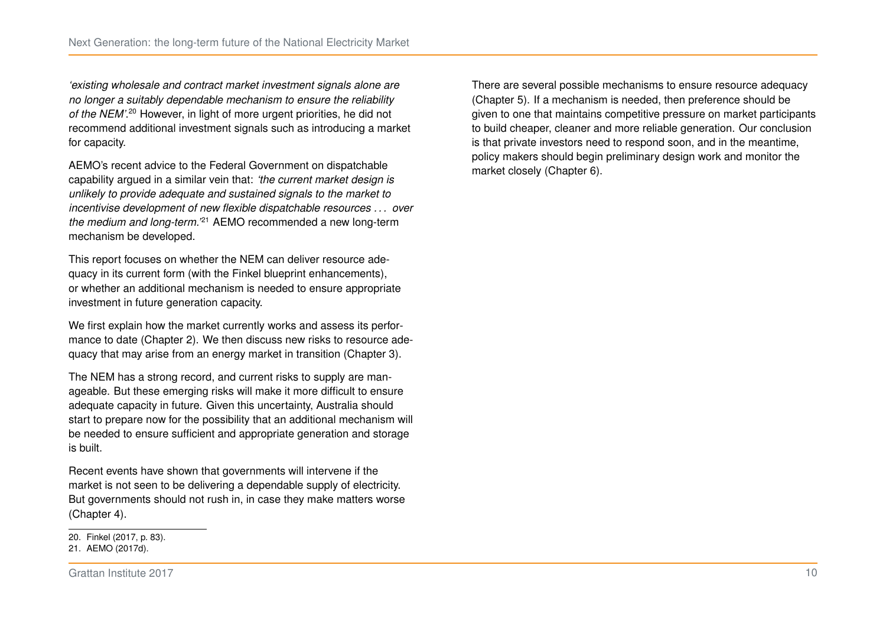*'existing wholesale and contract market investment signals alone are no longer a suitably dependable mechanism to ensure the reliability of the NEM'.*[20] However, in light of more urgent priorities, he did not recommend additional investment signals such as introducing a market for capacity.

AEMO's recent advice to the Federal Government on dispatchable capability argued in a similar vein that: *'the current market design is unlikely to provide adequate and sustained signals to the market to incentivise development of new flexible dispatchable resources . . . over the medium and long-term.'*[21] AEMO recommended a new long-term mechanism be developed.

This report focuses on whether the NEM can deliver resource adequacy in its current form (with the Finkel blueprint enhancements), or whether an additional mechanism is needed to ensure appropriate investment in future generation capacity.

We first explain how the market currently works and assess its performance to date (Chapter 2). We then discuss new risks to resource adequacy that may arise from an energy market in transition (Chapter 3).

The NEM has a strong record, and current risks to supply are manageable. But these emerging risks will make it more difficult to ensure adequate capacity in future. Given this uncertainty, Australia should start to prepare now for the possibility that an additional mechanism will be needed to ensure sufficient and appropriate generation and storage is built.

Recent events have shown that governments will intervene if the market is not seen to be delivering a dependable supply of electricity. But governments should not rush in, in case they make matters worse (Chapter 4).

There are several possible mechanisms to ensure resource adequacy (Chapter 5). If a mechanism is needed, then preference should be given to one that maintains competitive pressure on market participants to build cheaper, cleaner and more reliable generation. Our conclusion is that private investors need to respond soon, and in the meantime, policy makers should begin preliminary design work and monitor the market closely (Chapter 6).

20. Finkel (2017, p. 83).
21. AEMO (2017d).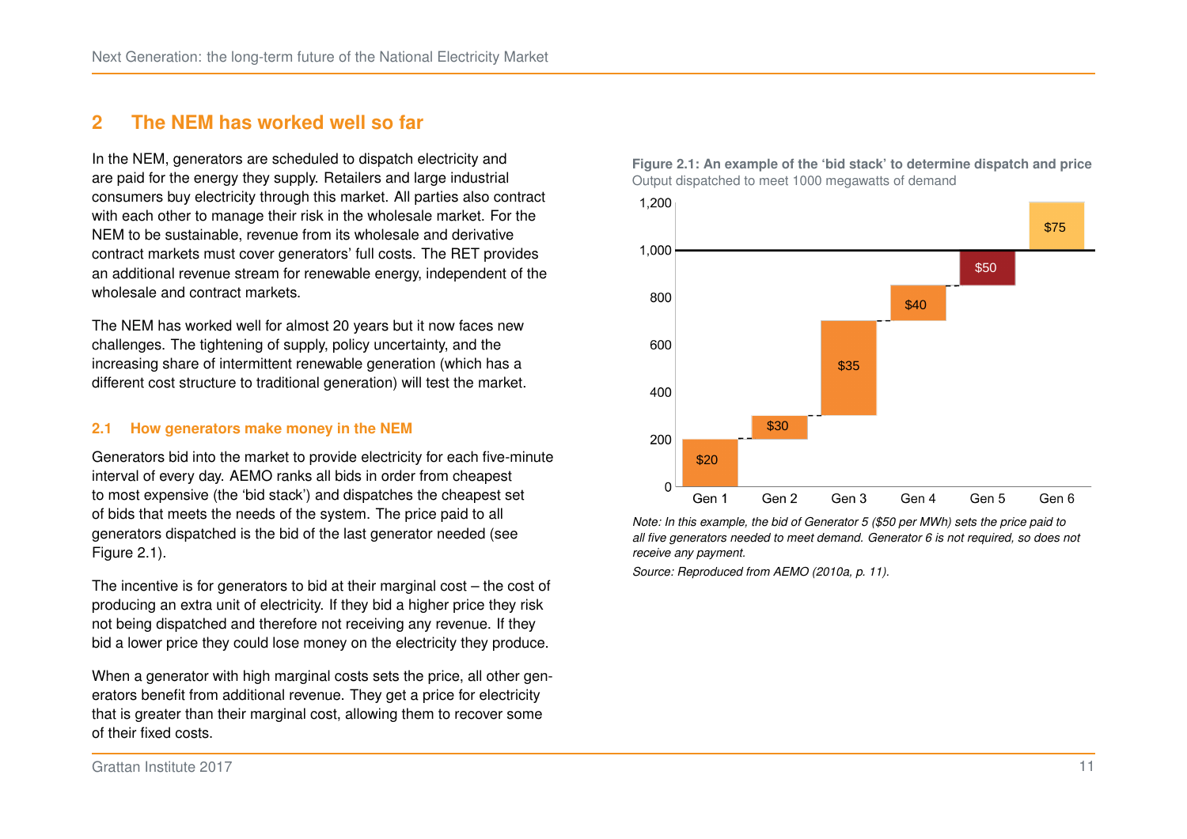## 2 The NEM has worked well so far

In the NEM, generators are scheduled to dispatch electricity and are paid for the energy they supply. Retailers and large industrial consumers buy electricity through this market. All parties also contract with each other to manage their risk in the wholesale market. For the NEM to be sustainable, revenue from its wholesale and derivative contract markets must cover generators' full costs. The RET provides an additional revenue stream for renewable energy, independent of the wholesale and contract markets.

The NEM has worked well for almost 20 years but it now faces new challenges. The tightening of supply, policy uncertainty, and the increasing share of intermittent renewable generation (which has a different cost structure to traditional generation) will test the market.

### 2.1 How generators make money in the NEM

Generators bid into the market to provide electricity for each five-minute interval of every day. AEMO ranks all bids in order from cheapest to most expensive (the 'bid stack') and dispatches the cheapest set of bids that meets the needs of the system. The price paid to all generators dispatched is the bid of the last generator needed (see Figure 2.1).

The incentive is for generators to bid at their marginal cost – the cost of producing an extra unit of electricity. If they bid a higher price they risk not being dispatched and therefore not receiving any revenue. If they bid a lower price they could lose money on the electricity they produce.

When a generator with high marginal costs sets the price, all other generators benefit from additional revenue. They get a price for electricity that is greater than their marginal cost, allowing them to recover some of their fixed costs.

**Figure 2.1: An example of the 'bid stack' to determine dispatch and price**

Output dispatched to meet 1000 megawatts of demand

| Generator | Bid price | Output range (MW) |
|---|---|---|
| Gen 1 | $20 | 0–200 |
| Gen 2 | $30 | 200–300 |
| Gen 3 | $35 | 300–700 |
| Gen 4 | $40 | 700–850 |
| Gen 5 | $50 | 850–1,000 |
| Gen 6 | $75 | 1,000–1,200 |

*Note: In this example, the bid of Generator 5 ($50 per MWh) sets the price paid to all five generators needed to meet demand. Generator 6 is not required, so does not receive any payment.*

*Source: Reproduced from AEMO (2010a, p. 11).*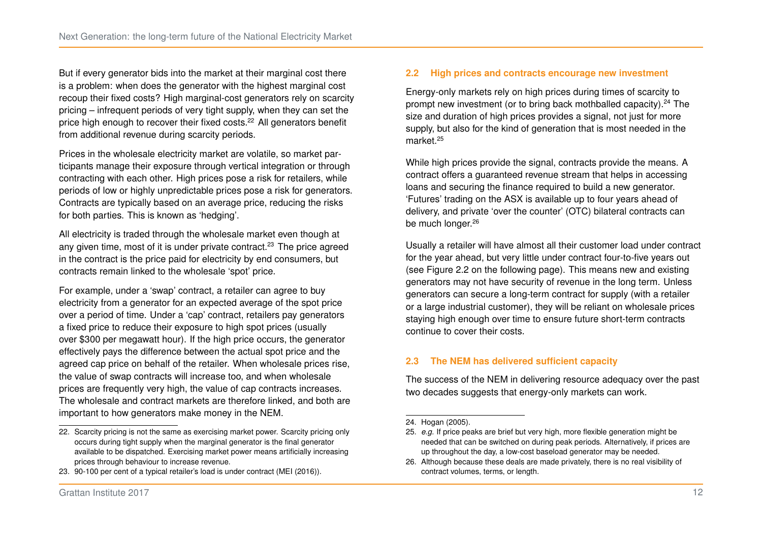But if every generator bids into the market at their marginal cost there is a problem: when does the generator with the highest marginal cost recoup their fixed costs? High marginal-cost generators rely on scarcity pricing – infrequent periods of very tight supply, when they can set the price high enough to recover their fixed costs.[22] All generators benefit from additional revenue during scarcity periods.

Prices in the wholesale electricity market are volatile, so market participants manage their exposure through vertical integration or through contracting with each other. High prices pose a risk for retailers, while periods of low or highly unpredictable prices pose a risk for generators. Contracts are typically based on an average price, reducing the risks for both parties. This is known as 'hedging'.

All electricity is traded through the wholesale market even though at any given time, most of it is under private contract.[23] The price agreed in the contract is the price paid for electricity by end consumers, but contracts remain linked to the wholesale 'spot' price.

For example, under a 'swap' contract, a retailer can agree to buy electricity from a generator for an expected average of the spot price over a period of time. Under a 'cap' contract, retailers pay generators a fixed price to reduce their exposure to high spot prices (usually over $300 per megawatt hour). If the high price occurs, the generator effectively pays the difference between the actual spot price and the agreed cap price on behalf of the retailer. When wholesale prices rise, the value of swap contracts will increase too, and when wholesale prices are frequently very high, the value of cap contracts increases. The wholesale and contract markets are therefore linked, and both are important to how generators make money in the NEM.

22. Scarcity pricing is not the same as exercising market power. Scarcity pricing only occurs during tight supply when the marginal generator is the final generator available to be dispatched. Exercising market power means artificially increasing prices through behaviour to increase revenue.

23. 90-100 per cent of a typical retailer's load is under contract (MEI (2016)).

## 2.2 High prices and contracts encourage new investment

Energy-only markets rely on high prices during times of scarcity to prompt new investment (or to bring back mothballed capacity).[24] The size and duration of high prices provides a signal, not just for more supply, but also for the kind of generation that is most needed in the market.[25]

While high prices provide the signal, contracts provide the means. A contract offers a guaranteed revenue stream that helps in accessing loans and securing the finance required to build a new generator. 'Futures' trading on the ASX is available up to four years ahead of delivery, and private 'over the counter' (OTC) bilateral contracts can be much longer.[26]

Usually a retailer will have almost all their customer load under contract for the year ahead, but very little under contract four-to-five years out (see Figure 2.2 on the following page). This means new and existing generators may not have security of revenue in the long term. Unless generators can secure a long-term contract for supply (with a retailer or a large industrial customer), they will be reliant on wholesale prices staying high enough over time to ensure future short-term contracts continue to cover their costs.

## 2.3 The NEM has delivered sufficient capacity

The success of the NEM in delivering resource adequacy over the past two decades suggests that energy-only markets can work.

24. Hogan (2005).

25. *e.g.* If price peaks are brief but very high, more flexible generation might be needed that can be switched on during peak periods. Alternatively, if prices are up throughout the day, a low-cost baseload generator may be needed.

26. Although because these deals are made privately, there is no real visibility of contract volumes, terms, or length.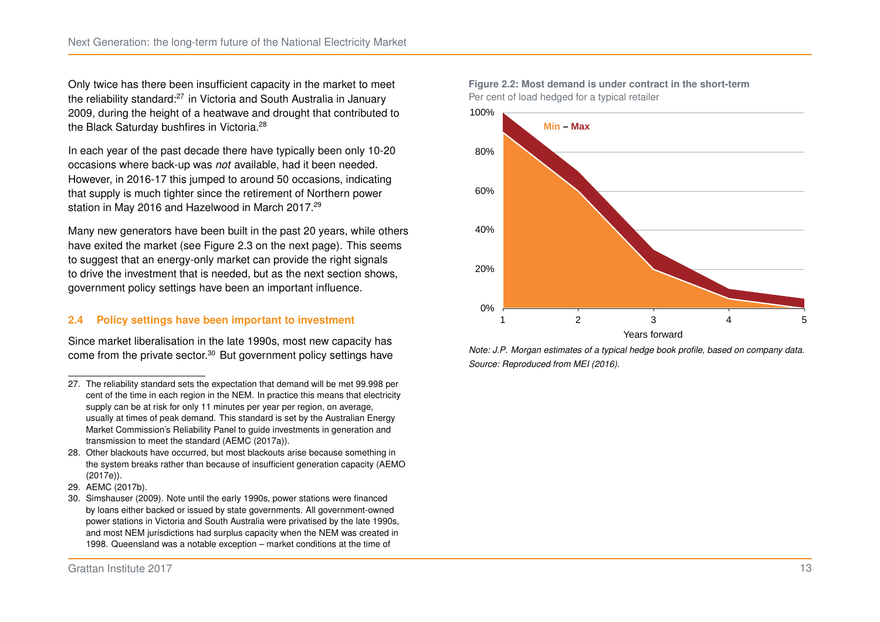Only twice has there been insufficient capacity in the market to meet the reliability standard:[27] in Victoria and South Australia in January 2009, during the height of a heatwave and drought that contributed to the Black Saturday bushfires in Victoria.[28]

In each year of the past decade there have typically been only 10-20 occasions where back-up was *not* available, had it been needed. However, in 2016-17 this jumped to around 50 occasions, indicating that supply is much tighter since the retirement of Northern power station in May 2016 and Hazelwood in March 2017.[29]

Many new generators have been built in the past 20 years, while others have exited the market (see Figure 2.3 on the next page). This seems to suggest that an energy-only market can provide the right signals to drive the investment that is needed, but as the next section shows, government policy settings have been an important influence.

## 2.4 Policy settings have been important to investment

Since market liberalisation in the late 1990s, most new capacity has come from the private sector.[30] But government policy settings have

**Figure 2.2: Most demand is under contract in the short-term**
Per cent of load hedged for a typical retailer

*Note: J.P. Morgan estimates of a typical hedge book profile, based on company data.*
*Source: Reproduced from MEI (2016).*

27. The reliability standard sets the expectation that demand will be met 99.998 per cent of the time in each region in the NEM. In practice this means that electricity supply can be at risk for only 11 minutes per year per region, on average, usually at times of peak demand. This standard is set by the Australian Energy Market Commission's Reliability Panel to guide investments in generation and transmission to meet the standard (AEMC (2017a)).
28. Other blackouts have occurred, but most blackouts arise because something in the system breaks rather than because of insufficient generation capacity (AEMO (2017e)).
29. AEMC (2017b).
30. Simshauser (2009). Note until the early 1990s, power stations were financed by loans either backed or issued by state governments. All government-owned power stations in Victoria and South Australia were privatised by the late 1990s, and most NEM jurisdictions had surplus capacity when the NEM was created in 1998. Queensland was a notable exception – market conditions at the time of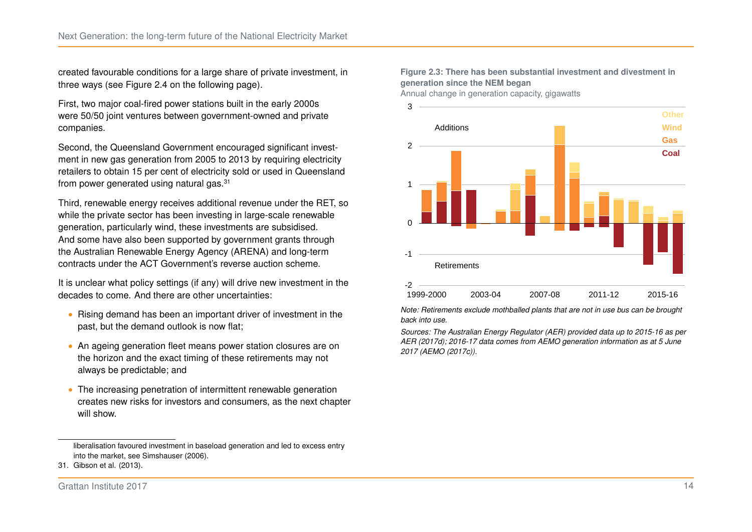created favourable conditions for a large share of private investment, in three ways (see Figure 2.4 on the following page).

First, two major coal-fired power stations built in the early 2000s were 50/50 joint ventures between government-owned and private companies.

Second, the Queensland Government encouraged significant investment in new gas generation from 2005 to 2013 by requiring electricity retailers to obtain 15 per cent of electricity sold or used in Queensland from power generated using natural gas.[31]

Third, renewable energy receives additional revenue under the RET, so while the private sector has been investing in large-scale renewable generation, particularly wind, these investments are subsidised. And some have also been supported by government grants through the Australian Renewable Energy Agency (ARENA) and long-term contracts under the ACT Government's reverse auction scheme.

It is unclear what policy settings (if any) will drive new investment in the decades to come. And there are other uncertainties:

- Rising demand has been an important driver of investment in the past, but the demand outlook is now flat;
- An ageing generation fleet means power station closures are on the horizon and the exact timing of these retirements may not always be predictable; and
- The increasing penetration of intermittent renewable generation creates new risks for investors and consumers, as the next chapter will show.

**Figure 2.3: There has been substantial investment and divestment in generation since the NEM began**

Annual change in generation capacity, gigawatts

*Note: Retirements exclude mothballed plants that are not in use bus can be brought back into use.*

*Sources: The Australian Energy Regulator (AER) provided data up to 2015-16 as per AER (2017d); 2016-17 data comes from AEMO generation information as at 5 June 2017 (AEMO (2017c)).*

---

liberalisation favoured investment in baseload generation and led to excess entry into the market, see Simshauser (2006).

31. Gibson et al. (2013).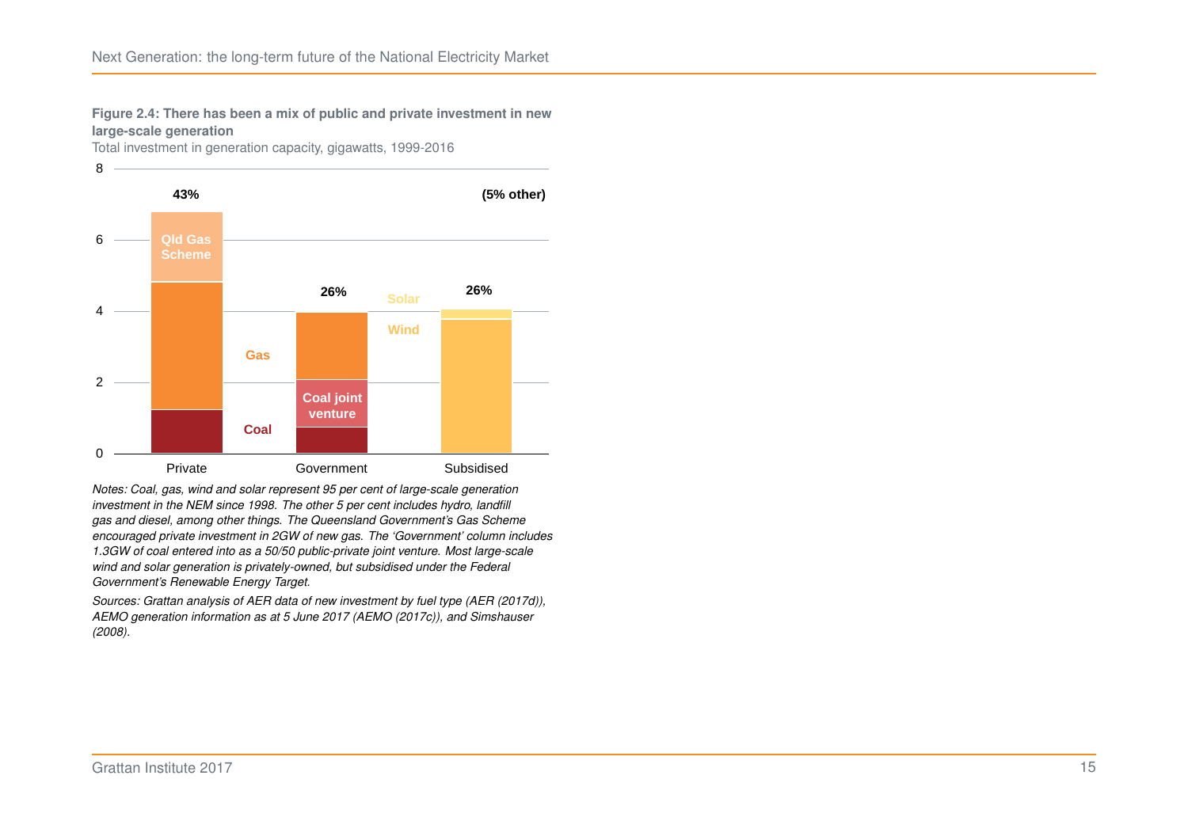**Figure 2.4: There has been a mix of public and private investment in new large-scale generation**

Total investment in generation capacity, gigawatts, 1999-2016

*Notes: Coal, gas, wind and solar represent 95 per cent of large-scale generation investment in the NEM since 1998. The other 5 per cent includes hydro, landfill gas and diesel, among other things. The Queensland Government's Gas Scheme encouraged private investment in 2GW of new gas. The 'Government' column includes 1.3GW of coal entered into as a 50/50 public-private joint venture. Most large-scale wind and solar generation is privately-owned, but subsidised under the Federal Government's Renewable Energy Target.*

*Sources: Grattan analysis of AER data of new investment by fuel type (AER (2017d)), AEMO generation information as at 5 June 2017 (AEMO (2017c)), and Simshauser (2008).*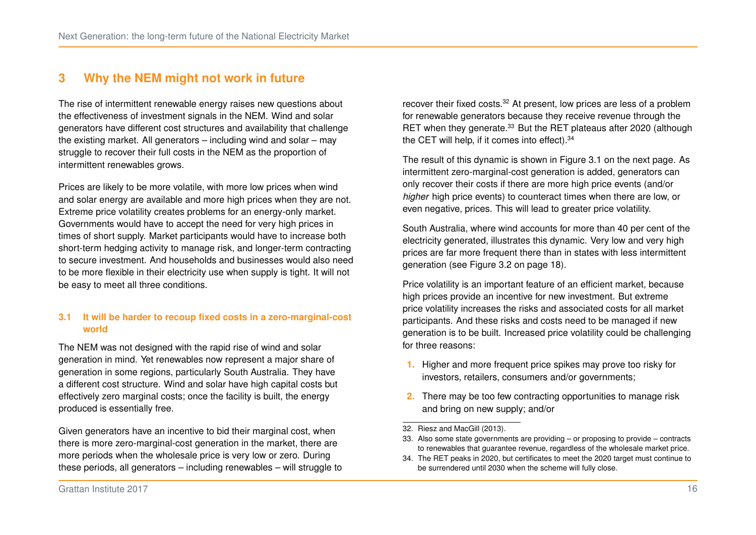# 3 Why the NEM might not work in future

The rise of intermittent renewable energy raises new questions about the effectiveness of investment signals in the NEM. Wind and solar generators have different cost structures and availability that challenge the existing market. All generators – including wind and solar – may struggle to recover their full costs in the NEM as the proportion of intermittent renewables grows.

Prices are likely to be more volatile, with more low prices when wind and solar energy are available and more high prices when they are not. Extreme price volatility creates problems for an energy-only market. Governments would have to accept the need for very high prices in times of short supply. Market participants would have to increase both short-term hedging activity to manage risk, and longer-term contracting to secure investment. And households and businesses would also need to be more flexible in their electricity use when supply is tight. It will not be easy to meet all three conditions.

## 3.1 It will be harder to recoup fixed costs in a zero-marginal-cost world

The NEM was not designed with the rapid rise of wind and solar generation in mind. Yet renewables now represent a major share of generation in some regions, particularly South Australia. They have a different cost structure. Wind and solar have high capital costs but effectively zero marginal costs; once the facility is built, the energy produced is essentially free.

Given generators have an incentive to bid their marginal cost, when there is more zero-marginal-cost generation in the market, there are more periods when the wholesale price is very low or zero. During these periods, all generators – including renewables – will struggle to recover their fixed costs.[32] At present, low prices are less of a problem for renewable generators because they receive revenue through the RET when they generate.[33] But the RET plateaus after 2020 (although the CET will help, if it comes into effect).[34]

The result of this dynamic is shown in Figure 3.1 on the next page. As intermittent zero-marginal-cost generation is added, generators can only recover their costs if there are more high price events (and/or *higher* high price events) to counteract times when there are low, or even negative, prices. This will lead to greater price volatility.

South Australia, where wind accounts for more than 40 per cent of the electricity generated, illustrates this dynamic. Very low and very high prices are far more frequent there than in states with less intermittent generation (see Figure 3.2 on page 18).

Price volatility is an important feature of an efficient market, because high prices provide an incentive for new investment. But extreme price volatility increases the risks and associated costs for all market participants. And these risks and costs need to be managed if new generation is to be built. Increased price volatility could be challenging for three reasons:

1. Higher and more frequent price spikes may prove too risky for investors, retailers, consumers and/or governments;
2. There may be too few contracting opportunities to manage risk and bring on new supply; and/or

---

32. Riesz and MacGill (2013).
33. Also some state governments are providing – or proposing to provide – contracts to renewables that guarantee revenue, regardless of the wholesale market price.
34. The RET peaks in 2020, but certificates to meet the 2020 target must continue to be surrendered until 2030 when the scheme will fully close.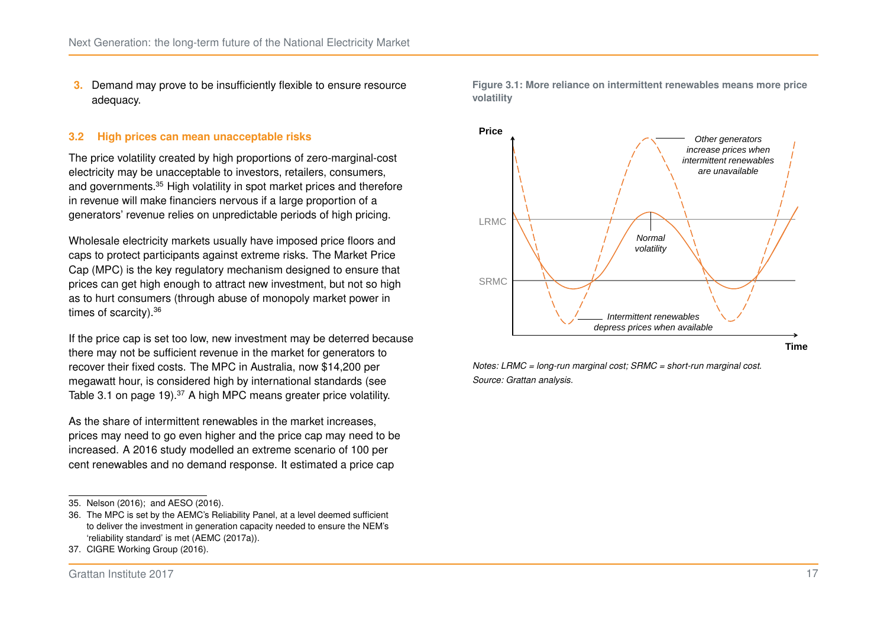3. Demand may prove to be insufficiently flexible to ensure resource adequacy.

### 3.2 High prices can mean unacceptable risks

The price volatility created by high proportions of zero-marginal-cost electricity may be unacceptable to investors, retailers, consumers, and governments.[35] High volatility in spot market prices and therefore in revenue will make financiers nervous if a large proportion of a generators' revenue relies on unpredictable periods of high pricing.

Wholesale electricity markets usually have imposed price floors and caps to protect participants against extreme risks. The Market Price Cap (MPC) is the key regulatory mechanism designed to ensure that prices can get high enough to attract new investment, but not so high as to hurt consumers (through abuse of monopoly market power in times of scarcity).[36]

If the price cap is set too low, new investment may be deterred because there may not be sufficient revenue in the market for generators to recover their fixed costs. The MPC in Australia, now $14,200 per megawatt hour, is considered high by international standards (see Table 3.1 on page 19).[37] A high MPC means greater price volatility.

As the share of intermittent renewables in the market increases, prices may need to go even higher and the price cap may need to be increased. A 2016 study modelled an extreme scenario of 100 per cent renewables and no demand response. It estimated a price cap

**Figure 3.1: More reliance on intermittent renewables means more price volatility**

*Notes: LRMC = long-run marginal cost; SRMC = short-run marginal cost.*
*Source: Grattan analysis.*

---

35. Nelson (2016); and AESO (2016).
36. The MPC is set by the AEMC's Reliability Panel, at a level deemed sufficient to deliver the investment in generation capacity needed to ensure the NEM's 'reliability standard' is met (AEMC (2017a)).
37. CIGRE Working Group (2016).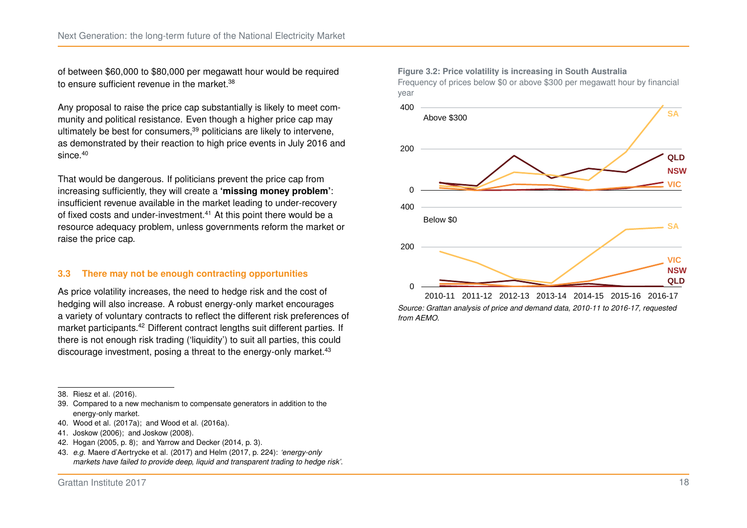of between $60,000 to $80,000 per megawatt hour would be required to ensure sufficient revenue in the market.[38]

Any proposal to raise the price cap substantially is likely to meet community and political resistance. Even though a higher price cap may ultimately be best for consumers,[39] politicians are likely to intervene, as demonstrated by their reaction to high price events in July 2016 and since.[40]

That would be dangerous. If politicians prevent the price cap from increasing sufficiently, they will create a **'missing money problem'**: insufficient revenue available in the market leading to under-recovery of fixed costs and under-investment.[41] At this point there would be a resource adequacy problem, unless governments reform the market or raise the price cap.

### 3.3 There may not be enough contracting opportunities

As price volatility increases, the need to hedge risk and the cost of hedging will also increase. A robust energy-only market encourages a variety of voluntary contracts to reflect the different risk preferences of market participants.[42] Different contract lengths suit different parties. If there is not enough risk trading ('liquidity') to suit all parties, this could discourage investment, posing a threat to the energy-only market.[43]

**Figure 3.2: Price volatility is increasing in South Australia**

Frequency of prices below $0 or above $300 per megawatt hour by financial year

*Source: Grattan analysis of price and demand data, 2010-11 to 2016-17, requested from AEMO.*

---

38. Riesz et al. (2016).
39. Compared to a new mechanism to compensate generators in addition to the energy-only market.
40. Wood et al. (2017a); and Wood et al. (2016a).
41. Joskow (2006); and Joskow (2008).
42. Hogan (2005, p. 8); and Yarrow and Decker (2014, p. 3).
43. *e.g.* Maere d'Aertrycke et al. (2017) and Helm (2017, p. 224): *'energy-only markets have failed to provide deep, liquid and transparent trading to hedge risk'*.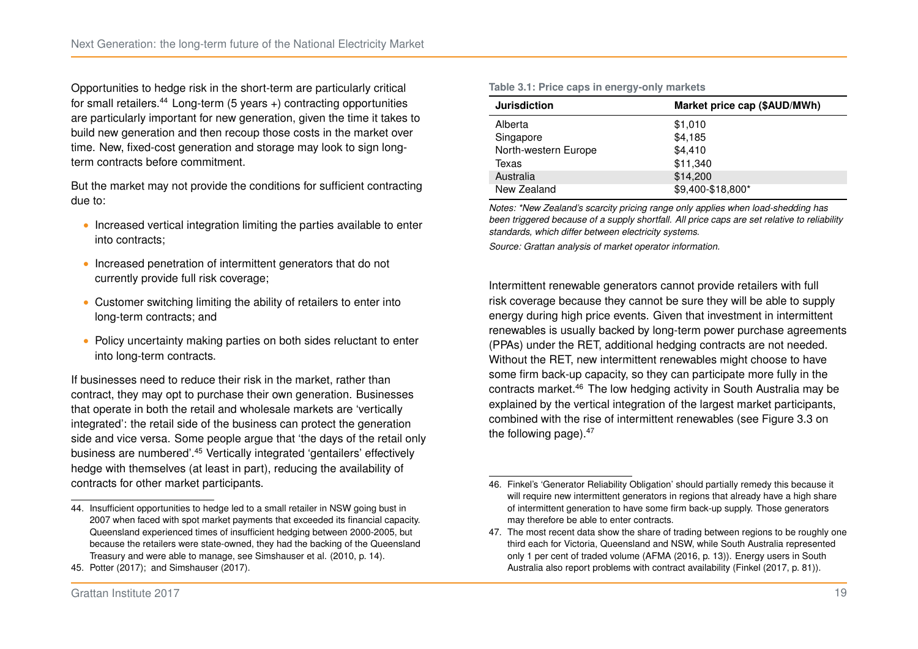Opportunities to hedge risk in the short-term are particularly critical for small retailers.[44] Long-term (5 years +) contracting opportunities are particularly important for new generation, given the time it takes to build new generation and then recoup those costs in the market over time. New, fixed-cost generation and storage may look to sign long-term contracts before commitment.

But the market may not provide the conditions for sufficient contracting due to:

- Increased vertical integration limiting the parties available to enter into contracts;
- Increased penetration of intermittent generators that do not currently provide full risk coverage;
- Customer switching limiting the ability of retailers to enter into long-term contracts; and
- Policy uncertainty making parties on both sides reluctant to enter into long-term contracts.

If businesses need to reduce their risk in the market, rather than contract, they may opt to purchase their own generation. Businesses that operate in both the retail and wholesale markets are 'vertically integrated': the retail side of the business can protect the generation side and vice versa. Some people argue that 'the days of the retail only business are numbered'.[45] Vertically integrated 'gentailers' effectively hedge with themselves (at least in part), reducing the availability of contracts for other market participants.

**Table 3.1: Price caps in energy-only markets**

| Jurisdiction | Market price cap ($AUD/MWh) |
|---|---|
| Alberta | $1,010 |
| Singapore | $4,185 |
| North-western Europe | $4,410 |
| Texas | $11,340 |
| Australia | $14,200 |
| New Zealand | $9,400-$18,800* |

*Notes: *New Zealand's scarcity pricing range only applies when load-shedding has been triggered because of a supply shortfall. All price caps are set relative to reliability standards, which differ between electricity systems.*

*Source: Grattan analysis of market operator information.*

Intermittent renewable generators cannot provide retailers with full risk coverage because they cannot be sure they will be able to supply energy during high price events. Given that investment in intermittent renewables is usually backed by long-term power purchase agreements (PPAs) under the RET, additional hedging contracts are not needed. Without the RET, new intermittent renewables might choose to have some firm back-up capacity, so they can participate more fully in the contracts market.[46] The low hedging activity in South Australia may be explained by the vertical integration of the largest market participants, combined with the rise of intermittent renewables (see Figure 3.3 on the following page).[47]

---

44. Insufficient opportunities to hedge led to a small retailer in NSW going bust in 2007 when faced with spot market payments that exceeded its financial capacity. Queensland experienced times of insufficient hedging between 2000-2005, but because the retailers were state-owned, they had the backing of the Queensland Treasury and were able to manage, see Simshauser et al. (2010, p. 14).

45. Potter (2017); and Simshauser (2017).

46. Finkel's 'Generator Reliability Obligation' should partially remedy this because it will require new intermittent generators in regions that already have a high share of intermittent generation to have some firm back-up supply. Those generators may therefore be able to enter contracts.

47. The most recent data show the share of trading between regions to be roughly one third each for Victoria, Queensland and NSW, while South Australia represented only 1 per cent of traded volume (AFMA (2016, p. 13)). Energy users in South Australia also report problems with contract availability (Finkel (2017, p. 81)).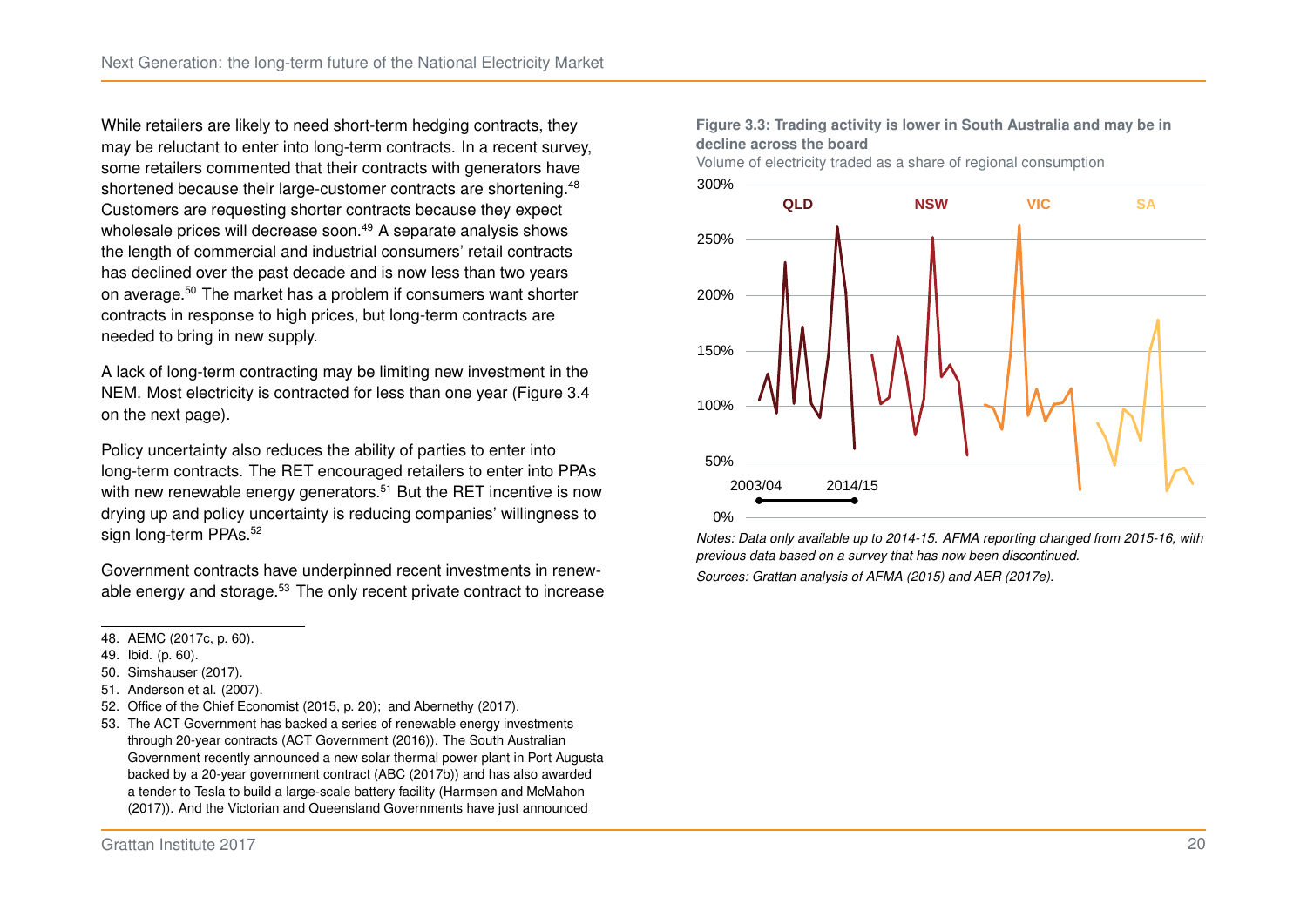While retailers are likely to need short-term hedging contracts, they may be reluctant to enter into long-term contracts. In a recent survey, some retailers commented that their contracts with generators have shortened because their large-customer contracts are shortening.[48] Customers are requesting shorter contracts because they expect wholesale prices will decrease soon.[49] A separate analysis shows the length of commercial and industrial consumers' retail contracts has declined over the past decade and is now less than two years on average.[50] The market has a problem if consumers want shorter contracts in response to high prices, but long-term contracts are needed to bring in new supply.

A lack of long-term contracting may be limiting new investment in the NEM. Most electricity is contracted for less than one year (Figure 3.4 on the next page).

Policy uncertainty also reduces the ability of parties to enter into long-term contracts. The RET encouraged retailers to enter into PPAs with new renewable energy generators.[51] But the RET incentive is now drying up and policy uncertainty is reducing companies' willingness to sign long-term PPAs.[52]

Government contracts have underpinned recent investments in renewable energy and storage.[53] The only recent private contract to increase

**Figure 3.3: Trading activity is lower in South Australia and may be in decline across the board**

Volume of electricity traded as a share of regional consumption

*Notes: Data only available up to 2014-15. AFMA reporting changed from 2015-16, with previous data based on a survey that has now been discontinued.*

*Sources: Grattan analysis of AFMA (2015) and AER (2017e).*

48. AEMC (2017c, p. 60).
49. Ibid. (p. 60).
50. Simshauser (2017).
51. Anderson et al. (2007).
52. Office of the Chief Economist (2015, p. 20); and Abernethy (2017).
53. The ACT Government has backed a series of renewable energy investments through 20-year contracts (ACT Government (2016)). The South Australian Government recently announced a new solar thermal power plant in Port Augusta backed by a 20-year government contract (ABC (2017b)) and has also awarded a tender to Tesla to build a large-scale battery facility (Harmsen and McMahon (2017)). And the Victorian and Queensland Governments have just announced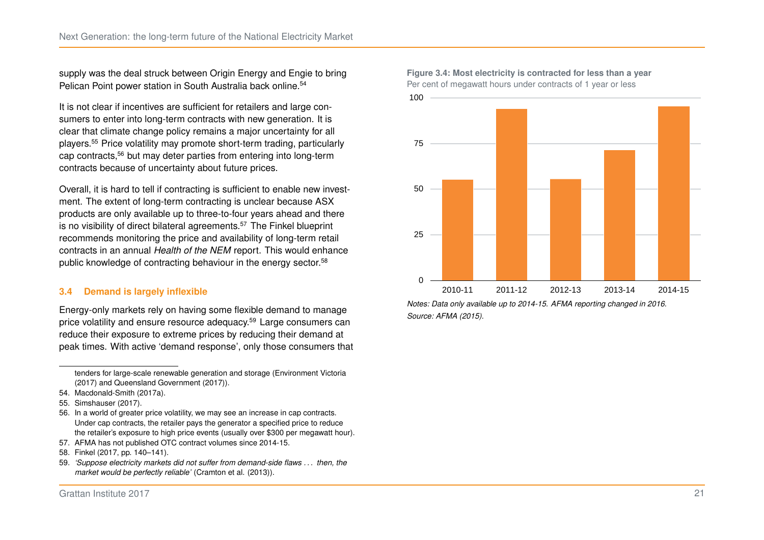supply was the deal struck between Origin Energy and Engie to bring Pelican Point power station in South Australia back online.[54]

It is not clear if incentives are sufficient for retailers and large consumers to enter into long-term contracts with new generation. It is clear that climate change policy remains a major uncertainty for all players.[55] Price volatility may promote short-term trading, particularly cap contracts,[56] but may deter parties from entering into long-term contracts because of uncertainty about future prices.

Overall, it is hard to tell if contracting is sufficient to enable new investment. The extent of long-term contracting is unclear because ASX products are only available up to three-to-four years ahead and there is no visibility of direct bilateral agreements.[57] The Finkel blueprint recommends monitoring the price and availability of long-term retail contracts in an annual *Health of the NEM* report. This would enhance public knowledge of contracting behaviour in the energy sector.[58]

### 3.4 Demand is largely inflexible

Energy-only markets rely on having some flexible demand to manage price volatility and ensure resource adequacy.[59] Large consumers can reduce their exposure to extreme prices by reducing their demand at peak times. With active 'demand response', only those consumers that

**Figure 3.4: Most electricity is contracted for less than a year**
Per cent of megawatt hours under contracts of 1 year or less

| Year | Per cent |
|---|---|
| 2010-11 | ~55 |
| 2011-12 | ~94 |
| 2012-13 | ~55 |
| 2013-14 | ~71 |
| 2014-15 | ~95 |

*Notes: Data only available up to 2014-15. AFMA reporting changed in 2016.*
*Source: AFMA (2015).*

---

tenders for large-scale renewable generation and storage (Environment Victoria (2017) and Queensland Government (2017)).

54. Macdonald-Smith (2017a).
55. Simshauser (2017).
56. In a world of greater price volatility, we may see an increase in cap contracts. Under cap contracts, the retailer pays the generator a specified price to reduce the retailer's exposure to high price events (usually over $300 per megawatt hour).
57. AFMA has not published OTC contract volumes since 2014-15.
58. Finkel (2017, pp. 140–141).
59. *'Suppose electricity markets did not suffer from demand-side flaws . . . then, the market would be perfectly reliable'* (Cramton et al. (2013)).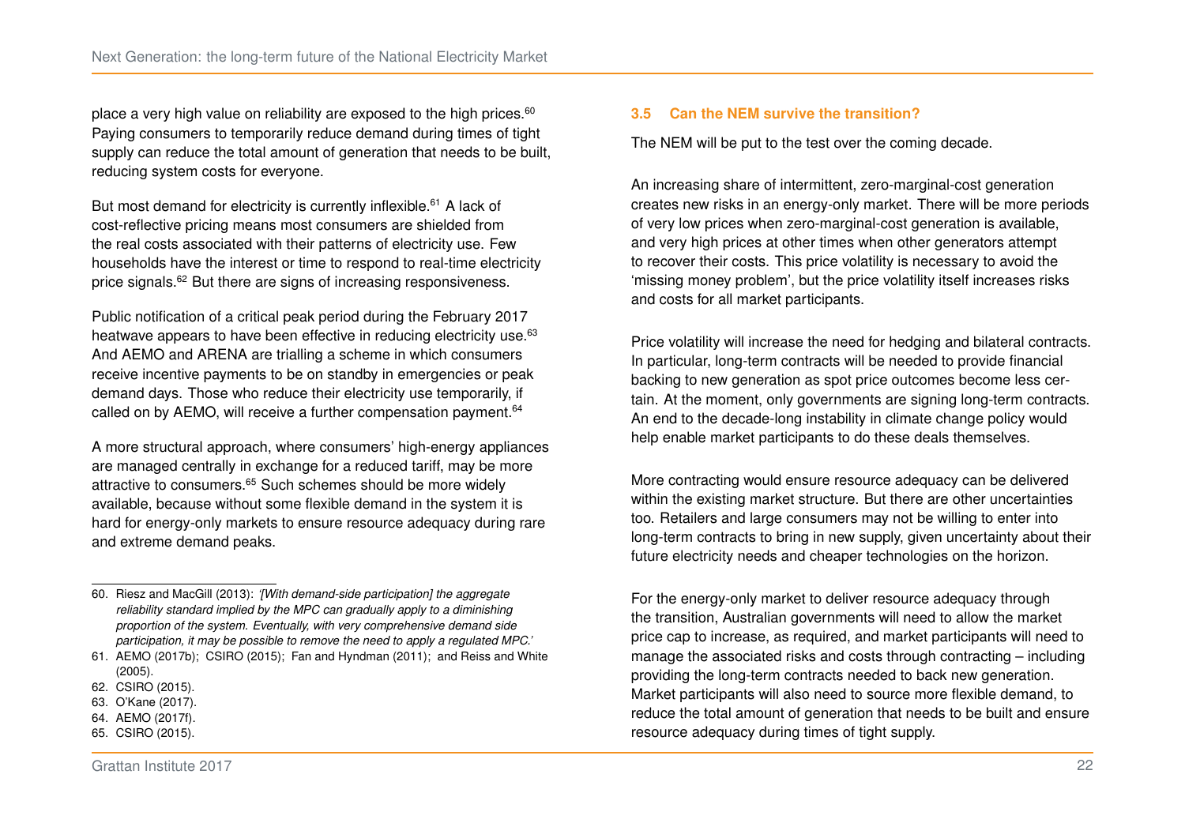place a very high value on reliability are exposed to the high prices.[60] Paying consumers to temporarily reduce demand during times of tight supply can reduce the total amount of generation that needs to be built, reducing system costs for everyone.

But most demand for electricity is currently inflexible.[61] A lack of cost-reflective pricing means most consumers are shielded from the real costs associated with their patterns of electricity use. Few households have the interest or time to respond to real-time electricity price signals.[62] But there are signs of increasing responsiveness.

Public notification of a critical peak period during the February 2017 heatwave appears to have been effective in reducing electricity use.[63] And AEMO and ARENA are trialling a scheme in which consumers receive incentive payments to be on standby in emergencies or peak demand days. Those who reduce their electricity use temporarily, if called on by AEMO, will receive a further compensation payment.[64]

A more structural approach, where consumers' high-energy appliances are managed centrally in exchange for a reduced tariff, may be more attractive to consumers.[65] Such schemes should be more widely available, because without some flexible demand in the system it is hard for energy-only markets to ensure resource adequacy during rare and extreme demand peaks.

### 3.5 Can the NEM survive the transition?

The NEM will be put to the test over the coming decade.

An increasing share of intermittent, zero-marginal-cost generation creates new risks in an energy-only market. There will be more periods of very low prices when zero-marginal-cost generation is available, and very high prices at other times when other generators attempt to recover their costs. This price volatility is necessary to avoid the 'missing money problem', but the price volatility itself increases risks and costs for all market participants.

Price volatility will increase the need for hedging and bilateral contracts. In particular, long-term contracts will be needed to provide financial backing to new generation as spot price outcomes become less certain. At the moment, only governments are signing long-term contracts. An end to the decade-long instability in climate change policy would help enable market participants to do these deals themselves.

More contracting would ensure resource adequacy can be delivered within the existing market structure. But there are other uncertainties too. Retailers and large consumers may not be willing to enter into long-term contracts to bring in new supply, given uncertainty about their future electricity needs and cheaper technologies on the horizon.

For the energy-only market to deliver resource adequacy through the transition, Australian governments will need to allow the market price cap to increase, as required, and market participants will need to manage the associated risks and costs through contracting – including providing the long-term contracts needed to back new generation. Market participants will also need to source more flexible demand, to reduce the total amount of generation that needs to be built and ensure resource adequacy during times of tight supply.

---

60. Riesz and MacGill (2013): *'[With demand-side participation] the aggregate reliability standard implied by the MPC can gradually apply to a diminishing proportion of the system. Eventually, with very comprehensive demand side participation, it may be possible to remove the need to apply a regulated MPC.'*
61. AEMO (2017b); CSIRO (2015); Fan and Hyndman (2011); and Reiss and White (2005).
62. CSIRO (2015).
63. O'Kane (2017).
64. AEMO (2017f).
65. CSIRO (2015).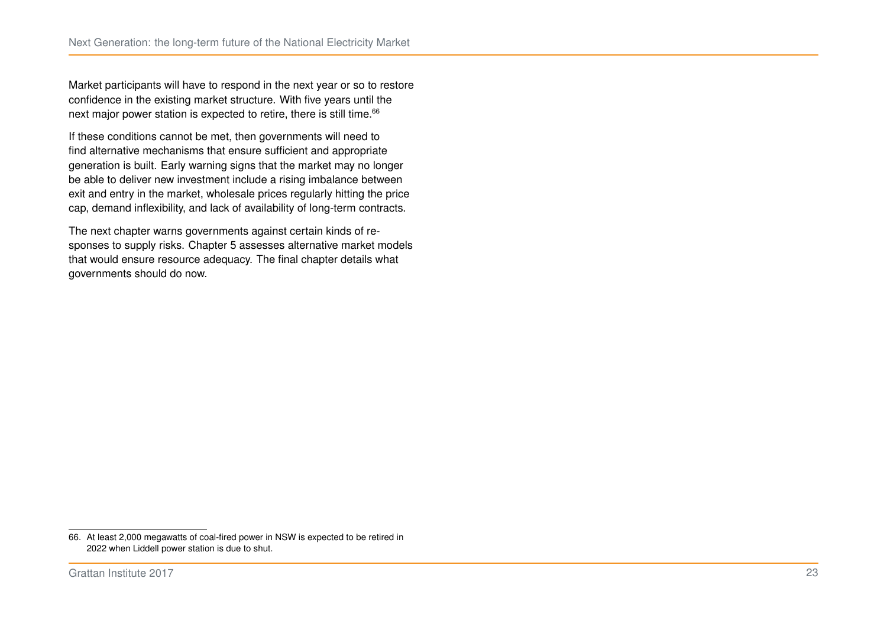Market participants will have to respond in the next year or so to restore confidence in the existing market structure. With five years until the next major power station is expected to retire, there is still time.[66]

If these conditions cannot be met, then governments will need to find alternative mechanisms that ensure sufficient and appropriate generation is built. Early warning signs that the market may no longer be able to deliver new investment include a rising imbalance between exit and entry in the market, wholesale prices regularly hitting the price cap, demand inflexibility, and lack of availability of long-term contracts.

The next chapter warns governments against certain kinds of responses to supply risks. Chapter 5 assesses alternative market models that would ensure resource adequacy. The final chapter details what governments should do now.

66. At least 2,000 megawatts of coal-fired power in NSW is expected to be retired in 2022 when Liddell power station is due to shut.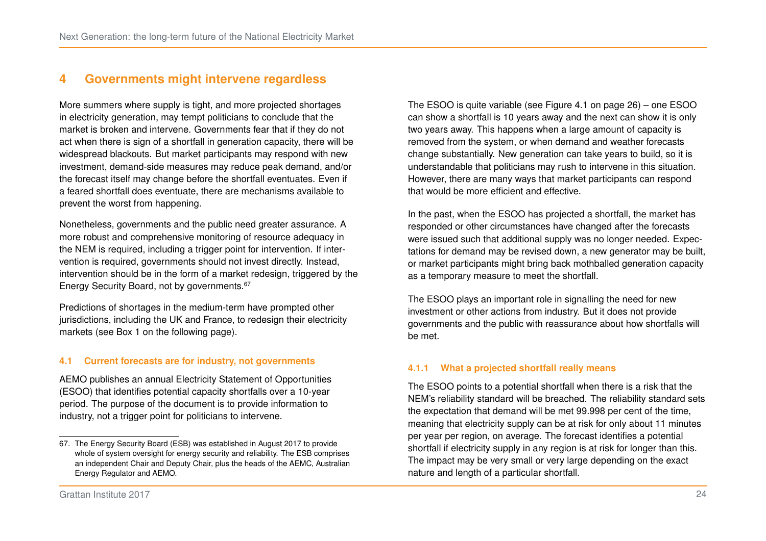# 4 Governments might intervene regardless

More summers where supply is tight, and more projected shortages in electricity generation, may tempt politicians to conclude that the market is broken and intervene. Governments fear that if they do not act when there is sign of a shortfall in generation capacity, there will be widespread blackouts. But market participants may respond with new investment, demand-side measures may reduce peak demand, and/or the forecast itself may change before the shortfall eventuates. Even if a feared shortfall does eventuate, there are mechanisms available to prevent the worst from happening.

Nonetheless, governments and the public need greater assurance. A more robust and comprehensive monitoring of resource adequacy in the NEM is required, including a trigger point for intervention. If intervention is required, governments should not invest directly. Instead, intervention should be in the form of a market redesign, triggered by the Energy Security Board, not by governments.[67]

Predictions of shortages in the medium-term have prompted other jurisdictions, including the UK and France, to redesign their electricity markets (see Box 1 on the following page).

## 4.1 Current forecasts are for industry, not governments

AEMO publishes an annual Electricity Statement of Opportunities (ESOO) that identifies potential capacity shortfalls over a 10-year period. The purpose of the document is to provide information to industry, not a trigger point for politicians to intervene.

The ESOO is quite variable (see Figure 4.1 on page 26) – one ESOO can show a shortfall is 10 years away and the next can show it is only two years away. This happens when a large amount of capacity is removed from the system, or when demand and weather forecasts change substantially. New generation can take years to build, so it is understandable that politicians may rush to intervene in this situation. However, there are many ways that market participants can respond that would be more efficient and effective.

In the past, when the ESOO has projected a shortfall, the market has responded or other circumstances have changed after the forecasts were issued such that additional supply was no longer needed. Expectations for demand may be revised down, a new generator may be built, or market participants might bring back mothballed generation capacity as a temporary measure to meet the shortfall.

The ESOO plays an important role in signalling the need for new investment or other actions from industry. But it does not provide governments and the public with reassurance about how shortfalls will be met.

### 4.1.1 What a projected shortfall really means

The ESOO points to a potential shortfall when there is a risk that the NEM's reliability standard will be breached. The reliability standard sets the expectation that demand will be met 99.998 per cent of the time, meaning that electricity supply can be at risk for only about 11 minutes per year per region, on average. The forecast identifies a potential shortfall if electricity supply in any region is at risk for longer than this. The impact may be very small or very large depending on the exact nature and length of a particular shortfall.

---

67. The Energy Security Board (ESB) was established in August 2017 to provide whole of system oversight for energy security and reliability. The ESB comprises an independent Chair and Deputy Chair, plus the heads of the AEMC, Australian Energy Regulator and AEMO.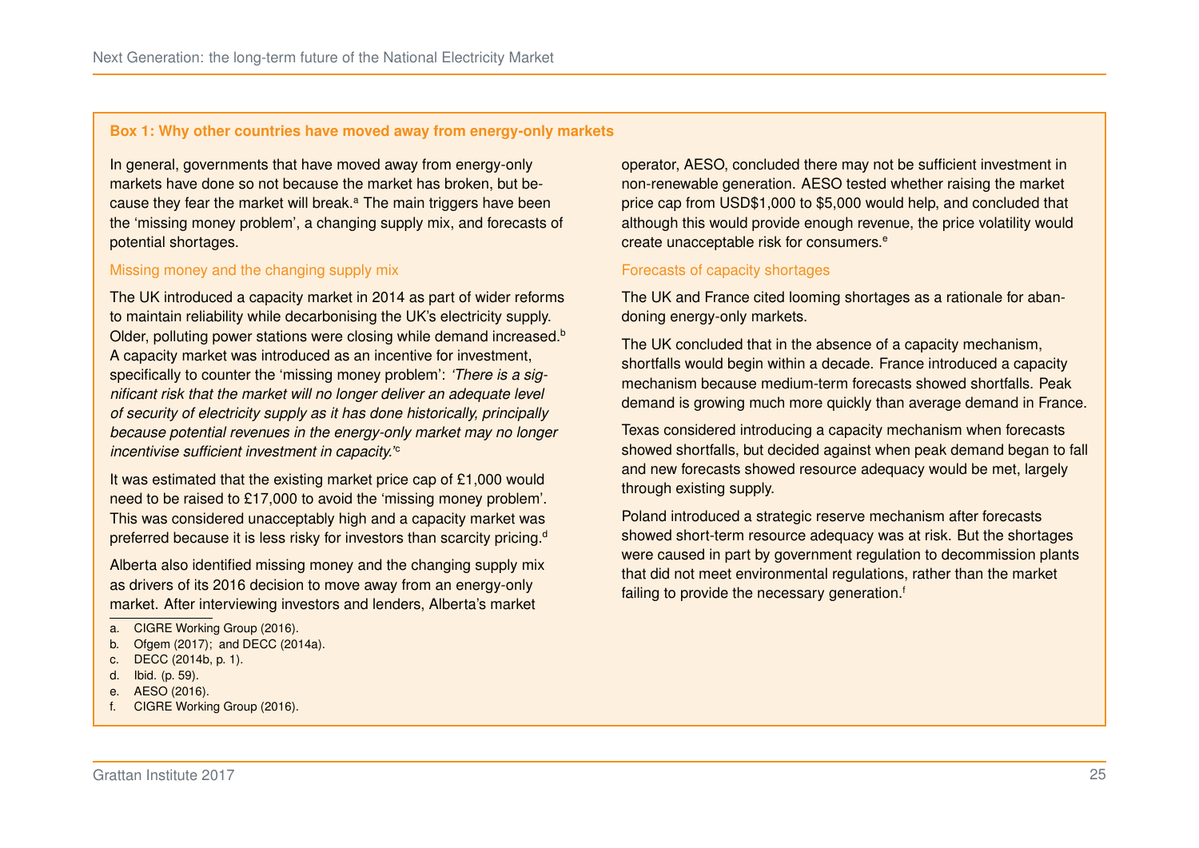### Box 1: Why other countries have moved away from energy-only markets

In general, governments that have moved away from energy-only markets have done so not because the market has broken, but because they fear the market will break.[a] The main triggers have been the 'missing money problem', a changing supply mix, and forecasts of potential shortages.

#### Missing money and the changing supply mix

The UK introduced a capacity market in 2014 as part of wider reforms to maintain reliability while decarbonising the UK's electricity supply. Older, polluting power stations were closing while demand increased.[b] A capacity market was introduced as an incentive for investment, specifically to counter the 'missing money problem': *'There is a significant risk that the market will no longer deliver an adequate level of security of electricity supply as it has done historically, principally because potential revenues in the energy-only market may no longer incentivise sufficient investment in capacity.'*[c]

It was estimated that the existing market price cap of £1,000 would need to be raised to £17,000 to avoid the 'missing money problem'. This was considered unacceptably high and a capacity market was preferred because it is less risky for investors than scarcity pricing.[d]

Alberta also identified missing money and the changing supply mix as drivers of its 2016 decision to move away from an energy-only market. After interviewing investors and lenders, Alberta's market operator, AESO, concluded there may not be sufficient investment in non-renewable generation. AESO tested whether raising the market price cap from USD$1,000 to $5,000 would help, and concluded that although this would provide enough revenue, the price volatility would create unacceptable risk for consumers.[e]

#### Forecasts of capacity shortages

The UK and France cited looming shortages as a rationale for abandoning energy-only markets.

The UK concluded that in the absence of a capacity mechanism, shortfalls would begin within a decade. France introduced a capacity mechanism because medium-term forecasts showed shortfalls. Peak demand is growing much more quickly than average demand in France.

Texas considered introducing a capacity mechanism when forecasts showed shortfalls, but decided against when peak demand began to fall and new forecasts showed resource adequacy would be met, largely through existing supply.

Poland introduced a strategic reserve mechanism after forecasts showed short-term resource adequacy was at risk. But the shortages were caused in part by government regulation to decommission plants that did not meet environmental regulations, rather than the market failing to provide the necessary generation.[f]

---

a. CIGRE Working Group (2016).
b. Ofgem (2017); and DECC (2014a).
c. DECC (2014b, p. 1).
d. Ibid. (p. 59).
e. AESO (2016).
f. CIGRE Working Group (2016).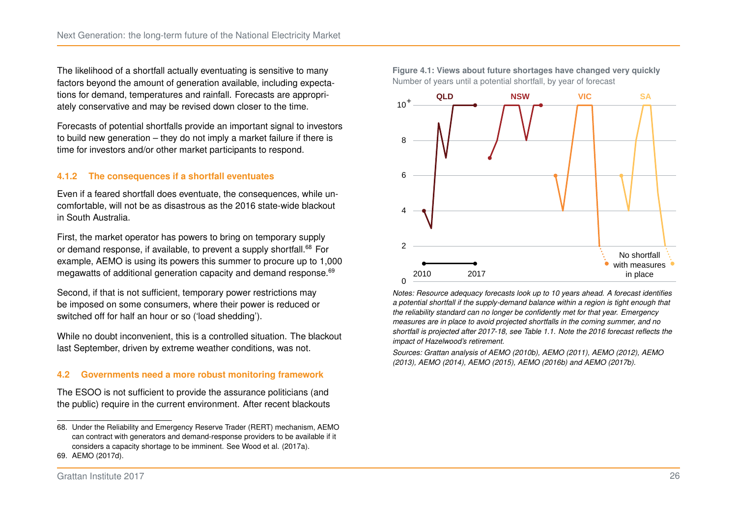The likelihood of a shortfall actually eventuating is sensitive to many factors beyond the amount of generation available, including expectations for demand, temperatures and rainfall. Forecasts are appropriately conservative and may be revised down closer to the time.

Forecasts of potential shortfalls provide an important signal to investors to build new generation – they do not imply a market failure if there is time for investors and/or other market participants to respond.

### 4.1.2 The consequences if a shortfall eventuates

Even if a feared shortfall does eventuate, the consequences, while uncomfortable, will not be as disastrous as the 2016 state-wide blackout in South Australia.

First, the market operator has powers to bring on temporary supply or demand response, if available, to prevent a supply shortfall.[68] For example, AEMO is using its powers this summer to procure up to 1,000 megawatts of additional generation capacity and demand response.[69]

Second, if that is not sufficient, temporary power restrictions may be imposed on some consumers, where their power is reduced or switched off for half an hour or so ('load shedding').

While no doubt inconvenient, this is a controlled situation. The blackout last September, driven by extreme weather conditions, was not.

## 4.2 Governments need a more robust monitoring framework

The ESOO is not sufficient to provide the assurance politicians (and the public) require in the current environment. After recent blackouts

**Figure 4.1: Views about future shortages have changed very quickly**
Number of years until a potential shortfall, by year of forecast

*Notes: Resource adequacy forecasts look up to 10 years ahead. A forecast identifies a potential shortfall if the supply-demand balance within a region is tight enough that the reliability standard can no longer be confidently met for that year. Emergency measures are in place to avoid projected shortfalls in the coming summer, and no shortfall is projected after 2017-18, see Table 1.1. Note the 2016 forecast reflects the impact of Hazelwood's retirement.*

*Sources: Grattan analysis of AEMO (2010b), AEMO (2011), AEMO (2012), AEMO (2013), AEMO (2014), AEMO (2015), AEMO (2016b) and AEMO (2017b).*

---

68. Under the Reliability and Emergency Reserve Trader (RERT) mechanism, AEMO can contract with generators and demand-response providers to be available if it considers a capacity shortage to be imminent. See Wood et al. (2017a).

69. AEMO (2017d).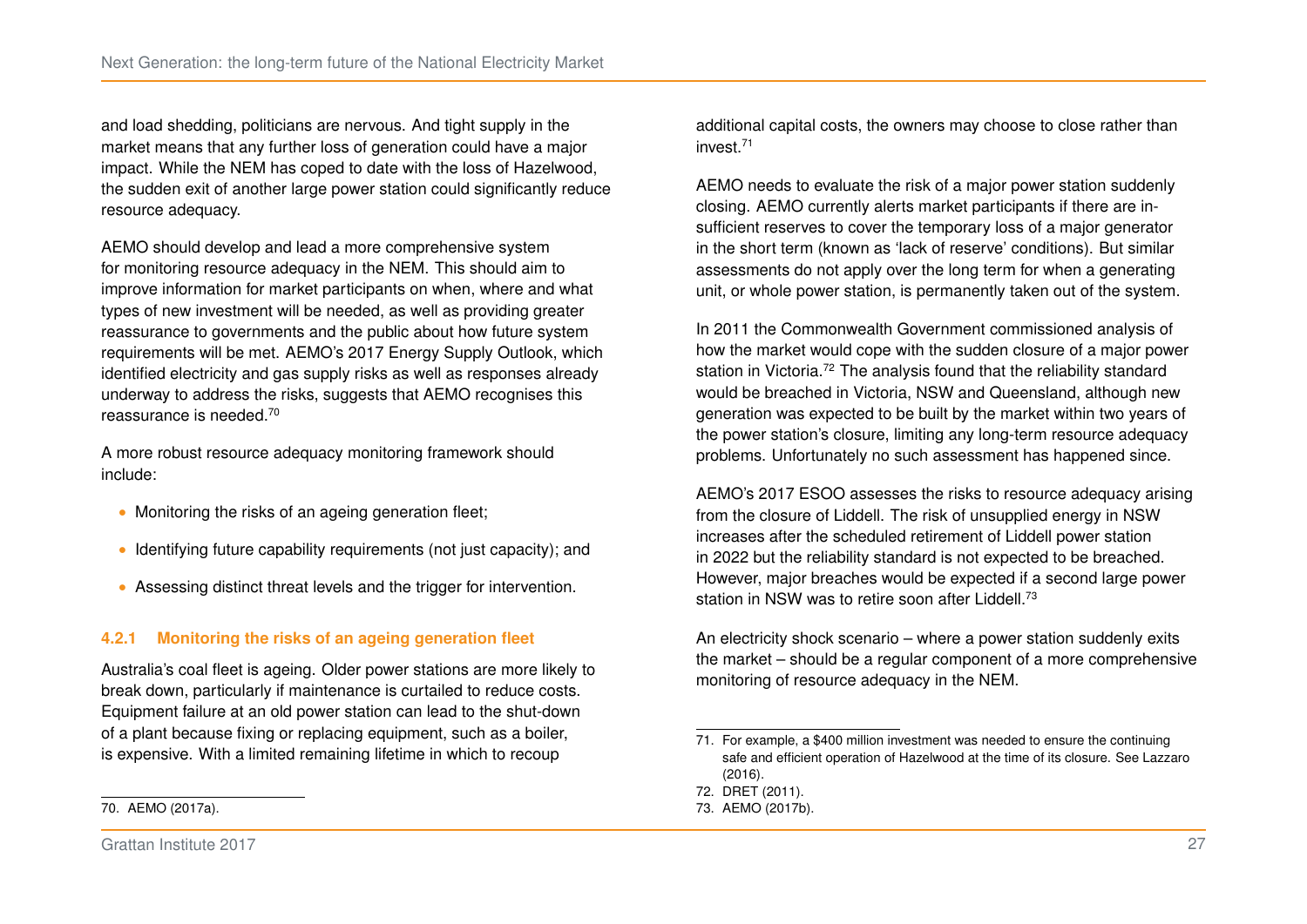and load shedding, politicians are nervous. And tight supply in the market means that any further loss of generation could have a major impact. While the NEM has coped to date with the loss of Hazelwood, the sudden exit of another large power station could significantly reduce resource adequacy.

AEMO should develop and lead a more comprehensive system for monitoring resource adequacy in the NEM. This should aim to improve information for market participants on when, where and what types of new investment will be needed, as well as providing greater reassurance to governments and the public about how future system requirements will be met. AEMO's 2017 Energy Supply Outlook, which identified electricity and gas supply risks as well as responses already underway to address the risks, suggests that AEMO recognises this reassurance is needed.[70]

A more robust resource adequacy monitoring framework should include:

- Monitoring the risks of an ageing generation fleet;
- Identifying future capability requirements (not just capacity); and
- Assessing distinct threat levels and the trigger for intervention.

### 4.2.1 Monitoring the risks of an ageing generation fleet

Australia's coal fleet is ageing. Older power stations are more likely to break down, particularly if maintenance is curtailed to reduce costs. Equipment failure at an old power station can lead to the shut-down of a plant because fixing or replacing equipment, such as a boiler, is expensive. With a limited remaining lifetime in which to recoup additional capital costs, the owners may choose to close rather than invest.[71]

AEMO needs to evaluate the risk of a major power station suddenly closing. AEMO currently alerts market participants if there are insufficient reserves to cover the temporary loss of a major generator in the short term (known as 'lack of reserve' conditions). But similar assessments do not apply over the long term for when a generating unit, or whole power station, is permanently taken out of the system.

In 2011 the Commonwealth Government commissioned analysis of how the market would cope with the sudden closure of a major power station in Victoria.[72] The analysis found that the reliability standard would be breached in Victoria, NSW and Queensland, although new generation was expected to be built by the market within two years of the power station's closure, limiting any long-term resource adequacy problems. Unfortunately no such assessment has happened since.

AEMO's 2017 ESOO assesses the risks to resource adequacy arising from the closure of Liddell. The risk of unsupplied energy in NSW increases after the scheduled retirement of Liddell power station in 2022 but the reliability standard is not expected to be breached. However, major breaches would be expected if a second large power station in NSW was to retire soon after Liddell.[73]

An electricity shock scenario – where a power station suddenly exits the market – should be a regular component of a more comprehensive monitoring of resource adequacy in the NEM.

---

70. AEMO (2017a).

71. For example, a $400 million investment was needed to ensure the continuing safe and efficient operation of Hazelwood at the time of its closure. See Lazzaro (2016).

72. DRET (2011).

73. AEMO (2017b).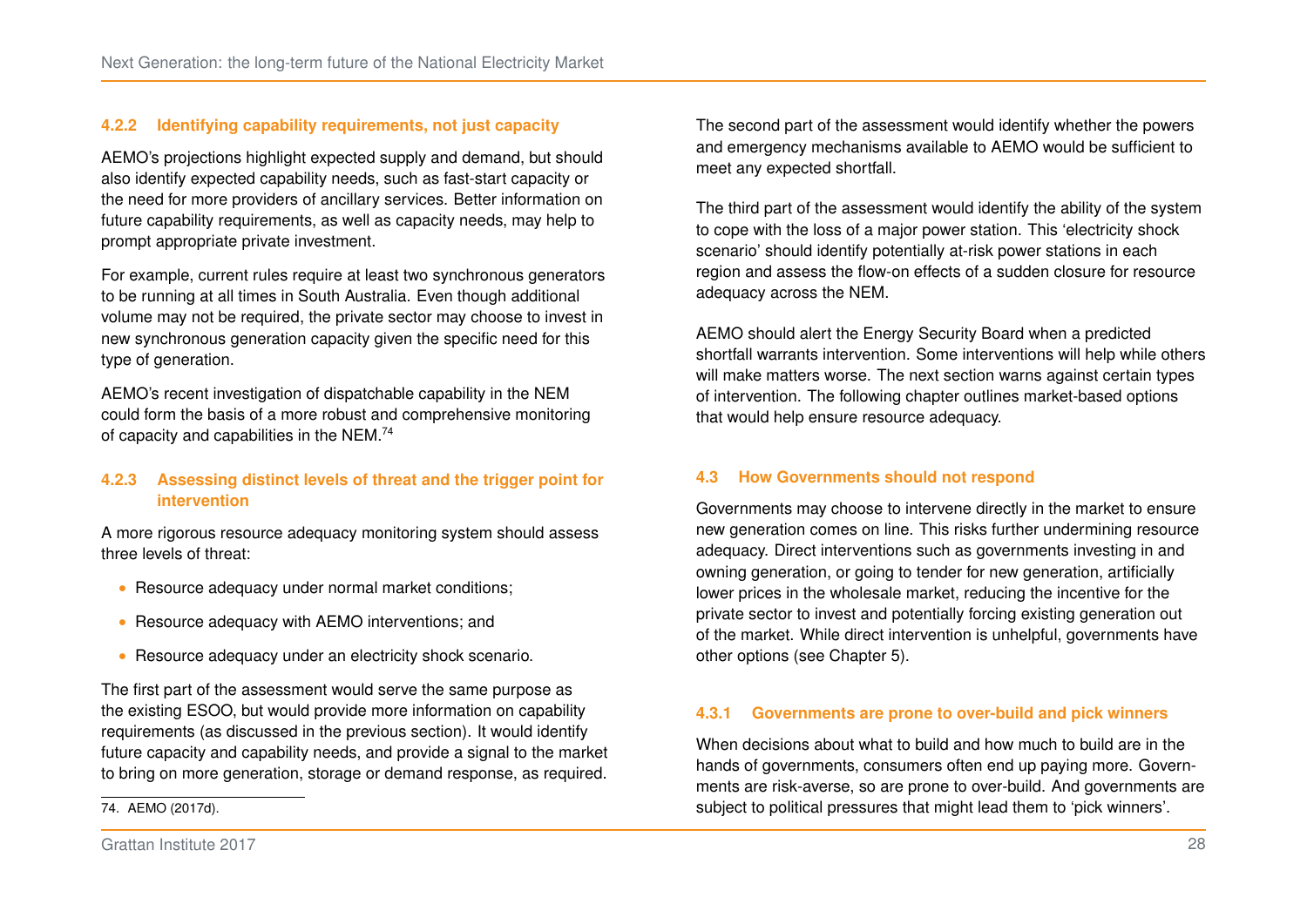### 4.2.2 Identifying capability requirements, not just capacity

AEMO's projections highlight expected supply and demand, but should also identify expected capability needs, such as fast-start capacity or the need for more providers of ancillary services. Better information on future capability requirements, as well as capacity needs, may help to prompt appropriate private investment.

For example, current rules require at least two synchronous generators to be running at all times in South Australia. Even though additional volume may not be required, the private sector may choose to invest in new synchronous generation capacity given the specific need for this type of generation.

AEMO's recent investigation of dispatchable capability in the NEM could form the basis of a more robust and comprehensive monitoring of capacity and capabilities in the NEM.[74]

### 4.2.3 Assessing distinct levels of threat and the trigger point for intervention

A more rigorous resource adequacy monitoring system should assess three levels of threat:

- Resource adequacy under normal market conditions;
- Resource adequacy with AEMO interventions; and
- Resource adequacy under an electricity shock scenario.

The first part of the assessment would serve the same purpose as the existing ESOO, but would provide more information on capability requirements (as discussed in the previous section). It would identify future capacity and capability needs, and provide a signal to the market to bring on more generation, storage or demand response, as required.

74. AEMO (2017d).

The second part of the assessment would identify whether the powers and emergency mechanisms available to AEMO would be sufficient to meet any expected shortfall.

The third part of the assessment would identify the ability of the system to cope with the loss of a major power station. This 'electricity shock scenario' should identify potentially at-risk power stations in each region and assess the flow-on effects of a sudden closure for resource adequacy across the NEM.

AEMO should alert the Energy Security Board when a predicted shortfall warrants intervention. Some interventions will help while others will make matters worse. The next section warns against certain types of intervention. The following chapter outlines market-based options that would help ensure resource adequacy.

## 4.3 How Governments should not respond

Governments may choose to intervene directly in the market to ensure new generation comes on line. This risks further undermining resource adequacy. Direct interventions such as governments investing in and owning generation, or going to tender for new generation, artificially lower prices in the wholesale market, reducing the incentive for the private sector to invest and potentially forcing existing generation out of the market. While direct intervention is unhelpful, governments have other options (see Chapter 5).

### 4.3.1 Governments are prone to over-build and pick winners

When decisions about what to build and how much to build are in the hands of governments, consumers often end up paying more. Governments are risk-averse, so are prone to over-build. And governments are subject to political pressures that might lead them to 'pick winners'.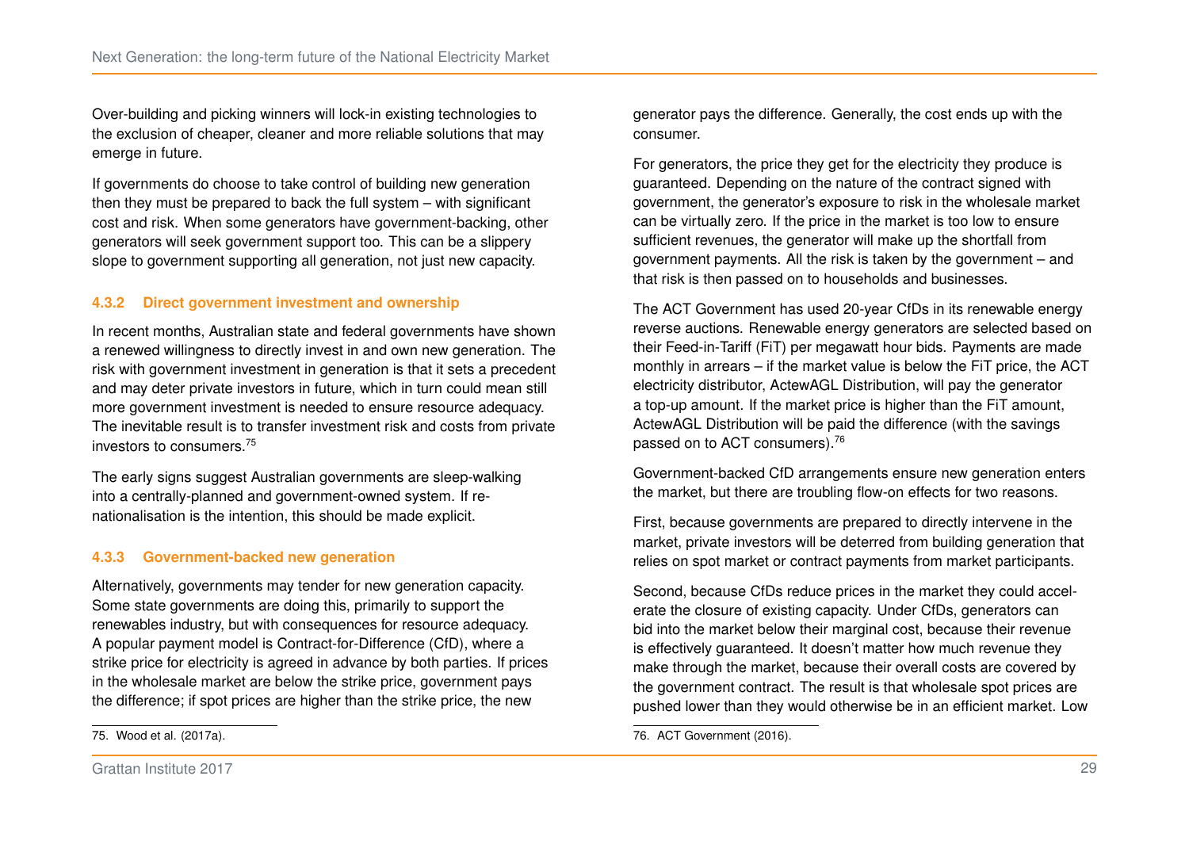Over-building and picking winners will lock-in existing technologies to the exclusion of cheaper, cleaner and more reliable solutions that may emerge in future.

If governments do choose to take control of building new generation then they must be prepared to back the full system – with significant cost and risk. When some generators have government-backing, other generators will seek government support too. This can be a slippery slope to government supporting all generation, not just new capacity.

### 4.3.2 Direct government investment and ownership

In recent months, Australian state and federal governments have shown a renewed willingness to directly invest in and own new generation. The risk with government investment in generation is that it sets a precedent and may deter private investors in future, which in turn could mean still more government investment is needed to ensure resource adequacy. The inevitable result is to transfer investment risk and costs from private investors to consumers.[75]

The early signs suggest Australian governments are sleep-walking into a centrally-planned and government-owned system. If re-nationalisation is the intention, this should be made explicit.

### 4.3.3 Government-backed new generation

Alternatively, governments may tender for new generation capacity. Some state governments are doing this, primarily to support the renewables industry, but with consequences for resource adequacy. A popular payment model is Contract-for-Difference (CfD), where a strike price for electricity is agreed in advance by both parties. If prices in the wholesale market are below the strike price, government pays the difference; if spot prices are higher than the strike price, the new generator pays the difference. Generally, the cost ends up with the consumer.

For generators, the price they get for the electricity they produce is guaranteed. Depending on the nature of the contract signed with government, the generator's exposure to risk in the wholesale market can be virtually zero. If the price in the market is too low to ensure sufficient revenues, the generator will make up the shortfall from government payments. All the risk is taken by the government – and that risk is then passed on to households and businesses.

The ACT Government has used 20-year CfDs in its renewable energy reverse auctions. Renewable energy generators are selected based on their Feed-in-Tariff (FiT) per megawatt hour bids. Payments are made monthly in arrears – if the market value is below the FiT price, the ACT electricity distributor, ActewAGL Distribution, will pay the generator a top-up amount. If the market price is higher than the FiT amount, ActewAGL Distribution will be paid the difference (with the savings passed on to ACT consumers).[76]

Government-backed CfD arrangements ensure new generation enters the market, but there are troubling flow-on effects for two reasons.

First, because governments are prepared to directly intervene in the market, private investors will be deterred from building generation that relies on spot market or contract payments from market participants.

Second, because CfDs reduce prices in the market they could accelerate the closure of existing capacity. Under CfDs, generators can bid into the market below their marginal cost, because their revenue is effectively guaranteed. It doesn't matter how much revenue they make through the market, because their overall costs are covered by the government contract. The result is that wholesale spot prices are pushed lower than they would otherwise be in an efficient market. Low

75. Wood et al. (2017a).

76. ACT Government (2016).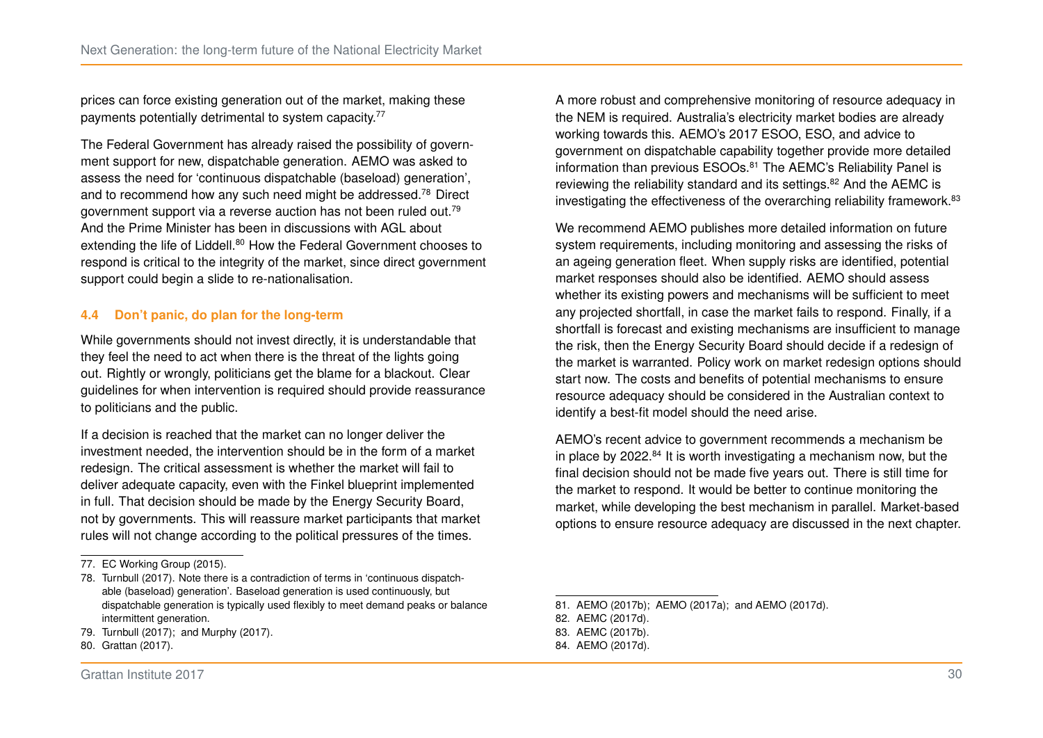prices can force existing generation out of the market, making these payments potentially detrimental to system capacity.[77]

The Federal Government has already raised the possibility of government support for new, dispatchable generation. AEMO was asked to assess the need for 'continuous dispatchable (baseload) generation', and to recommend how any such need might be addressed.[78] Direct government support via a reverse auction has not been ruled out.[79] And the Prime Minister has been in discussions with AGL about extending the life of Liddell.[80] How the Federal Government chooses to respond is critical to the integrity of the market, since direct government support could begin a slide to re-nationalisation.

### 4.4 Don't panic, do plan for the long-term

While governments should not invest directly, it is understandable that they feel the need to act when there is the threat of the lights going out. Rightly or wrongly, politicians get the blame for a blackout. Clear guidelines for when intervention is required should provide reassurance to politicians and the public.

If a decision is reached that the market can no longer deliver the investment needed, the intervention should be in the form of a market redesign. The critical assessment is whether the market will fail to deliver adequate capacity, even with the Finkel blueprint implemented in full. That decision should be made by the Energy Security Board, not by governments. This will reassure market participants that market rules will not change according to the political pressures of the times.

A more robust and comprehensive monitoring of resource adequacy in the NEM is required. Australia's electricity market bodies are already working towards this. AEMO's 2017 ESOO, ESO, and advice to government on dispatchable capability together provide more detailed information than previous ESOOs.[81] The AEMC's Reliability Panel is reviewing the reliability standard and its settings.[82] And the AEMC is investigating the effectiveness of the overarching reliability framework.[83]

We recommend AEMO publishes more detailed information on future system requirements, including monitoring and assessing the risks of an ageing generation fleet. When supply risks are identified, potential market responses should also be identified. AEMO should assess whether its existing powers and mechanisms will be sufficient to meet any projected shortfall, in case the market fails to respond. Finally, if a shortfall is forecast and existing mechanisms are insufficient to manage the risk, then the Energy Security Board should decide if a redesign of the market is warranted. Policy work on market redesign options should start now. The costs and benefits of potential mechanisms to ensure resource adequacy should be considered in the Australian context to identify a best-fit model should the need arise.

AEMO's recent advice to government recommends a mechanism be in place by 2022.[84] It is worth investigating a mechanism now, but the final decision should not be made five years out. There is still time for the market to respond. It would be better to continue monitoring the market, while developing the best mechanism in parallel. Market-based options to ensure resource adequacy are discussed in the next chapter.

---

77. EC Working Group (2015).
78. Turnbull (2017). Note there is a contradiction of terms in 'continuous dispatchable (baseload) generation'. Baseload generation is used continuously, but dispatchable generation is typically used flexibly to meet demand peaks or balance intermittent generation.
79. Turnbull (2017); and Murphy (2017).
80. Grattan (2017).
81. AEMO (2017b); AEMO (2017a); and AEMO (2017d).
82. AEMC (2017d).
83. AEMC (2017b).
84. AEMO (2017d).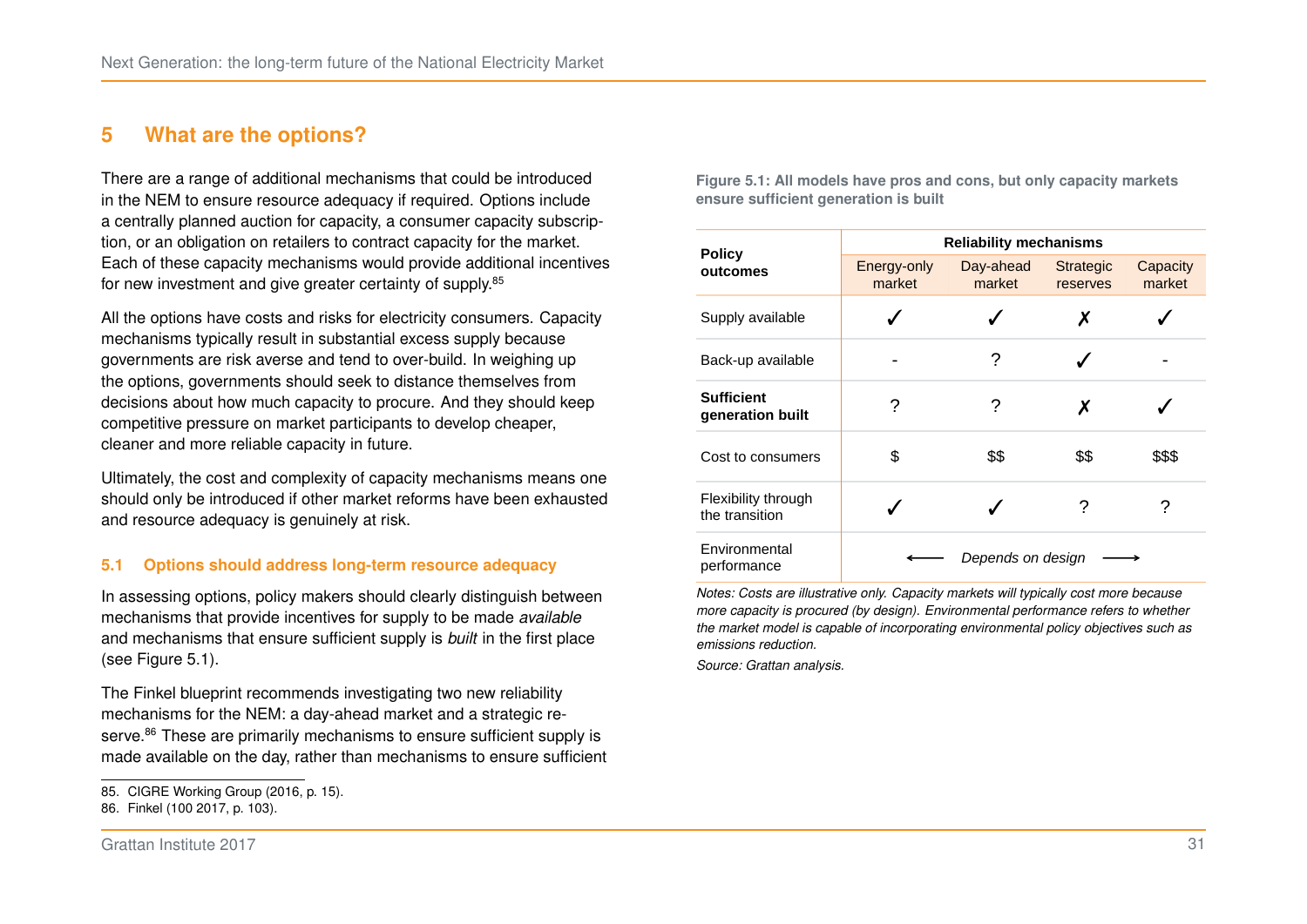# 5 What are the options?

There are a range of additional mechanisms that could be introduced in the NEM to ensure resource adequacy if required. Options include a centrally planned auction for capacity, a consumer capacity subscription, or an obligation on retailers to contract capacity for the market. Each of these capacity mechanisms would provide additional incentives for new investment and give greater certainty of supply.[85]

All the options have costs and risks for electricity consumers. Capacity mechanisms typically result in substantial excess supply because governments are risk averse and tend to over-build. In weighing up the options, governments should seek to distance themselves from decisions about how much capacity to procure. And they should keep competitive pressure on market participants to develop cheaper, cleaner and more reliable capacity in future.

Ultimately, the cost and complexity of capacity mechanisms means one should only be introduced if other market reforms have been exhausted and resource adequacy is genuinely at risk.

## 5.1 Options should address long-term resource adequacy

In assessing options, policy makers should clearly distinguish between mechanisms that provide incentives for supply to be made *available* and mechanisms that ensure sufficient supply is *built* in the first place (see Figure 5.1).

The Finkel blueprint recommends investigating two new reliability mechanisms for the NEM: a day-ahead market and a strategic reserve.[86] These are primarily mechanisms to ensure sufficient supply is made available on the day, rather than mechanisms to ensure sufficient

**Figure 5.1: All models have pros and cons, but only capacity markets ensure sufficient generation is built**

| **Policy outcomes** | **Reliability mechanisms** | | | |
|---|---|---|---|---|
| | Energy-only market | Day-ahead market | Strategic reserves | Capacity market |
| Supply available | ✓ | ✓ | ✗ | ✓ |
| Back-up available | - | ? | ✓ | - |
| **Sufficient generation built** | ? | ? | ✗ | ✓ |
| Cost to consumers | $ | $$ | $$ | $$$ |
| Flexibility through the transition | ✓ | ✓ | ? | ? |
| Environmental performance | ⟵ *Depends on design* ⟶ | | | |

*Notes: Costs are illustrative only. Capacity markets will typically cost more because more capacity is procured (by design). Environmental performance refers to whether the market model is capable of incorporating environmental policy objectives such as emissions reduction.*

*Source: Grattan analysis.*

85. CIGRE Working Group (2016, p. 15).
86. Finkel (100 2017, p. 103).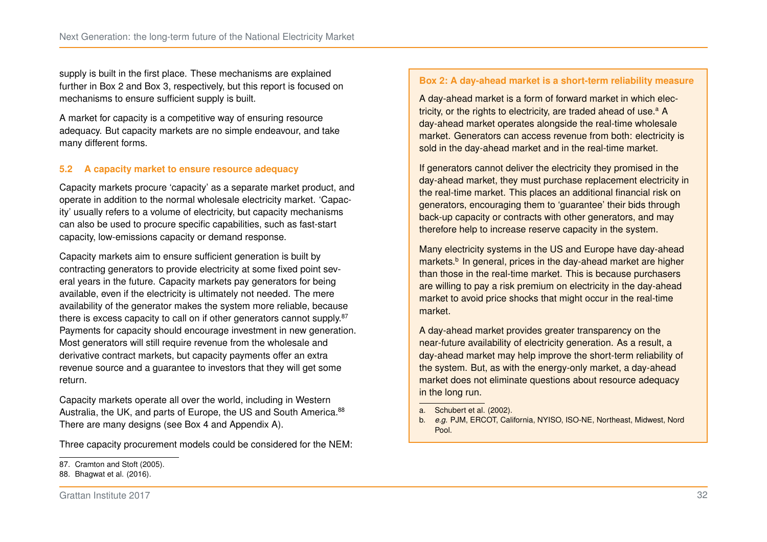supply is built in the first place. These mechanisms are explained further in Box 2 and Box 3, respectively, but this report is focused on mechanisms to ensure sufficient supply is built.

A market for capacity is a competitive way of ensuring resource adequacy. But capacity markets are no simple endeavour, and take many different forms.

### 5.2 A capacity market to ensure resource adequacy

Capacity markets procure 'capacity' as a separate market product, and operate in addition to the normal wholesale electricity market. 'Capacity' usually refers to a volume of electricity, but capacity mechanisms can also be used to procure specific capabilities, such as fast-start capacity, low-emissions capacity or demand response.

Capacity markets aim to ensure sufficient generation is built by contracting generators to provide electricity at some fixed point several years in the future. Capacity markets pay generators for being available, even if the electricity is ultimately not needed. The mere availability of the generator makes the system more reliable, because there is excess capacity to call on if other generators cannot supply.[87] Payments for capacity should encourage investment in new generation. Most generators will still require revenue from the wholesale and derivative contract markets, but capacity payments offer an extra revenue source and a guarantee to investors that they will get some return.

Capacity markets operate all over the world, including in Western Australia, the UK, and parts of Europe, the US and South America.[88] There are many designs (see Box 4 and Appendix A).

Three capacity procurement models could be considered for the NEM:

87. Cramton and Stoft (2005).

88. Bhagwat et al. (2016).

**Box 2: A day-ahead market is a short-term reliability measure**

A day-ahead market is a form of forward market in which electricity, or the rights to electricity, are traded ahead of use.[a] A day-ahead market operates alongside the real-time wholesale market. Generators can access revenue from both: electricity is sold in the day-ahead market and in the real-time market.

If generators cannot deliver the electricity they promised in the day-ahead market, they must purchase replacement electricity in the real-time market. This places an additional financial risk on generators, encouraging them to 'guarantee' their bids through back-up capacity or contracts with other generators, and may therefore help to increase reserve capacity in the system.

Many electricity systems in the US and Europe have day-ahead markets.[b] In general, prices in the day-ahead market are higher than those in the real-time market. This is because purchasers are willing to pay a risk premium on electricity in the day-ahead market to avoid price shocks that might occur in the real-time market.

A day-ahead market provides greater transparency on the near-future availability of electricity generation. As a result, a day-ahead market may help improve the short-term reliability of the system. But, as with the energy-only market, a day-ahead market does not eliminate questions about resource adequacy in the long run.

a. Schubert et al. (2002).

b. *e.g.* PJM, ERCOT, California, NYISO, ISO-NE, Northeast, Midwest, Nord Pool.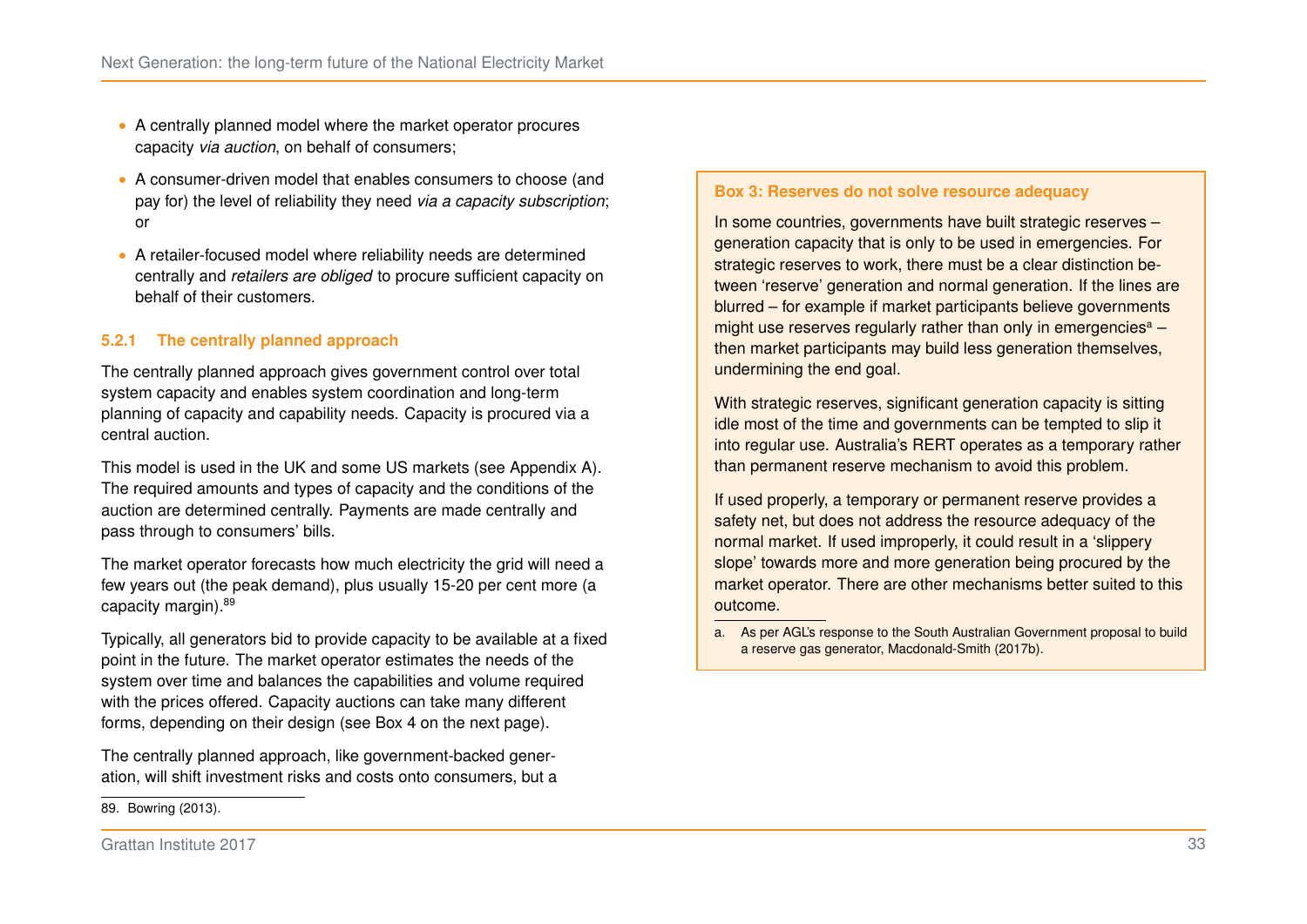- A centrally planned model where the market operator procures capacity *via auction*, on behalf of consumers;
- A consumer-driven model that enables consumers to choose (and pay for) the level of reliability they need *via a capacity subscription*; or
- A retailer-focused model where reliability needs are determined centrally and *retailers are obliged* to procure sufficient capacity on behalf of their customers.

### 5.2.1 The centrally planned approach

The centrally planned approach gives government control over total system capacity and enables system coordination and long-term planning of capacity and capability needs. Capacity is procured via a central auction.

This model is used in the UK and some US markets (see Appendix A). The required amounts and types of capacity and the conditions of the auction are determined centrally. Payments are made centrally and pass through to consumers' bills.

The market operator forecasts how much electricity the grid will need a few years out (the peak demand), plus usually 15-20 per cent more (a capacity margin).[89]

Typically, all generators bid to provide capacity to be available at a fixed point in the future. The market operator estimates the needs of the system over time and balances the capabilities and volume required with the prices offered. Capacity auctions can take many different forms, depending on their design (see Box 4 on the next page).

The centrally planned approach, like government-backed generation, will shift investment risks and costs onto consumers, but a

89. Bowring (2013).

**Box 3: Reserves do not solve resource adequacy**

In some countries, governments have built strategic reserves – generation capacity that is only to be used in emergencies. For strategic reserves to work, there must be a clear distinction between 'reserve' generation and normal generation. If the lines are blurred – for example if market participants believe governments might use reserves regularly rather than only in emergencies[a] – then market participants may build less generation themselves, undermining the end goal.

With strategic reserves, significant generation capacity is sitting idle most of the time and governments can be tempted to slip it into regular use. Australia's RERT operates as a temporary rather than permanent reserve mechanism to avoid this problem.

If used properly, a temporary or permanent reserve provides a safety net, but does not address the resource adequacy of the normal market. If used improperly, it could result in a 'slippery slope' towards more and more generation being procured by the market operator. There are other mechanisms better suited to this outcome.

a. As per AGL's response to the South Australian Government proposal to build a reserve gas generator, Macdonald-Smith (2017b).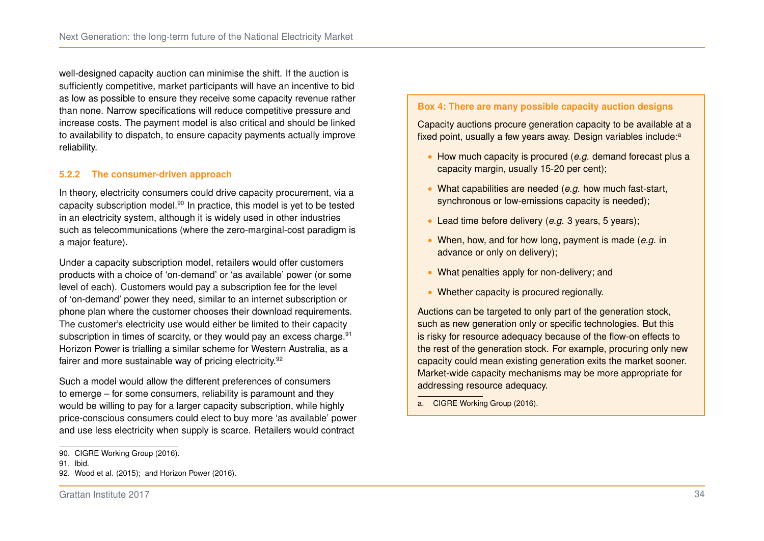well-designed capacity auction can minimise the shift. If the auction is sufficiently competitive, market participants will have an incentive to bid as low as possible to ensure they receive some capacity revenue rather than none. Narrow specifications will reduce competitive pressure and increase costs. The payment model is also critical and should be linked to availability to dispatch, to ensure capacity payments actually improve reliability.

### 5.2.2 The consumer-driven approach

In theory, electricity consumers could drive capacity procurement, via a capacity subscription model.[90] In practice, this model is yet to be tested in an electricity system, although it is widely used in other industries such as telecommunications (where the zero-marginal-cost paradigm is a major feature).

Under a capacity subscription model, retailers would offer customers products with a choice of 'on-demand' or 'as available' power (or some level of each). Customers would pay a subscription fee for the level of 'on-demand' power they need, similar to an internet subscription or phone plan where the customer chooses their download requirements. The customer's electricity use would either be limited to their capacity subscription in times of scarcity, or they would pay an excess charge.[91] Horizon Power is trialling a similar scheme for Western Australia, as a fairer and more sustainable way of pricing electricity.[92]

Such a model would allow the different preferences of consumers to emerge – for some consumers, reliability is paramount and they would be willing to pay for a larger capacity subscription, while highly price-conscious consumers could elect to buy more 'as available' power and use less electricity when supply is scarce. Retailers would contract

90. CIGRE Working Group (2016).

91. Ibid.

92. Wood et al. (2015); and Horizon Power (2016).

**Box 4: There are many possible capacity auction designs**

Capacity auctions procure generation capacity to be available at a fixed point, usually a few years away. Design variables include:[a]

- How much capacity is procured (*e.g.* demand forecast plus a capacity margin, usually 15-20 per cent);
- What capabilities are needed (*e.g.* how much fast-start, synchronous or low-emissions capacity is needed);
- Lead time before delivery (*e.g.* 3 years, 5 years);
- When, how, and for how long, payment is made (*e.g.* in advance or only on delivery);
- What penalties apply for non-delivery; and
- Whether capacity is procured regionally.

Auctions can be targeted to only part of the generation stock, such as new generation only or specific technologies. But this is risky for resource adequacy because of the flow-on effects to the rest of the generation stock. For example, procuring only new capacity could mean existing generation exits the market sooner. Market-wide capacity mechanisms may be more appropriate for addressing resource adequacy.

a. CIGRE Working Group (2016).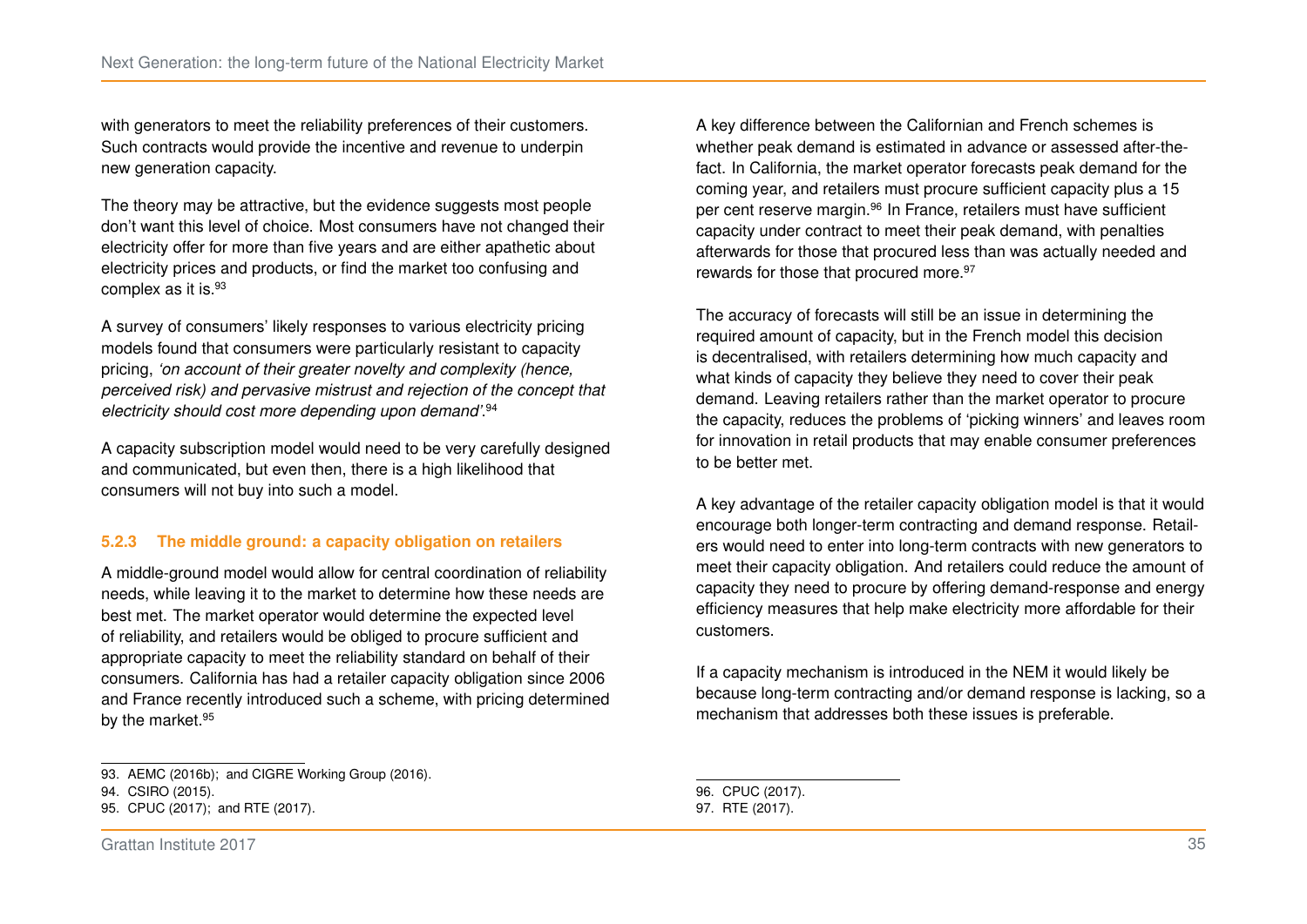with generators to meet the reliability preferences of their customers. Such contracts would provide the incentive and revenue to underpin new generation capacity.

The theory may be attractive, but the evidence suggests most people don't want this level of choice. Most consumers have not changed their electricity offer for more than five years and are either apathetic about electricity prices and products, or find the market too confusing and complex as it is.[93]

A survey of consumers' likely responses to various electricity pricing models found that consumers were particularly resistant to capacity pricing, *'on account of their greater novelty and complexity (hence, perceived risk) and pervasive mistrust and rejection of the concept that electricity should cost more depending upon demand'*.[94]

A capacity subscription model would need to be very carefully designed and communicated, but even then, there is a high likelihood that consumers will not buy into such a model.

### 5.2.3 The middle ground: a capacity obligation on retailers

A middle-ground model would allow for central coordination of reliability needs, while leaving it to the market to determine how these needs are best met. The market operator would determine the expected level of reliability, and retailers would be obliged to procure sufficient and appropriate capacity to meet the reliability standard on behalf of their consumers. California has had a retailer capacity obligation since 2006 and France recently introduced such a scheme, with pricing determined by the market.[95]

A key difference between the Californian and French schemes is whether peak demand is estimated in advance or assessed after-the-fact. In California, the market operator forecasts peak demand for the coming year, and retailers must procure sufficient capacity plus a 15 per cent reserve margin.[96] In France, retailers must have sufficient capacity under contract to meet their peak demand, with penalties afterwards for those that procured less than was actually needed and rewards for those that procured more.[97]

The accuracy of forecasts will still be an issue in determining the required amount of capacity, but in the French model this decision is decentralised, with retailers determining how much capacity and what kinds of capacity they believe they need to cover their peak demand. Leaving retailers rather than the market operator to procure the capacity, reduces the problems of 'picking winners' and leaves room for innovation in retail products that may enable consumer preferences to be better met.

A key advantage of the retailer capacity obligation model is that it would encourage both longer-term contracting and demand response. Retailers would need to enter into long-term contracts with new generators to meet their capacity obligation. And retailers could reduce the amount of capacity they need to procure by offering demand-response and energy efficiency measures that help make electricity more affordable for their customers.

If a capacity mechanism is introduced in the NEM it would likely be because long-term contracting and/or demand response is lacking, so a mechanism that addresses both these issues is preferable.

---

93. AEMC (2016b); and CIGRE Working Group (2016).
94. CSIRO (2015).
95. CPUC (2017); and RTE (2017).
96. CPUC (2017).
97. RTE (2017).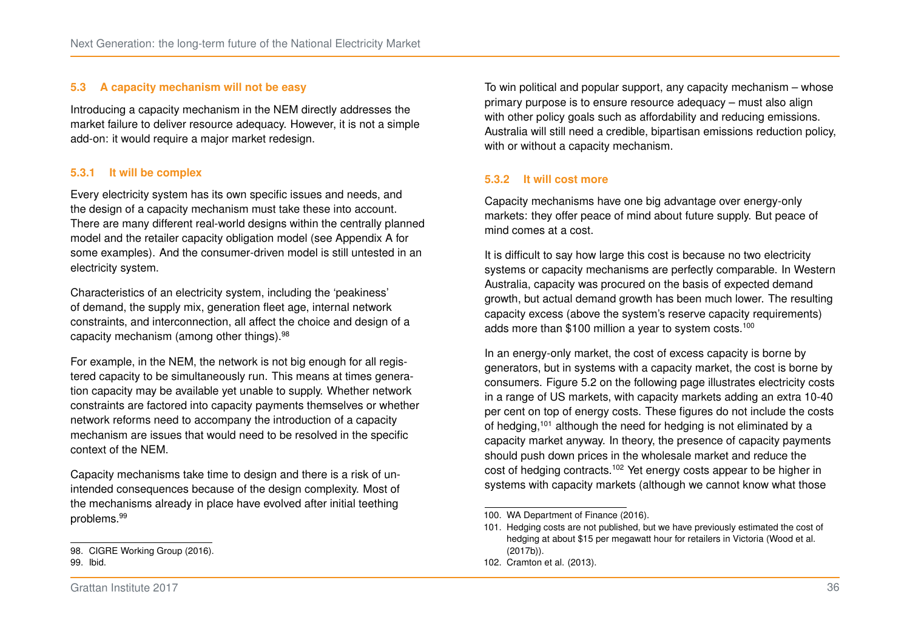### 5.3 A capacity mechanism will not be easy

Introducing a capacity mechanism in the NEM directly addresses the market failure to deliver resource adequacy. However, it is not a simple add-on: it would require a major market redesign.

#### 5.3.1 It will be complex

Every electricity system has its own specific issues and needs, and the design of a capacity mechanism must take these into account. There are many different real-world designs within the centrally planned model and the retailer capacity obligation model (see Appendix A for some examples). And the consumer-driven model is still untested in an electricity system.

Characteristics of an electricity system, including the 'peakiness' of demand, the supply mix, generation fleet age, internal network constraints, and interconnection, all affect the choice and design of a capacity mechanism (among other things).[98]

For example, in the NEM, the network is not big enough for all registered capacity to be simultaneously run. This means at times generation capacity may be available yet unable to supply. Whether network constraints are factored into capacity payments themselves or whether network reforms need to accompany the introduction of a capacity mechanism are issues that would need to be resolved in the specific context of the NEM.

Capacity mechanisms take time to design and there is a risk of unintended consequences because of the design complexity. Most of the mechanisms already in place have evolved after initial teething problems.[99]

98. CIGRE Working Group (2016).
99. Ibid.

To win political and popular support, any capacity mechanism – whose primary purpose is to ensure resource adequacy – must also align with other policy goals such as affordability and reducing emissions. Australia will still need a credible, bipartisan emissions reduction policy, with or without a capacity mechanism.

#### 5.3.2 It will cost more

Capacity mechanisms have one big advantage over energy-only markets: they offer peace of mind about future supply. But peace of mind comes at a cost.

It is difficult to say how large this cost is because no two electricity systems or capacity mechanisms are perfectly comparable. In Western Australia, capacity was procured on the basis of expected demand growth, but actual demand growth has been much lower. The resulting capacity excess (above the system's reserve capacity requirements) adds more than \$100 million a year to system costs.[100]

In an energy-only market, the cost of excess capacity is borne by generators, but in systems with a capacity market, the cost is borne by consumers. Figure 5.2 on the following page illustrates electricity costs in a range of US markets, with capacity markets adding an extra 10-40 per cent on top of energy costs. These figures do not include the costs of hedging,[101] although the need for hedging is not eliminated by a capacity market anyway. In theory, the presence of capacity payments should push down prices in the wholesale market and reduce the cost of hedging contracts.[102] Yet energy costs appear to be higher in systems with capacity markets (although we cannot know what those

100. WA Department of Finance (2016).
101. Hedging costs are not published, but we have previously estimated the cost of hedging at about \$15 per megawatt hour for retailers in Victoria (Wood et al. (2017b)).
102. Cramton et al. (2013).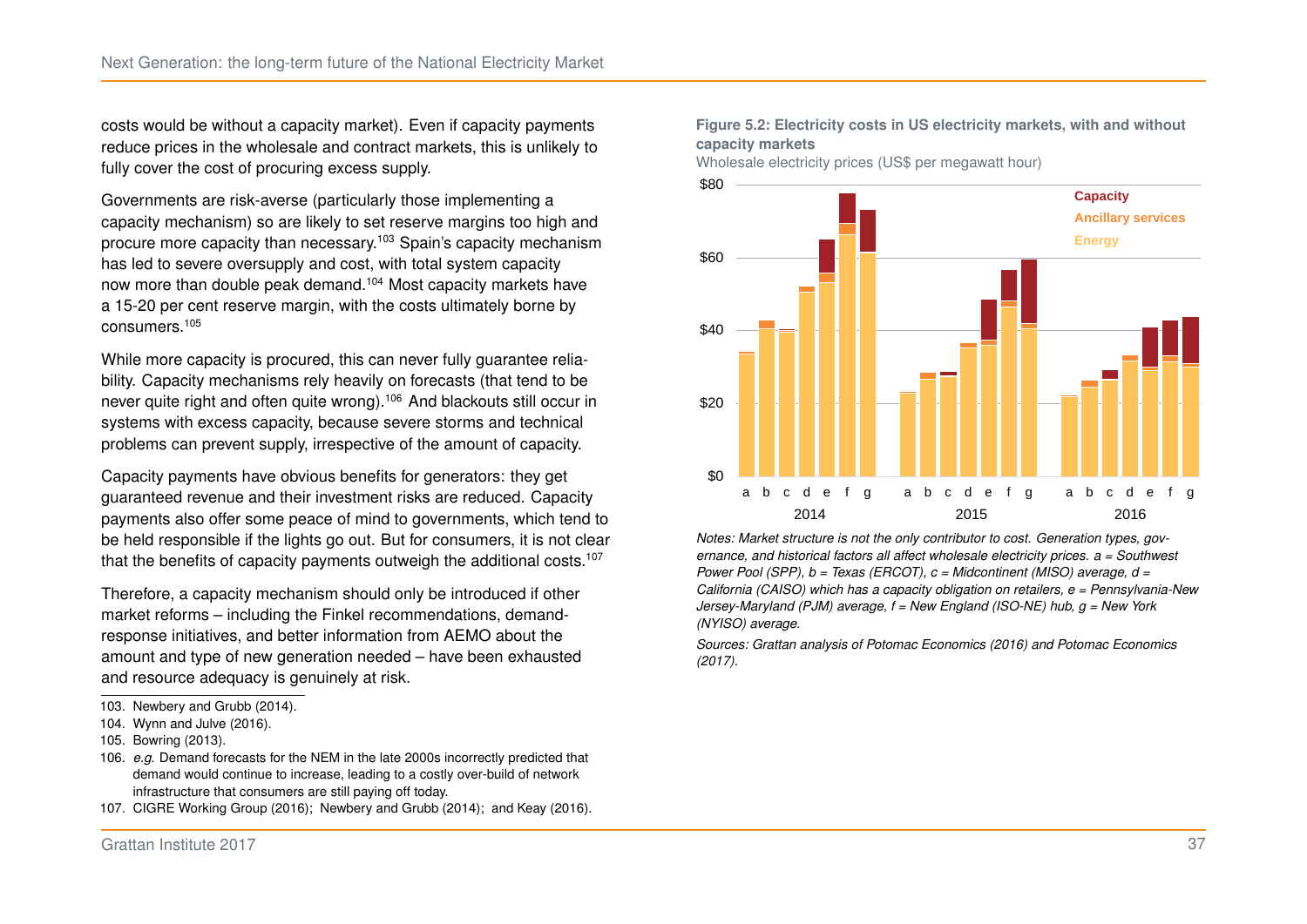costs would be without a capacity market). Even if capacity payments reduce prices in the wholesale and contract markets, this is unlikely to fully cover the cost of procuring excess supply.

Governments are risk-averse (particularly those implementing a capacity mechanism) so are likely to set reserve margins too high and procure more capacity than necessary.[103] Spain's capacity mechanism has led to severe oversupply and cost, with total system capacity now more than double peak demand.[104] Most capacity markets have a 15-20 per cent reserve margin, with the costs ultimately borne by consumers.[105]

While more capacity is procured, this can never fully guarantee reliability. Capacity mechanisms rely heavily on forecasts (that tend to be never quite right and often quite wrong).[106] And blackouts still occur in systems with excess capacity, because severe storms and technical problems can prevent supply, irrespective of the amount of capacity.

Capacity payments have obvious benefits for generators: they get guaranteed revenue and their investment risks are reduced. Capacity payments also offer some peace of mind to governments, which tend to be held responsible if the lights go out. But for consumers, it is not clear that the benefits of capacity payments outweigh the additional costs.[107]

Therefore, a capacity mechanism should only be introduced if other market reforms – including the Finkel recommendations, demand-response initiatives, and better information from AEMO about the amount and type of new generation needed – have been exhausted and resource adequacy is genuinely at risk.

103. Newbery and Grubb (2014).

104. Wynn and Julve (2016).

105. Bowring (2013).

106. *e.g.* Demand forecasts for the NEM in the late 2000s incorrectly predicted that demand would continue to increase, leading to a costly over-build of network infrastructure that consumers are still paying off today.

107. CIGRE Working Group (2016); Newbery and Grubb (2014); and Keay (2016).

**Figure 5.2: Electricity costs in US electricity markets, with and without capacity markets**

Wholesale electricity prices (US$ per megawatt hour)

*Notes: Market structure is not the only contributor to cost. Generation types, governance, and historical factors all affect wholesale electricity prices. a = Southwest Power Pool (SPP), b = Texas (ERCOT), c = Midcontinent (MISO) average, d = California (CAISO) which has a capacity obligation on retailers, e = Pennsylvania-New Jersey-Maryland (PJM) average, f = New England (ISO-NE) hub, g = New York (NYISO) average.*

*Sources: Grattan analysis of Potomac Economics (2016) and Potomac Economics (2017).*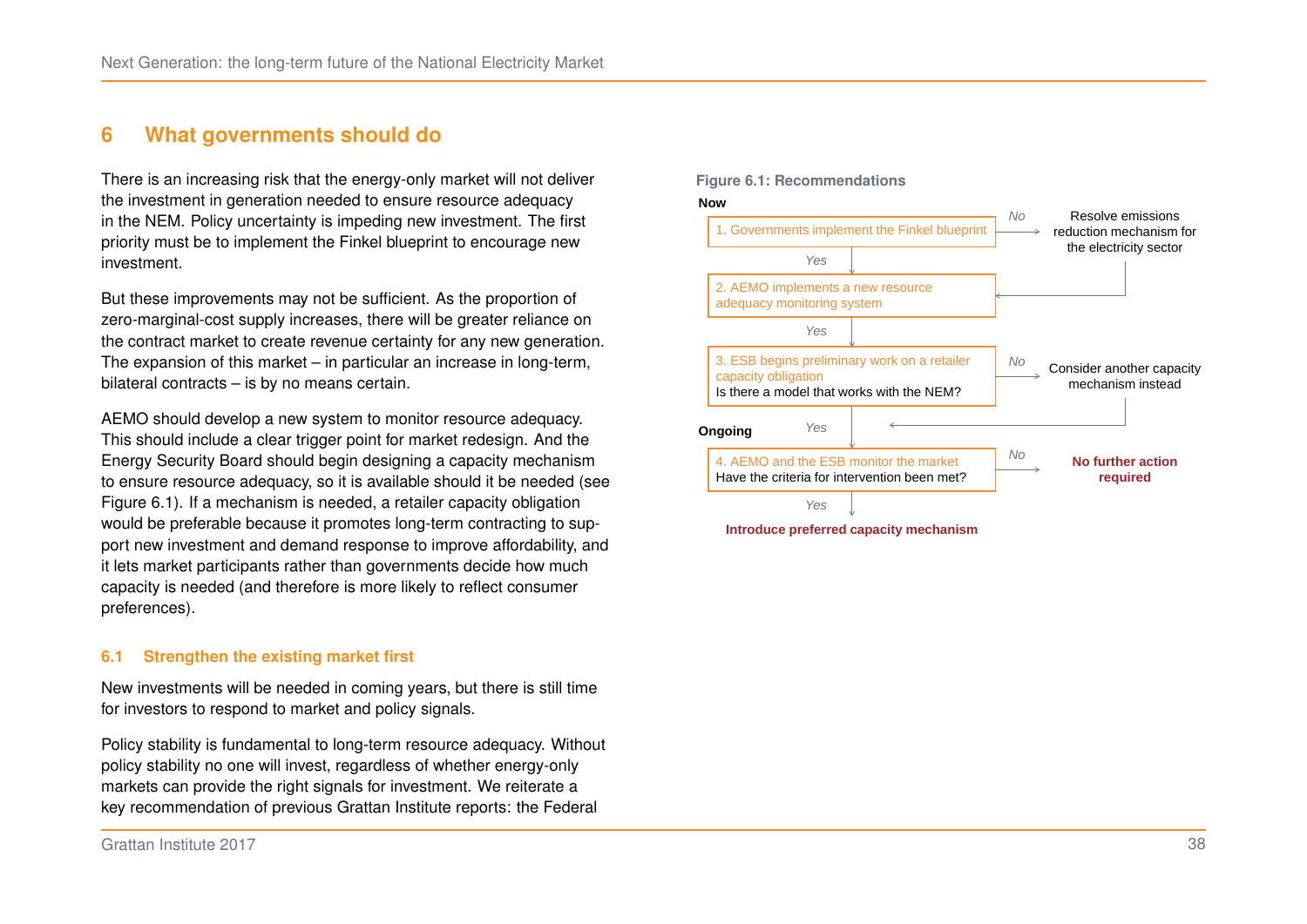# 6 What governments should do

There is an increasing risk that the energy-only market will not deliver the investment in generation needed to ensure resource adequacy in the NEM. Policy uncertainty is impeding new investment. The first priority must be to implement the Finkel blueprint to encourage new investment.

But these improvements may not be sufficient. As the proportion of zero-marginal-cost supply increases, there will be greater reliance on the contract market to create revenue certainty for any new generation. The expansion of this market – in particular an increase in long-term, bilateral contracts – is by no means certain.

AEMO should develop a new system to monitor resource adequacy. This should include a clear trigger point for market redesign. And the Energy Security Board should begin designing a capacity mechanism to ensure resource adequacy, so it is available should it be needed (see Figure 6.1). If a mechanism is needed, a retailer capacity obligation would be preferable because it promotes long-term contracting to support new investment and demand response to improve affordability, and it lets market participants rather than governments decide how much capacity is needed (and therefore is more likely to reflect consumer preferences).

## 6.1 Strengthen the existing market first

New investments will be needed in coming years, but there is still time for investors to respond to market and policy signals.

Policy stability is fundamental to long-term resource adequacy. Without policy stability no one will invest, regardless of whether energy-only markets can provide the right signals for investment. We reiterate a key recommendation of previous Grattan Institute reports: the Federal

**Figure 6.1: Recommendations**

**Now**

1. Governments implement the Finkel blueprint
   - *No* → Resolve emissions reduction mechanism for the electricity sector → (then to step 2)
   - *Yes* ↓
2. AEMO implements a new resource adequacy monitoring system
   - *Yes* ↓
3. ESB begins preliminary work on a retailer capacity obligation
   Is there a model that works with the NEM?
   - *No* → Consider another capacity mechanism instead → (then to step 4)
   - *Yes* ↓

**Ongoing**

4. AEMO and the ESB monitor the market
   Have the criteria for intervention been met?
   - *No* → **No further action required**
   - *Yes* ↓

**Introduce preferred capacity mechanism**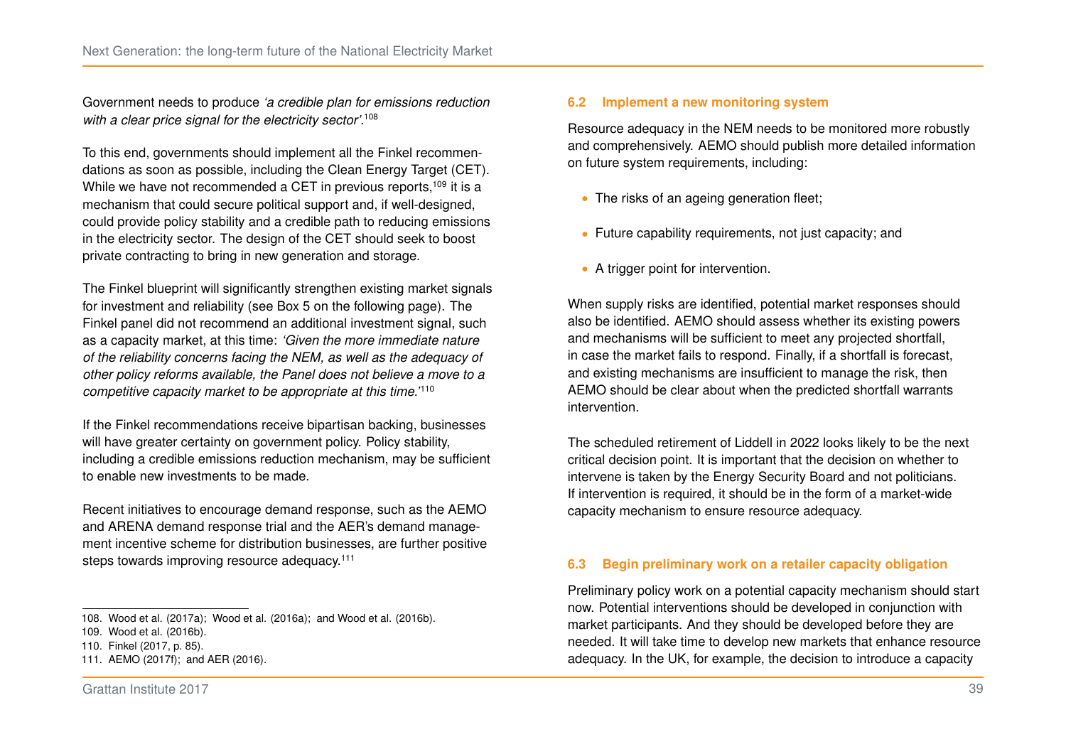Government needs to produce *'a credible plan for emissions reduction with a clear price signal for the electricity sector'*.[108]

To this end, governments should implement all the Finkel recommendations as soon as possible, including the Clean Energy Target (CET). While we have not recommended a CET in previous reports,[109] it is a mechanism that could secure political support and, if well-designed, could provide policy stability and a credible path to reducing emissions in the electricity sector. The design of the CET should seek to boost private contracting to bring in new generation and storage.

The Finkel blueprint will significantly strengthen existing market signals for investment and reliability (see Box 5 on the following page). The Finkel panel did not recommend an additional investment signal, such as a capacity market, at this time: *'Given the more immediate nature of the reliability concerns facing the NEM, as well as the adequacy of other policy reforms available, the Panel does not believe a move to a competitive capacity market to be appropriate at this time.'*[110]

If the Finkel recommendations receive bipartisan backing, businesses will have greater certainty on government policy. Policy stability, including a credible emissions reduction mechanism, may be sufficient to enable new investments to be made.

Recent initiatives to encourage demand response, such as the AEMO and ARENA demand response trial and the AER's demand management incentive scheme for distribution businesses, are further positive steps towards improving resource adequacy.[111]

108. Wood et al. (2017a); Wood et al. (2016a); and Wood et al. (2016b).

109. Wood et al. (2016b).

110. Finkel (2017, p. 85).

111. AEMO (2017f); and AER (2016).

### 6.2 Implement a new monitoring system

Resource adequacy in the NEM needs to be monitored more robustly and comprehensively. AEMO should publish more detailed information on future system requirements, including:

- The risks of an ageing generation fleet;
- Future capability requirements, not just capacity; and
- A trigger point for intervention.

When supply risks are identified, potential market responses should also be identified. AEMO should assess whether its existing powers and mechanisms will be sufficient to meet any projected shortfall, in case the market fails to respond. Finally, if a shortfall is forecast, and existing mechanisms are insufficient to manage the risk, then AEMO should be clear about when the predicted shortfall warrants intervention.

The scheduled retirement of Liddell in 2022 looks likely to be the next critical decision point. It is important that the decision on whether to intervene is taken by the Energy Security Board and not politicians. If intervention is required, it should be in the form of a market-wide capacity mechanism to ensure resource adequacy.

### 6.3 Begin preliminary work on a retailer capacity obligation

Preliminary policy work on a potential capacity mechanism should start now. Potential interventions should be developed in conjunction with market participants. And they should be developed before they are needed. It will take time to develop new markets that enhance resource adequacy. In the UK, for example, the decision to introduce a capacity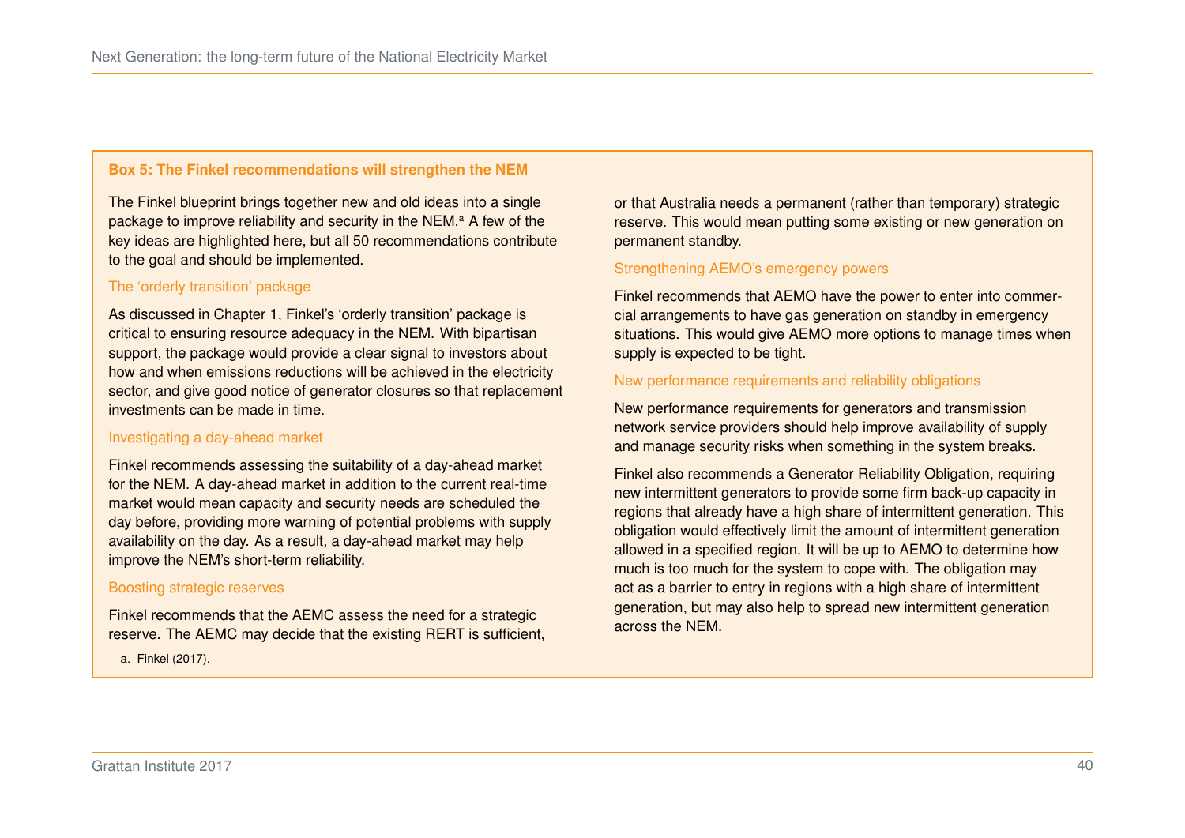**Box 5: The Finkel recommendations will strengthen the NEM**

The Finkel blueprint brings together new and old ideas into a single package to improve reliability and security in the NEM.[a] A few of the key ideas are highlighted here, but all 50 recommendations contribute to the goal and should be implemented.

### The 'orderly transition' package

As discussed in Chapter 1, Finkel's 'orderly transition' package is critical to ensuring resource adequacy in the NEM. With bipartisan support, the package would provide a clear signal to investors about how and when emissions reductions will be achieved in the electricity sector, and give good notice of generator closures so that replacement investments can be made in time.

### Investigating a day-ahead market

Finkel recommends assessing the suitability of a day-ahead market for the NEM. A day-ahead market in addition to the current real-time market would mean capacity and security needs are scheduled the day before, providing more warning of potential problems with supply availability on the day. As a result, a day-ahead market may help improve the NEM's short-term reliability.

### Boosting strategic reserves

Finkel recommends that the AEMC assess the need for a strategic reserve. The AEMC may decide that the existing RERT is sufficient, or that Australia needs a permanent (rather than temporary) strategic reserve. This would mean putting some existing or new generation on permanent standby.

### Strengthening AEMO's emergency powers

Finkel recommends that AEMO have the power to enter into commercial arrangements to have gas generation on standby in emergency situations. This would give AEMO more options to manage times when supply is expected to be tight.

### New performance requirements and reliability obligations

New performance requirements for generators and transmission network service providers should help improve availability of supply and manage security risks when something in the system breaks.

Finkel also recommends a Generator Reliability Obligation, requiring new intermittent generators to provide some firm back-up capacity in regions that already have a high share of intermittent generation. This obligation would effectively limit the amount of intermittent generation allowed in a specified region. It will be up to AEMO to determine how much is too much for the system to cope with. The obligation may act as a barrier to entry in regions with a high share of intermittent generation, but may also help to spread new intermittent generation across the NEM.

a. Finkel (2017).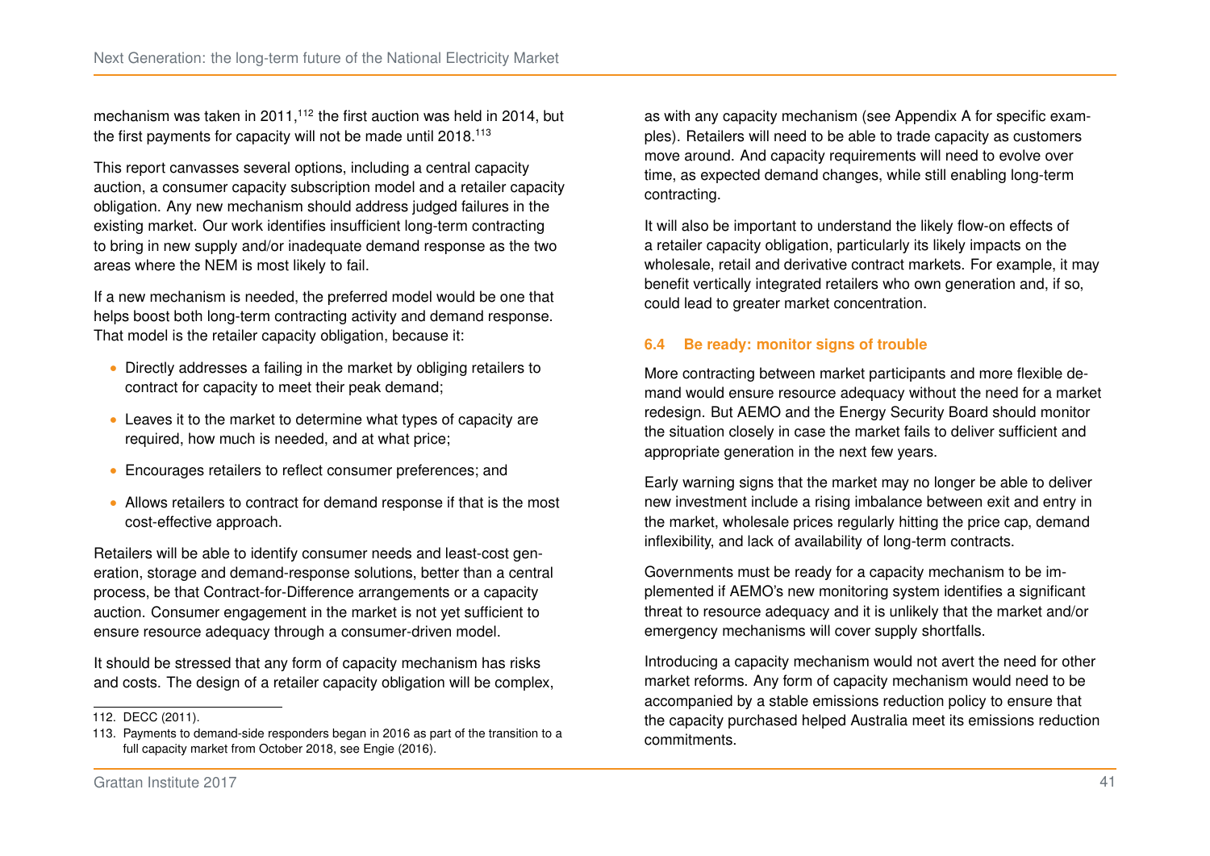mechanism was taken in 2011,[112] the first auction was held in 2014, but the first payments for capacity will not be made until 2018.[113]

This report canvasses several options, including a central capacity auction, a consumer capacity subscription model and a retailer capacity obligation. Any new mechanism should address judged failures in the existing market. Our work identifies insufficient long-term contracting to bring in new supply and/or inadequate demand response as the two areas where the NEM is most likely to fail.

If a new mechanism is needed, the preferred model would be one that helps boost both long-term contracting activity and demand response. That model is the retailer capacity obligation, because it:

- Directly addresses a failing in the market by obliging retailers to contract for capacity to meet their peak demand;
- Leaves it to the market to determine what types of capacity are required, how much is needed, and at what price;
- Encourages retailers to reflect consumer preferences; and
- Allows retailers to contract for demand response if that is the most cost-effective approach.

Retailers will be able to identify consumer needs and least-cost generation, storage and demand-response solutions, better than a central process, be that Contract-for-Difference arrangements or a capacity auction. Consumer engagement in the market is not yet sufficient to ensure resource adequacy through a consumer-driven model.

It should be stressed that any form of capacity mechanism has risks and costs. The design of a retailer capacity obligation will be complex, as with any capacity mechanism (see Appendix A for specific examples). Retailers will need to be able to trade capacity as customers move around. And capacity requirements will need to evolve over time, as expected demand changes, while still enabling long-term contracting.

It will also be important to understand the likely flow-on effects of a retailer capacity obligation, particularly its likely impacts on the wholesale, retail and derivative contract markets. For example, it may benefit vertically integrated retailers who own generation and, if so, could lead to greater market concentration.

### 6.4 Be ready: monitor signs of trouble

More contracting between market participants and more flexible demand would ensure resource adequacy without the need for a market redesign. But AEMO and the Energy Security Board should monitor the situation closely in case the market fails to deliver sufficient and appropriate generation in the next few years.

Early warning signs that the market may no longer be able to deliver new investment include a rising imbalance between exit and entry in the market, wholesale prices regularly hitting the price cap, demand inflexibility, and lack of availability of long-term contracts.

Governments must be ready for a capacity mechanism to be implemented if AEMO's new monitoring system identifies a significant threat to resource adequacy and it is unlikely that the market and/or emergency mechanisms will cover supply shortfalls.

Introducing a capacity mechanism would not avert the need for other market reforms. Any form of capacity mechanism would need to be accompanied by a stable emissions reduction policy to ensure that the capacity purchased helped Australia meet its emissions reduction commitments.

---

112. DECC (2011).

113. Payments to demand-side responders began in 2016 as part of the transition to a full capacity market from October 2018, see Engie (2016).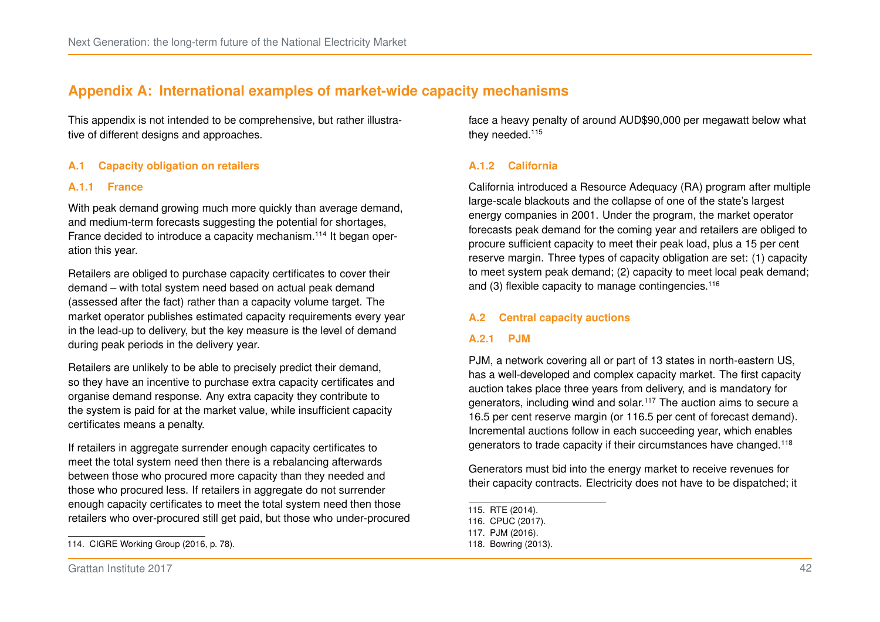# Appendix A: International examples of market-wide capacity mechanisms

This appendix is not intended to be comprehensive, but rather illustrative of different designs and approaches.

## A.1 Capacity obligation on retailers

### A.1.1 France

With peak demand growing much more quickly than average demand, and medium-term forecasts suggesting the potential for shortages, France decided to introduce a capacity mechanism.[114] It began operation this year.

Retailers are obliged to purchase capacity certificates to cover their demand – with total system need based on actual peak demand (assessed after the fact) rather than a capacity volume target. The market operator publishes estimated capacity requirements every year in the lead-up to delivery, but the key measure is the level of demand during peak periods in the delivery year.

Retailers are unlikely to be able to precisely predict their demand, so they have an incentive to purchase extra capacity certificates and organise demand response. Any extra capacity they contribute to the system is paid for at the market value, while insufficient capacity certificates means a penalty.

If retailers in aggregate surrender enough capacity certificates to meet the total system need then there is a rebalancing afterwards between those who procured more capacity than they needed and those who procured less. If retailers in aggregate do not surrender enough capacity certificates to meet the total system need then those retailers who over-procured still get paid, but those who under-procured face a heavy penalty of around AUD$90,000 per megawatt below what they needed.[115]

### A.1.2 California

California introduced a Resource Adequacy (RA) program after multiple large-scale blackouts and the collapse of one of the state's largest energy companies in 2001. Under the program, the market operator forecasts peak demand for the coming year and retailers are obliged to procure sufficient capacity to meet their peak load, plus a 15 per cent reserve margin. Three types of capacity obligation are set: (1) capacity to meet system peak demand; (2) capacity to meet local peak demand; and (3) flexible capacity to manage contingencies.[116]

## A.2 Central capacity auctions

### A.2.1 PJM

PJM, a network covering all or part of 13 states in north-eastern US, has a well-developed and complex capacity market. The first capacity auction takes place three years from delivery, and is mandatory for generators, including wind and solar.[117] The auction aims to secure a 16.5 per cent reserve margin (or 116.5 per cent of forecast demand). Incremental auctions follow in each succeeding year, which enables generators to trade capacity if their circumstances have changed.[118]

Generators must bid into the energy market to receive revenues for their capacity contracts. Electricity does not have to be dispatched; it

---

114. CIGRE Working Group (2016, p. 78).

115. RTE (2014).

116. CPUC (2017).

117. PJM (2016).

118. Bowring (2013).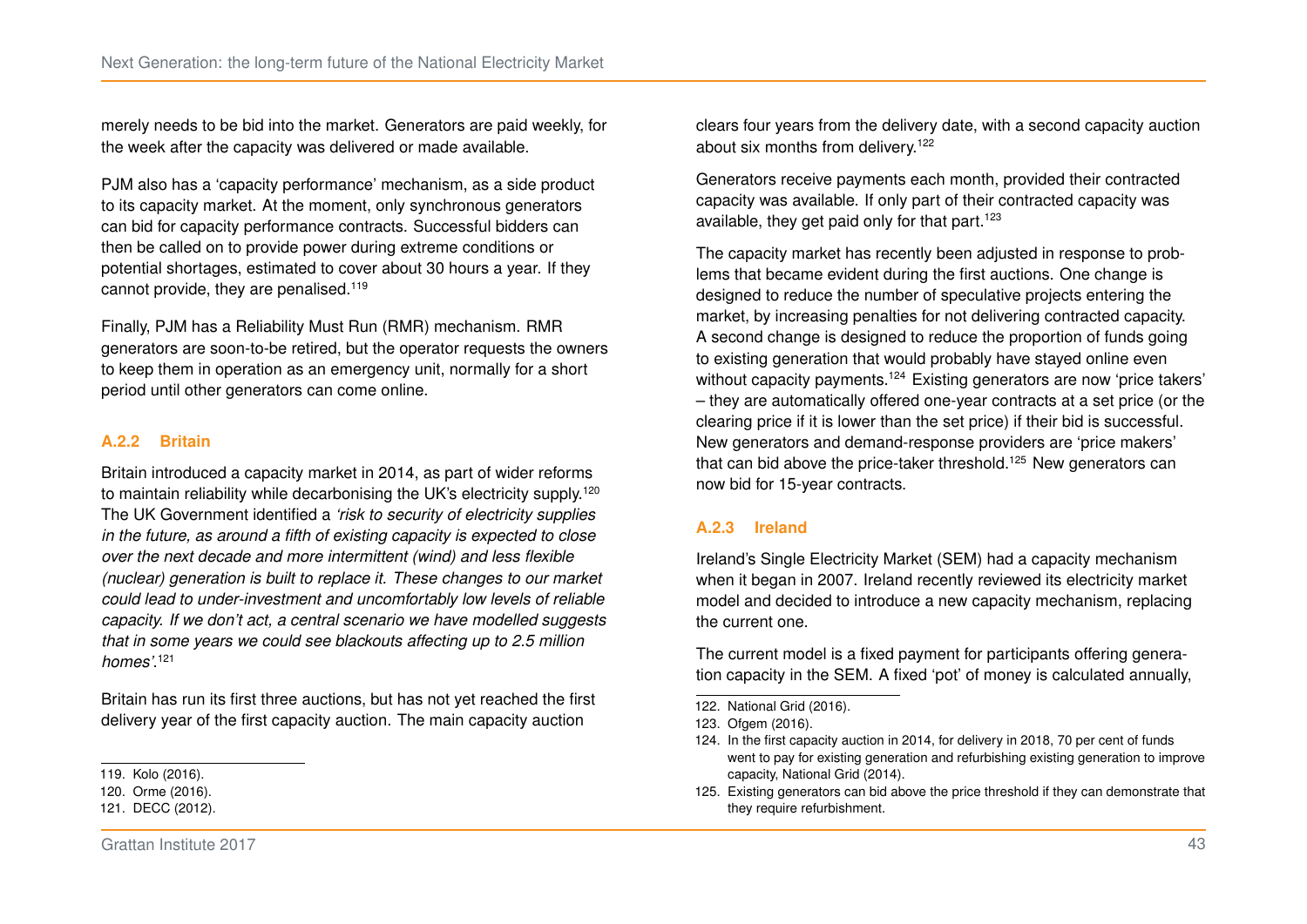merely needs to be bid into the market. Generators are paid weekly, for the week after the capacity was delivered or made available.

PJM also has a 'capacity performance' mechanism, as a side product to its capacity market. At the moment, only synchronous generators can bid for capacity performance contracts. Successful bidders can then be called on to provide power during extreme conditions or potential shortages, estimated to cover about 30 hours a year. If they cannot provide, they are penalised.[119]

Finally, PJM has a Reliability Must Run (RMR) mechanism. RMR generators are soon-to-be retired, but the operator requests the owners to keep them in operation as an emergency unit, normally for a short period until other generators can come online.

### A.2.2 Britain

Britain introduced a capacity market in 2014, as part of wider reforms to maintain reliability while decarbonising the UK's electricity supply.[120] The UK Government identified a *'risk to security of electricity supplies in the future, as around a fifth of existing capacity is expected to close over the next decade and more intermittent (wind) and less flexible (nuclear) generation is built to replace it. These changes to our market could lead to under-investment and uncomfortably low levels of reliable capacity. If we don't act, a central scenario we have modelled suggests that in some years we could see blackouts affecting up to 2.5 million homes'*.[121]

Britain has run its first three auctions, but has not yet reached the first delivery year of the first capacity auction. The main capacity auction clears four years from the delivery date, with a second capacity auction about six months from delivery.[122]

Generators receive payments each month, provided their contracted capacity was available. If only part of their contracted capacity was available, they get paid only for that part.[123]

The capacity market has recently been adjusted in response to problems that became evident during the first auctions. One change is designed to reduce the number of speculative projects entering the market, by increasing penalties for not delivering contracted capacity. A second change is designed to reduce the proportion of funds going to existing generation that would probably have stayed online even without capacity payments.[124] Existing generators are now 'price takers' – they are automatically offered one-year contracts at a set price (or the clearing price if it is lower than the set price) if their bid is successful. New generators and demand-response providers are 'price makers' that can bid above the price-taker threshold.[125] New generators can now bid for 15-year contracts.

### A.2.3 Ireland

Ireland's Single Electricity Market (SEM) had a capacity mechanism when it began in 2007. Ireland recently reviewed its electricity market model and decided to introduce a new capacity mechanism, replacing the current one.

The current model is a fixed payment for participants offering generation capacity in the SEM. A fixed 'pot' of money is calculated annually,

---

119. Kolo (2016).
120. Orme (2016).
121. DECC (2012).
122. National Grid (2016).
123. Ofgem (2016).
124. In the first capacity auction in 2014, for delivery in 2018, 70 per cent of funds went to pay for existing generation and refurbishing existing generation to improve capacity, National Grid (2014).
125. Existing generators can bid above the price threshold if they can demonstrate that they require refurbishment.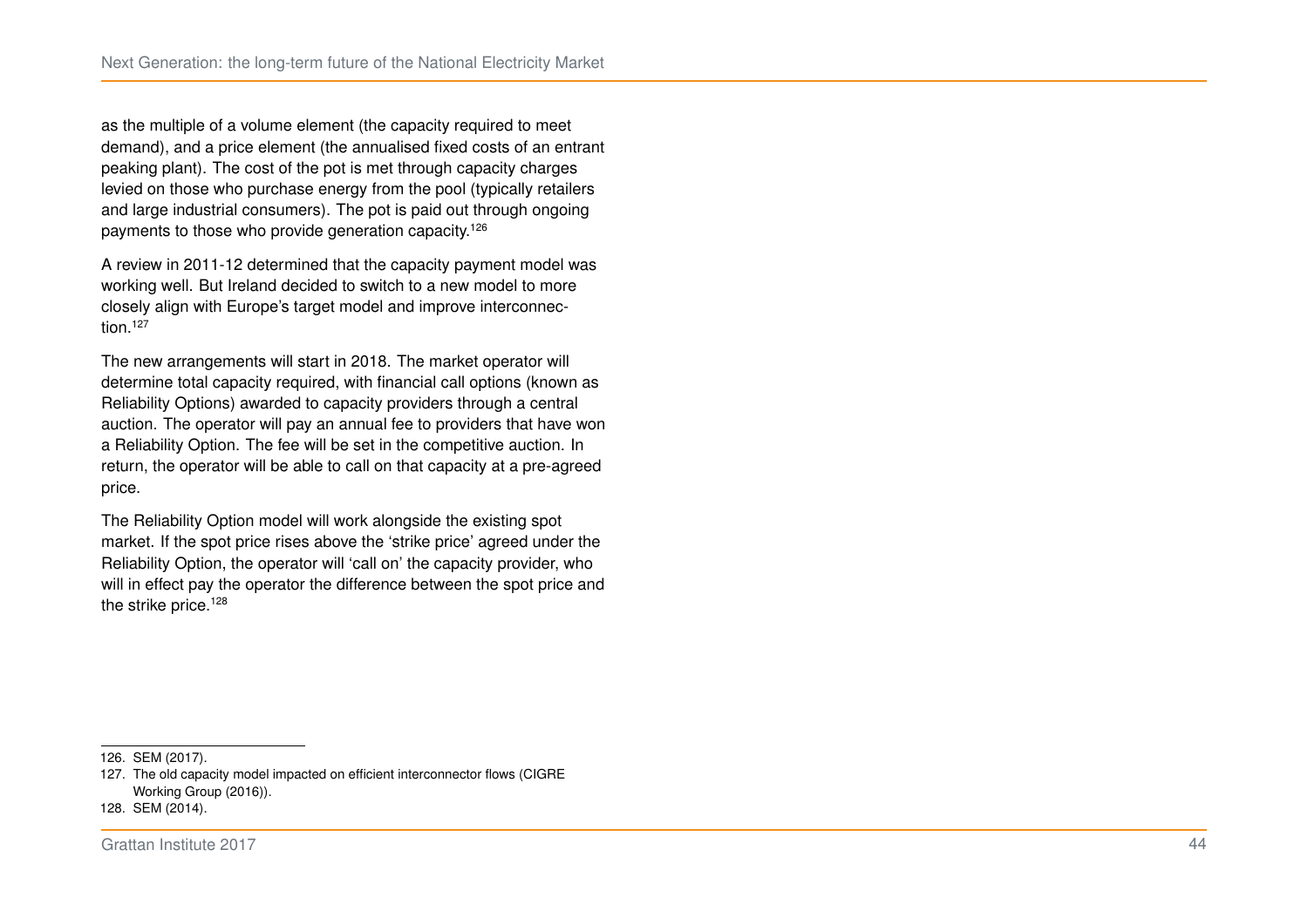as the multiple of a volume element (the capacity required to meet demand), and a price element (the annualised fixed costs of an entrant peaking plant). The cost of the pot is met through capacity charges levied on those who purchase energy from the pool (typically retailers and large industrial consumers). The pot is paid out through ongoing payments to those who provide generation capacity.[126]

A review in 2011-12 determined that the capacity payment model was working well. But Ireland decided to switch to a new model to more closely align with Europe's target model and improve interconnection.[127]

The new arrangements will start in 2018. The market operator will determine total capacity required, with financial call options (known as Reliability Options) awarded to capacity providers through a central auction. The operator will pay an annual fee to providers that have won a Reliability Option. The fee will be set in the competitive auction. In return, the operator will be able to call on that capacity at a pre-agreed price.

The Reliability Option model will work alongside the existing spot market. If the spot price rises above the 'strike price' agreed under the Reliability Option, the operator will 'call on' the capacity provider, who will in effect pay the operator the difference between the spot price and the strike price.[128]

---

126. SEM (2017).
127. The old capacity model impacted on efficient interconnector flows (CIGRE Working Group (2016)).
128. SEM (2014).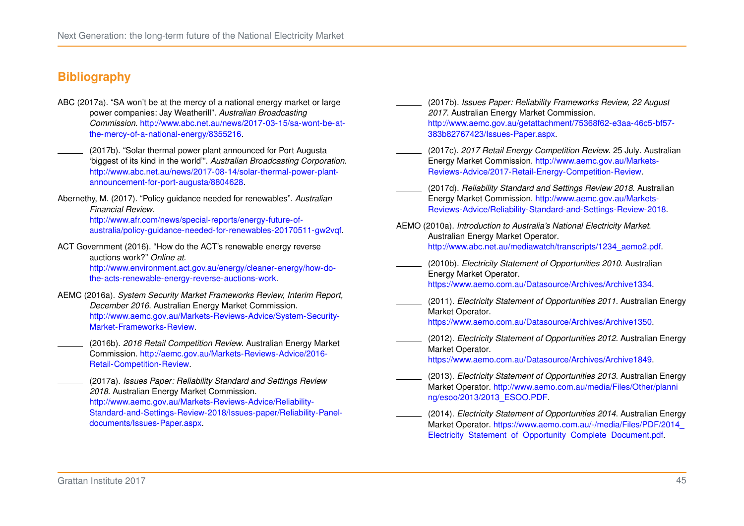## Bibliography

ABC (2017a). “SA won't be at the mercy of a national energy market or large power companies: Jay Weatherill”. *Australian Broadcasting Commission*. http://www.abc.net.au/news/2017-03-15/sa-wont-be-at-the-mercy-of-a-national-energy/8355216.

______ (2017b). “Solar thermal power plant announced for Port Augusta ‘biggest of its kind in the world’”. *Australian Broadcasting Corporation*. http://www.abc.net.au/news/2017-08-14/solar-thermal-power-plant-announcement-for-port-augusta/8804628.

Abernethy, M. (2017). “Policy guidance needed for renewables”. *Australian Financial Review*. http://www.afr.com/news/special-reports/energy-future-of-australia/policy-guidance-needed-for-renewables-20170511-gw2vqf.

ACT Government (2016). “How do the ACT's renewable energy reverse auctions work?” *Online at*. http://www.environment.act.gov.au/energy/cleaner-energy/how-do-the-acts-renewable-energy-reverse-auctions-work.

AEMC (2016a). *System Security Market Frameworks Review, Interim Report, December 2016*. Australian Energy Market Commission. http://www.aemc.gov.au/Markets-Reviews-Advice/System-Security-Market-Frameworks-Review.

______ (2016b). *2016 Retail Competition Review*. Australian Energy Market Commission. http://aemc.gov.au/Markets-Reviews-Advice/2016-Retail-Competition-Review.

______ (2017a). *Issues Paper: Reliability Standard and Settings Review 2018*. Australian Energy Market Commission. http://www.aemc.gov.au/Markets-Reviews-Advice/Reliability-Standard-and-Settings-Review-2018/Issues-paper/Reliability-Panel-documents/Issues-Paper.aspx.

______ (2017b). *Issues Paper: Reliability Frameworks Review, 22 August 2017*. Australian Energy Market Commission. http://www.aemc.gov.au/getattachment/75368f62-e3aa-46c5-bf57-383b82767423/Issues-Paper.aspx.

______ (2017c). *2017 Retail Energy Competition Review*. 25 July. Australian Energy Market Commission. http://www.aemc.gov.au/Markets-Reviews-Advice/2017-Retail-Energy-Competition-Review.

______ (2017d). *Reliability Standard and Settings Review 2018*. Australian Energy Market Commission. http://www.aemc.gov.au/Markets-Reviews-Advice/Reliability-Standard-and-Settings-Review-2018.

AEMO (2010a). *Introduction to Australia's National Electricity Market*. Australian Energy Market Operator. http://www.abc.net.au/mediawatch/transcripts/1234_aemo2.pdf.

______ (2010b). *Electricity Statement of Opportunities 2010*. Australian Energy Market Operator. https://www.aemo.com.au/Datasource/Archives/Archive1334.

______ (2011). *Electricity Statement of Opportunities 2011*. Australian Energy Market Operator. https://www.aemo.com.au/Datasource/Archives/Archive1350.

______ (2012). *Electricity Statement of Opportunities 2012*. Australian Energy Market Operator. https://www.aemo.com.au/Datasource/Archives/Archive1849.

______ (2013). *Electricity Statement of Opportunities 2013*. Australian Energy Market Operator. http://www.aemo.com.au/media/Files/Other/planning/esoo/2013/2013_ESOO.PDF.

______ (2014). *Electricity Statement of Opportunities 2014*. Australian Energy Market Operator. https://www.aemo.com.au/-/media/Files/PDF/2014_Electricity_Statement_of_Opportunity_Complete_Document.pdf.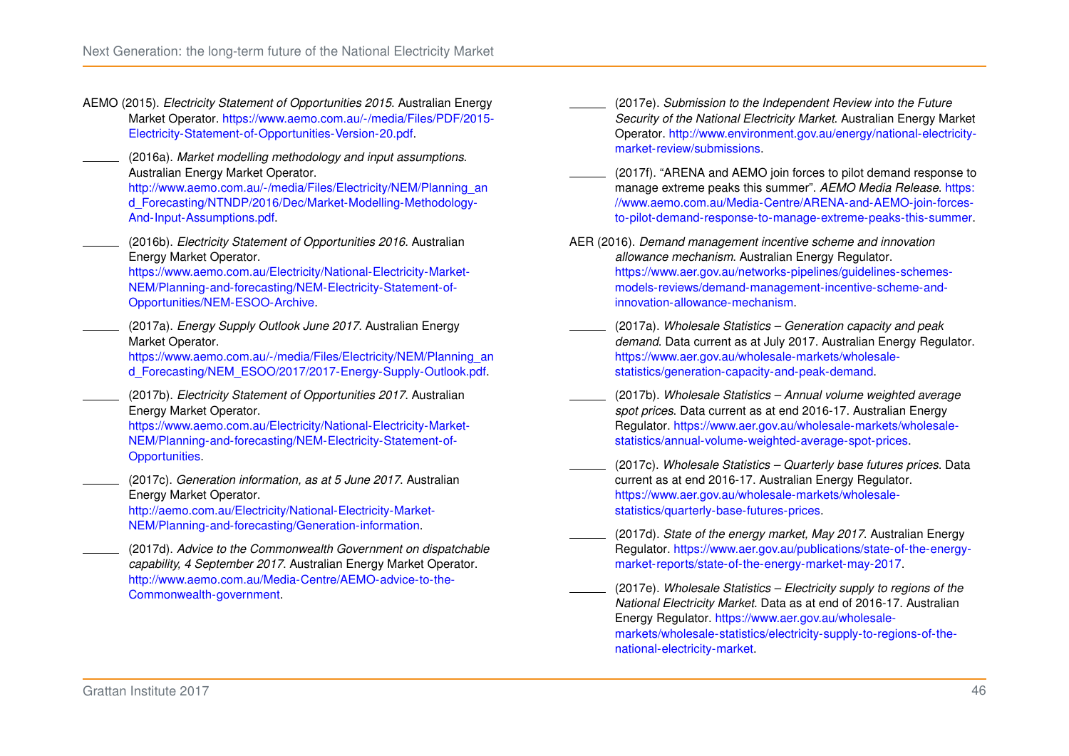AEMO (2015). *Electricity Statement of Opportunities 2015*. Australian Energy Market Operator. https://www.aemo.com.au/-/media/Files/PDF/2015-Electricity-Statement-of-Opportunities-Version-20.pdf.

______ (2016a). *Market modelling methodology and input assumptions*. Australian Energy Market Operator. http://www.aemo.com.au/-/media/Files/Electricity/NEM/Planning_and_Forecasting/NTNDP/2016/Dec/Market-Modelling-Methodology-And-Input-Assumptions.pdf.

______ (2016b). *Electricity Statement of Opportunities 2016*. Australian Energy Market Operator. https://www.aemo.com.au/Electricity/National-Electricity-Market-NEM/Planning-and-forecasting/NEM-Electricity-Statement-of-Opportunities/NEM-ESOO-Archive.

______ (2017a). *Energy Supply Outlook June 2017*. Australian Energy Market Operator. https://www.aemo.com.au/-/media/Files/Electricity/NEM/Planning_and_Forecasting/NEM_ESOO/2017/2017-Energy-Supply-Outlook.pdf.

______ (2017b). *Electricity Statement of Opportunities 2017*. Australian Energy Market Operator. https://www.aemo.com.au/Electricity/National-Electricity-Market-NEM/Planning-and-forecasting/NEM-Electricity-Statement-of-Opportunities.

______ (2017c). *Generation information, as at 5 June 2017*. Australian Energy Market Operator. http://aemo.com.au/Electricity/National-Electricity-Market-NEM/Planning-and-forecasting/Generation-information.

______ (2017d). *Advice to the Commonwealth Government on dispatchable capability, 4 September 2017*. Australian Energy Market Operator. http://www.aemo.com.au/Media-Centre/AEMO-advice-to-the-Commonwealth-government.

______ (2017e). *Submission to the Independent Review into the Future Security of the National Electricity Market*. Australian Energy Market Operator. http://www.environment.gov.au/energy/national-electricity-market-review/submissions.

______ (2017f). "ARENA and AEMO join forces to pilot demand response to manage extreme peaks this summer". *AEMO Media Release*. https://www.aemo.com.au/Media-Centre/ARENA-and-AEMO-join-forces-to-pilot-demand-response-to-manage-extreme-peaks-this-summer.

AER (2016). *Demand management incentive scheme and innovation allowance mechanism*. Australian Energy Regulator. https://www.aer.gov.au/networks-pipelines/guidelines-schemes-models-reviews/demand-management-incentive-scheme-and-innovation-allowance-mechanism.

______ (2017a). *Wholesale Statistics – Generation capacity and peak demand*. Data current as at July 2017. Australian Energy Regulator. https://www.aer.gov.au/wholesale-markets/wholesale-statistics/generation-capacity-and-peak-demand.

______ (2017b). *Wholesale Statistics – Annual volume weighted average spot prices*. Data current as at end 2016-17. Australian Energy Regulator. https://www.aer.gov.au/wholesale-markets/wholesale-statistics/annual-volume-weighted-average-spot-prices.

______ (2017c). *Wholesale Statistics – Quarterly base futures prices*. Data current as at end 2016-17. Australian Energy Regulator. https://www.aer.gov.au/wholesale-markets/wholesale-statistics/quarterly-base-futures-prices.

______ (2017d). *State of the energy market, May 2017*. Australian Energy Regulator. https://www.aer.gov.au/publications/state-of-the-energy-market-reports/state-of-the-energy-market-may-2017.

______ (2017e). *Wholesale Statistics – Electricity supply to regions of the National Electricity Market*. Data as at end of 2016-17. Australian Energy Regulator. https://www.aer.gov.au/wholesale-markets/wholesale-statistics/electricity-supply-to-regions-of-the-national-electricity-market.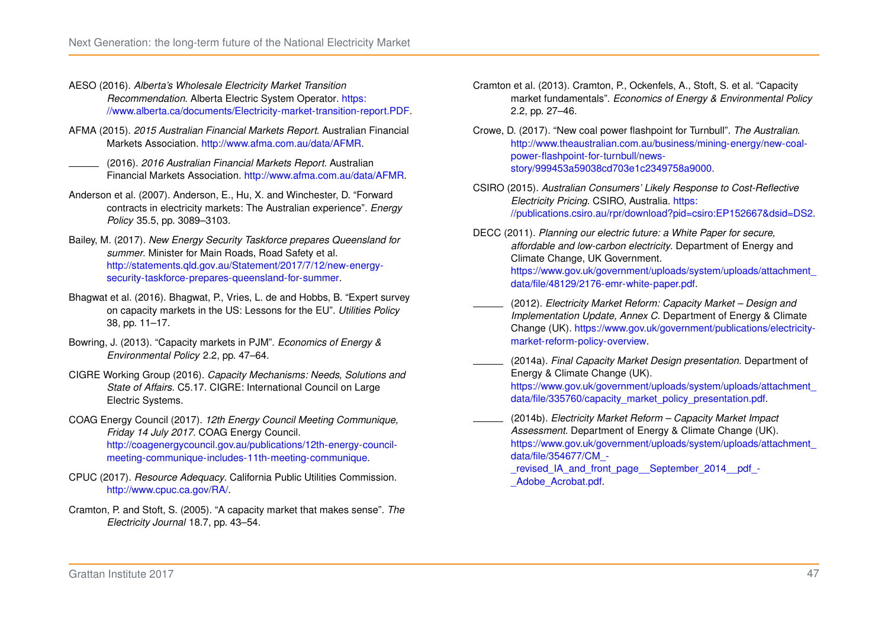AESO (2016). *Alberta's Wholesale Electricity Market Transition Recommendation*. Alberta Electric System Operator. https://www.alberta.ca/documents/Electricity-market-transition-report.PDF.

AFMA (2015). *2015 Australian Financial Markets Report*. Australian Financial Markets Association. http://www.afma.com.au/data/AFMR.

______ (2016). *2016 Australian Financial Markets Report*. Australian Financial Markets Association. http://www.afma.com.au/data/AFMR.

Anderson et al. (2007). Anderson, E., Hu, X. and Winchester, D. "Forward contracts in electricity markets: The Australian experience". *Energy Policy* 35.5, pp. 3089–3103.

Bailey, M. (2017). *New Energy Security Taskforce prepares Queensland for summer*. Minister for Main Roads, Road Safety et al. http://statements.qld.gov.au/Statement/2017/7/12/new-energy-security-taskforce-prepares-queensland-for-summer.

Bhagwat et al. (2016). Bhagwat, P., Vries, L. de and Hobbs, B. "Expert survey on capacity markets in the US: Lessons for the EU". *Utilities Policy* 38, pp. 11–17.

Bowring, J. (2013). "Capacity markets in PJM". *Economics of Energy & Environmental Policy* 2.2, pp. 47–64.

CIGRE Working Group (2016). *Capacity Mechanisms: Needs, Solutions and State of Affairs*. C5.17. CIGRE: International Council on Large Electric Systems.

COAG Energy Council (2017). *12th Energy Council Meeting Communique, Friday 14 July 2017*. COAG Energy Council. http://coagenergycouncil.gov.au/publications/12th-energy-council-meeting-communique-includes-11th-meeting-communique.

CPUC (2017). *Resource Adequacy*. California Public Utilities Commission. http://www.cpuc.ca.gov/RA/.

Cramton, P. and Stoft, S. (2005). "A capacity market that makes sense". *The Electricity Journal* 18.7, pp. 43–54.

Cramton et al. (2013). Cramton, P., Ockenfels, A., Stoft, S. et al. "Capacity market fundamentals". *Economics of Energy & Environmental Policy* 2.2, pp. 27–46.

Crowe, D. (2017). "New coal power flashpoint for Turnbull". *The Australian*. http://www.theaustralian.com.au/business/mining-energy/new-coal-power-flashpoint-for-turnbull/news-story/999453a59038cd703e1c2349758a9000.

CSIRO (2015). *Australian Consumers' Likely Response to Cost-Reflective Electricity Pricing*. CSIRO, Australia. https://publications.csiro.au/rpr/download?pid=csiro:EP152667&dsid=DS2.

DECC (2011). *Planning our electric future: a White Paper for secure, affordable and low-carbon electricity*. Department of Energy and Climate Change, UK Government. https://www.gov.uk/government/uploads/system/uploads/attachment_data/file/48129/2176-emr-white-paper.pdf.

______ (2012). *Electricity Market Reform: Capacity Market – Design and Implementation Update, Annex C*. Department of Energy & Climate Change (UK). https://www.gov.uk/government/publications/electricity-market-reform-policy-overview.

______ (2014a). *Final Capacity Market Design presentation*. Department of Energy & Climate Change (UK). https://www.gov.uk/government/uploads/system/uploads/attachment_data/file/335760/capacity_market_policy_presentation.pdf.

______ (2014b). *Electricity Market Reform – Capacity Market Impact Assessment*. Department of Energy & Climate Change (UK). https://www.gov.uk/government/uploads/system/uploads/attachment_data/file/354677/CM_-_revised_IA_and_front_page__September_2014__pdf_-_Adobe_Acrobat.pdf.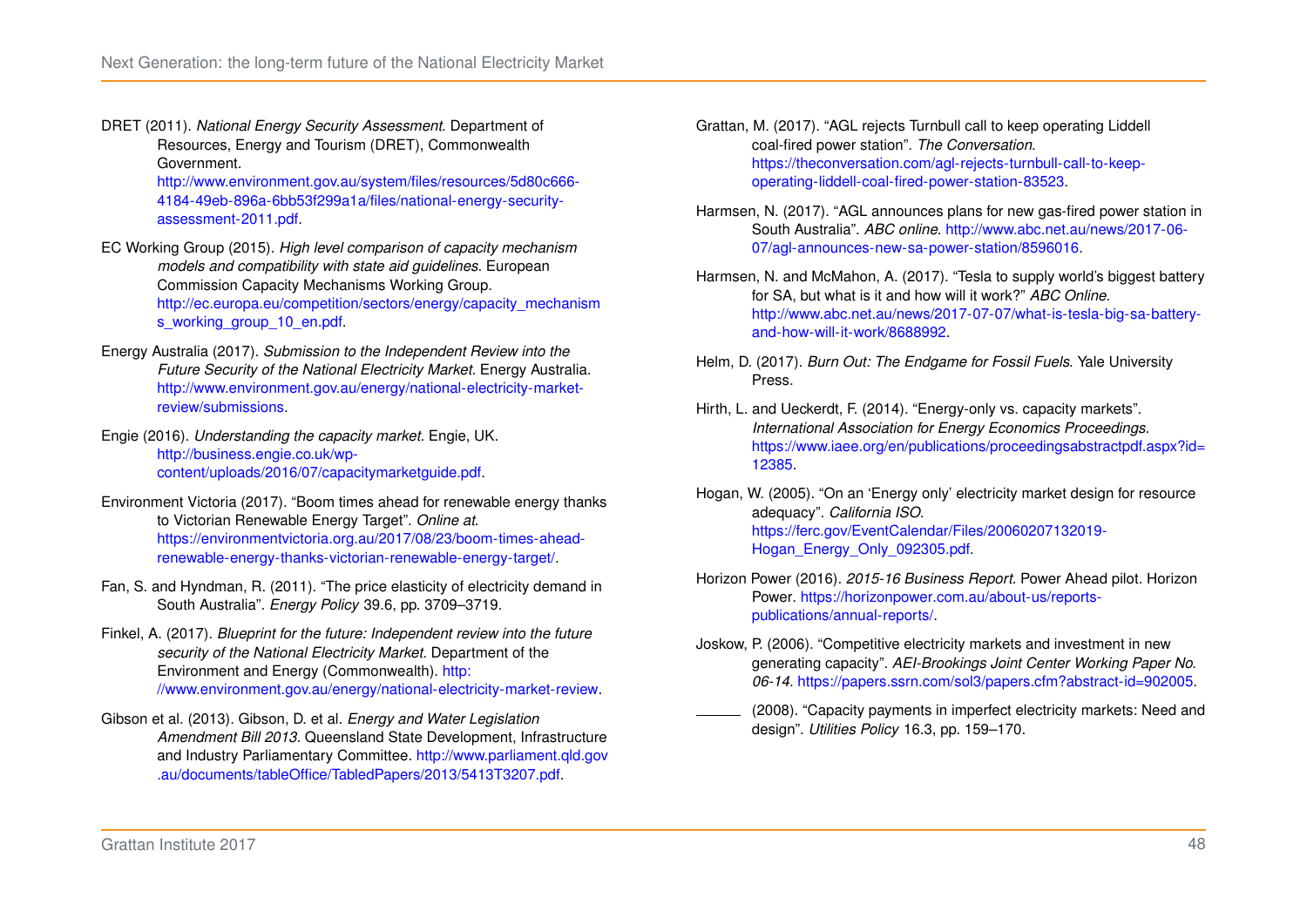DRET (2011). *National Energy Security Assessment*. Department of Resources, Energy and Tourism (DRET), Commonwealth Government. http://www.environment.gov.au/system/files/resources/5d80c666-4184-49eb-896a-6bb53f299a1a/files/national-energy-security-assessment-2011.pdf.

EC Working Group (2015). *High level comparison of capacity mechanism models and compatibility with state aid guidelines*. European Commission Capacity Mechanisms Working Group. http://ec.europa.eu/competition/sectors/energy/capacity_mechanisms_working_group_10_en.pdf.

Energy Australia (2017). *Submission to the Independent Review into the Future Security of the National Electricity Market*. Energy Australia. http://www.environment.gov.au/energy/national-electricity-market-review/submissions.

Engie (2016). *Understanding the capacity market*. Engie, UK. http://business.engie.co.uk/wp-content/uploads/2016/07/capacitymarketguide.pdf.

Environment Victoria (2017). "Boom times ahead for renewable energy thanks to Victorian Renewable Energy Target". *Online at*. https://environmentvictoria.org.au/2017/08/23/boom-times-ahead-renewable-energy-thanks-victorian-renewable-energy-target/.

Fan, S. and Hyndman, R. (2011). "The price elasticity of electricity demand in South Australia". *Energy Policy* 39.6, pp. 3709–3719.

Finkel, A. (2017). *Blueprint for the future: Independent review into the future security of the National Electricity Market*. Department of the Environment and Energy (Commonwealth). http://www.environment.gov.au/energy/national-electricity-market-review.

Gibson et al. (2013). Gibson, D. et al. *Energy and Water Legislation Amendment Bill 2013*. Queensland State Development, Infrastructure and Industry Parliamentary Committee. http://www.parliament.qld.gov.au/documents/tableOffice/TabledPapers/2013/5413T3207.pdf.

Grattan, M. (2017). "AGL rejects Turnbull call to keep operating Liddell coal-fired power station". *The Conversation*. https://theconversation.com/agl-rejects-turnbull-call-to-keep-operating-liddell-coal-fired-power-station-83523.

Harmsen, N. (2017). "AGL announces plans for new gas-fired power station in South Australia". *ABC online*. http://www.abc.net.au/news/2017-06-07/agl-announces-new-sa-power-station/8596016.

Harmsen, N. and McMahon, A. (2017). "Tesla to supply world's biggest battery for SA, but what is it and how will it work?" *ABC Online*. http://www.abc.net.au/news/2017-07-07/what-is-tesla-big-sa-battery-and-how-will-it-work/8688992.

Helm, D. (2017). *Burn Out: The Endgame for Fossil Fuels*. Yale University Press.

Hirth, L. and Ueckerdt, F. (2014). "Energy-only vs. capacity markets". *International Association for Energy Economics Proceedings*. https://www.iaee.org/en/publications/proceedingsabstractpdf.aspx?id=12385.

Hogan, W. (2005). "On an 'Energy only' electricity market design for resource adequacy". *California ISO*. https://ferc.gov/EventCalendar/Files/20060207132019-Hogan_Energy_Only_092305.pdf.

Horizon Power (2016). *2015-16 Business Report*. Power Ahead pilot. Horizon Power. https://horizonpower.com.au/about-us/reports-publications/annual-reports/.

Joskow, P. (2006). "Competitive electricity markets and investment in new generating capacity". *AEI-Brookings Joint Center Working Paper No. 06-14*. https://papers.ssrn.com/sol3/papers.cfm?abstract-id=902005.

——— (2008). "Capacity payments in imperfect electricity markets: Need and design". *Utilities Policy* 16.3, pp. 159–170.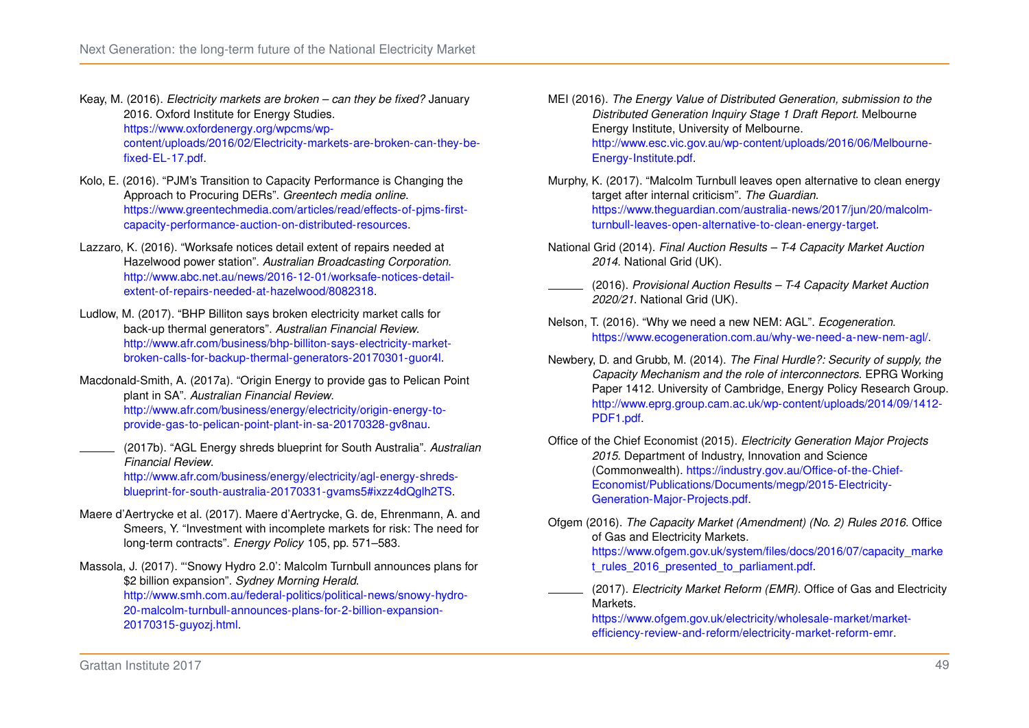Keay, M. (2016). *Electricity markets are broken – can they be fixed?* January 2016. Oxford Institute for Energy Studies. https://www.oxfordenergy.org/wpcms/wp-content/uploads/2016/02/Electricity-markets-are-broken-can-they-be-fixed-EL-17.pdf.

Kolo, E. (2016). "PJM's Transition to Capacity Performance is Changing the Approach to Procuring DERs". *Greentech media online*. https://www.greentechmedia.com/articles/read/effects-of-pjms-first-capacity-performance-auction-on-distributed-resources.

Lazzaro, K. (2016). "Worksafe notices detail extent of repairs needed at Hazelwood power station". *Australian Broadcasting Corporation*. http://www.abc.net.au/news/2016-12-01/worksafe-notices-detail-extent-of-repairs-needed-at-hazelwood/8082318.

Ludlow, M. (2017). "BHP Billiton says broken electricity market calls for back-up thermal generators". *Australian Financial Review*. http://www.afr.com/business/bhp-billiton-says-electricity-market-broken-calls-for-backup-thermal-generators-20170301-guor4l.

Macdonald-Smith, A. (2017a). "Origin Energy to provide gas to Pelican Point plant in SA". *Australian Financial Review*. http://www.afr.com/business/energy/electricity/origin-energy-to-provide-gas-to-pelican-point-plant-in-sa-20170328-gv8nau.

\_\_\_\_\_\_ (2017b). "AGL Energy shreds blueprint for South Australia". *Australian Financial Review*. http://www.afr.com/business/energy/electricity/agl-energy-shreds-blueprint-for-south-australia-20170331-gvams5#ixzz4dQglh2TS.

Maere d'Aertrycke et al. (2017). Maere d'Aertrycke, G. de, Ehrenmann, A. and Smeers, Y. "Investment with incomplete markets for risk: The need for long-term contracts". *Energy Policy* 105, pp. 571–583.

Massola, J. (2017). "'Snowy Hydro 2.0': Malcolm Turnbull announces plans for $2 billion expansion". *Sydney Morning Herald*. http://www.smh.com.au/federal-politics/political-news/snowy-hydro-20-malcolm-turnbull-announces-plans-for-2-billion-expansion-20170315-guyozj.html.

MEI (2016). *The Energy Value of Distributed Generation, submission to the Distributed Generation Inquiry Stage 1 Draft Report*. Melbourne Energy Institute, University of Melbourne. http://www.esc.vic.gov.au/wp-content/uploads/2016/06/Melbourne-Energy-Institute.pdf.

Murphy, K. (2017). "Malcolm Turnbull leaves open alternative to clean energy target after internal criticism". *The Guardian*. https://www.theguardian.com/australia-news/2017/jun/20/malcolm-turnbull-leaves-open-alternative-to-clean-energy-target.

National Grid (2014). *Final Auction Results – T-4 Capacity Market Auction 2014*. National Grid (UK).

\_\_\_\_\_\_ (2016). *Provisional Auction Results – T-4 Capacity Market Auction 2020/21*. National Grid (UK).

Nelson, T. (2016). "Why we need a new NEM: AGL". *Ecogeneration*. https://www.ecogeneration.com.au/why-we-need-a-new-nem-agl/.

Newbery, D. and Grubb, M. (2014). *The Final Hurdle?: Security of supply, the Capacity Mechanism and the role of interconnectors*. EPRG Working Paper 1412. University of Cambridge, Energy Policy Research Group. http://www.eprg.group.cam.ac.uk/wp-content/uploads/2014/09/1412-PDF1.pdf.

Office of the Chief Economist (2015). *Electricity Generation Major Projects 2015*. Department of Industry, Innovation and Science (Commonwealth). https://industry.gov.au/Office-of-the-Chief-Economist/Publications/Documents/megp/2015-Electricity-Generation-Major-Projects.pdf.

Ofgem (2016). *The Capacity Market (Amendment) (No. 2) Rules 2016*. Office of Gas and Electricity Markets. https://www.ofgem.gov.uk/system/files/docs/2016/07/capacity_market_rules_2016_presented_to_parliament.pdf.

\_\_\_\_\_\_ (2017). *Electricity Market Reform (EMR)*. Office of Gas and Electricity Markets. https://www.ofgem.gov.uk/electricity/wholesale-market/market-efficiency-review-and-reform/electricity-market-reform-emr.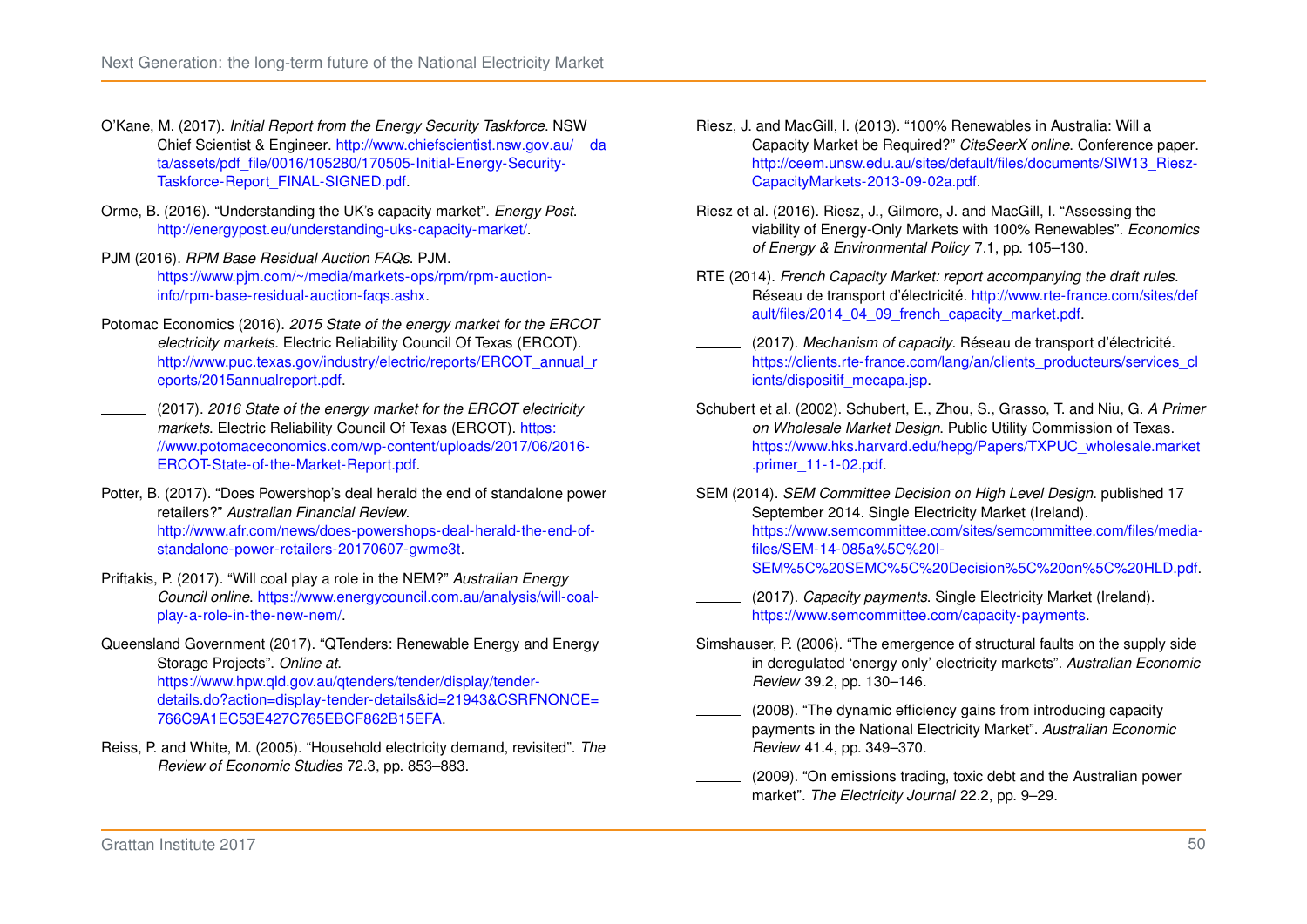O'Kane, M. (2017). *Initial Report from the Energy Security Taskforce*. NSW Chief Scientist & Engineer. http://www.chiefscientist.nsw.gov.au/__data/assets/pdf_file/0016/105280/170505-Initial-Energy-Security-Taskforce-Report_FINAL-SIGNED.pdf.

Orme, B. (2016). "Understanding the UK's capacity market". *Energy Post*. http://energypost.eu/understanding-uks-capacity-market/.

PJM (2016). *RPM Base Residual Auction FAQs*. PJM. https://www.pjm.com/~/media/markets-ops/rpm/rpm-auction-info/rpm-base-residual-auction-faqs.ashx.

Potomac Economics (2016). *2015 State of the energy market for the ERCOT electricity markets*. Electric Reliability Council Of Texas (ERCOT). http://www.puc.texas.gov/industry/electric/reports/ERCOT_annual_reports/2015annualreport.pdf.

——— (2017). *2016 State of the energy market for the ERCOT electricity markets*. Electric Reliability Council Of Texas (ERCOT). https://www.potomaceconomics.com/wp-content/uploads/2017/06/2016-ERCOT-State-of-the-Market-Report.pdf.

Potter, B. (2017). "Does Powershop's deal herald the end of standalone power retailers?" *Australian Financial Review*. http://www.afr.com/news/does-powershops-deal-herald-the-end-of-standalone-power-retailers-20170607-gwme3t.

Priftakis, P. (2017). "Will coal play a role in the NEM?" *Australian Energy Council online*. https://www.energycouncil.com.au/analysis/will-coal-play-a-role-in-the-new-nem/.

Queensland Government (2017). "QTenders: Renewable Energy and Energy Storage Projects". *Online at*. https://www.hpw.qld.gov.au/qtenders/tender/display/tender-details.do?action=display-tender-details&id=21943&CSRFNONCE=766C9A1EC53E427C765EBCF862B15EFA.

Reiss, P. and White, M. (2005). "Household electricity demand, revisited". *The Review of Economic Studies* 72.3, pp. 853–883.

Riesz, J. and MacGill, I. (2013). "100% Renewables in Australia: Will a Capacity Market be Required?" *CiteSeerX online*. Conference paper. http://ceem.unsw.edu.au/sites/default/files/documents/SIW13_Riesz-CapacityMarkets-2013-09-02a.pdf.

Riesz et al. (2016). Riesz, J., Gilmore, J. and MacGill, I. "Assessing the viability of Energy-Only Markets with 100% Renewables". *Economics of Energy & Environmental Policy* 7.1, pp. 105–130.

RTE (2014). *French Capacity Market: report accompanying the draft rules*. Réseau de transport d'électricité. http://www.rte-france.com/sites/default/files/2014_04_09_french_capacity_market.pdf.

——— (2017). *Mechanism of capacity*. Réseau de transport d'électricité. https://clients.rte-france.com/lang/an/clients_producteurs/services_clients/dispositif_mecapa.jsp.

Schubert et al. (2002). Schubert, E., Zhou, S., Grasso, T. and Niu, G. *A Primer on Wholesale Market Design*. Public Utility Commission of Texas. https://www.hks.harvard.edu/hepg/Papers/TXPUC_wholesale.market.primer_11-1-02.pdf.

SEM (2014). *SEM Committee Decision on High Level Design*. published 17 September 2014. Single Electricity Market (Ireland). https://www.semcommittee.com/sites/semcommittee.com/files/media-files/SEM-14-085a%5C%20I-SEM%5C%20SEMC%5C%20Decision%5C%20on%5C%20HLD.pdf.

——— (2017). *Capacity payments*. Single Electricity Market (Ireland). https://www.semcommittee.com/capacity-payments.

Simshauser, P. (2006). "The emergence of structural faults on the supply side in deregulated 'energy only' electricity markets". *Australian Economic Review* 39.2, pp. 130–146.

——— (2008). "The dynamic efficiency gains from introducing capacity payments in the National Electricity Market". *Australian Economic Review* 41.4, pp. 349–370.

——— (2009). "On emissions trading, toxic debt and the Australian power market". *The Electricity Journal* 22.2, pp. 9–29.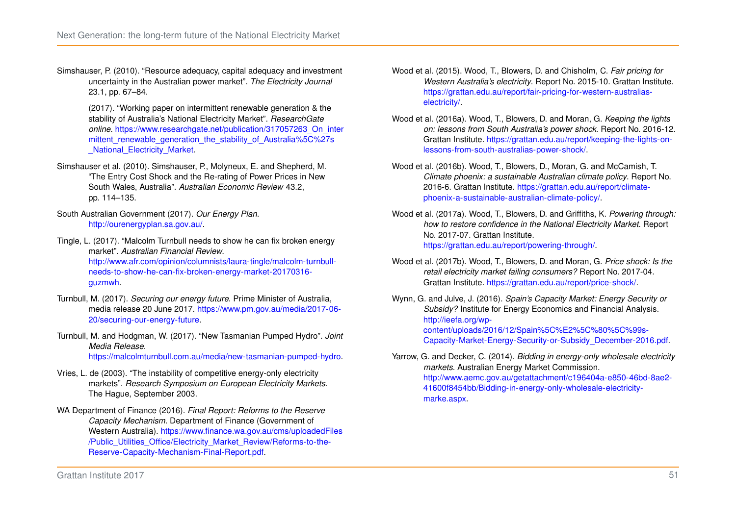Simshauser, P. (2010). "Resource adequacy, capital adequacy and investment uncertainty in the Australian power market". *The Electricity Journal* 23.1, pp. 67–84.

——— (2017). "Working paper on intermittent renewable generation & the stability of Australia's National Electricity Market". *ResearchGate online*. https://www.researchgate.net/publication/317057263_On_intermittent_renewable_generation_the_stability_of_Australia%5C%27s_National_Electricity_Market.

Simshauser et al. (2010). Simshauser, P., Molyneux, E. and Shepherd, M. "The Entry Cost Shock and the Re-rating of Power Prices in New South Wales, Australia". *Australian Economic Review* 43.2, pp. 114–135.

South Australian Government (2017). *Our Energy Plan*. http://ourenergyplan.sa.gov.au/.

Tingle, L. (2017). "Malcolm Turnbull needs to show he can fix broken energy market". *Australian Financial Review*. http://www.afr.com/opinion/columnists/laura-tingle/malcolm-turnbull-needs-to-show-he-can-fix-broken-energy-market-20170316-guzmwh.

Turnbull, M. (2017). *Securing our energy future*. Prime Minister of Australia, media release 20 June 2017. https://www.pm.gov.au/media/2017-06-20/securing-our-energy-future.

Turnbull, M. and Hodgman, W. (2017). "New Tasmanian Pumped Hydro". *Joint Media Release*. https://malcolmturnbull.com.au/media/new-tasmanian-pumped-hydro.

Vries, L. de (2003). "The instability of competitive energy-only electricity markets". *Research Symposium on European Electricity Markets*. The Hague, September 2003.

WA Department of Finance (2016). *Final Report: Reforms to the Reserve Capacity Mechanism*. Department of Finance (Government of Western Australia). https://www.finance.wa.gov.au/cms/uploadedFiles/Public_Utilities_Office/Electricity_Market_Review/Reforms-to-the-Reserve-Capacity-Mechanism-Final-Report.pdf.

Wood et al. (2015). Wood, T., Blowers, D. and Chisholm, C. *Fair pricing for Western Australia's electricity*. Report No. 2015-10. Grattan Institute. https://grattan.edu.au/report/fair-pricing-for-western-australias-electricity/.

Wood et al. (2016a). Wood, T., Blowers, D. and Moran, G. *Keeping the lights on: lessons from South Australia's power shock*. Report No. 2016-12. Grattan Institute. https://grattan.edu.au/report/keeping-the-lights-on-lessons-from-south-australias-power-shock/.

Wood et al. (2016b). Wood, T., Blowers, D., Moran, G. and McCamish, T. *Climate phoenix: a sustainable Australian climate policy*. Report No. 2016-6. Grattan Institute. https://grattan.edu.au/report/climate-phoenix-a-sustainable-australian-climate-policy/.

Wood et al. (2017a). Wood, T., Blowers, D. and Griffiths, K. *Powering through: how to restore confidence in the National Electricity Market*. Report No. 2017-07. Grattan Institute. https://grattan.edu.au/report/powering-through/.

Wood et al. (2017b). Wood, T., Blowers, D. and Moran, G. *Price shock: Is the retail electricity market failing consumers?* Report No. 2017-04. Grattan Institute. https://grattan.edu.au/report/price-shock/.

Wynn, G. and Julve, J. (2016). *Spain's Capacity Market: Energy Security or Subsidy?* Institute for Energy Economics and Financial Analysis. http://ieefa.org/wp-content/uploads/2016/12/Spain%5C%E2%5C%80%5C%99s-Capacity-Market-Energy-Security-or-Subsidy_December-2016.pdf.

Yarrow, G. and Decker, C. (2014). *Bidding in energy-only wholesale electricity markets*. Australian Energy Market Commission. http://www.aemc.gov.au/getattachment/c196404a-e850-46bd-8ae2-41600f8454bb/Bidding-in-energy-only-wholesale-electricity-marke.aspx.